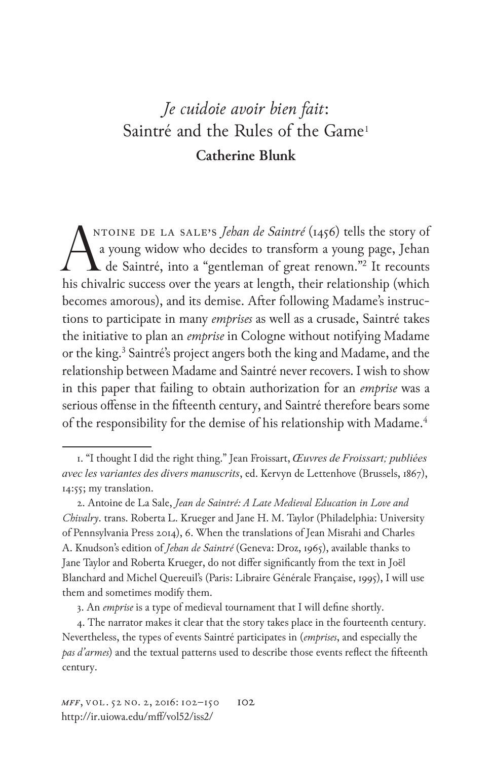# *Je cuidoie avoir bien fait*: Saintré and the Rules of the Game[1]

**Catherine Blunk**

Antoine de La Sale's *Jehan de Saintré* (1456) tells the story of a young widow who decides to transform a young page, Jehan de Saintré, into a "gentleman of great renown."[2] It recounts his chivalric success over the years at length, their relationship (which becomes amorous), and its demise. After following Madame's instructions to participate in many *emprises* as well as a crusade, Saintré takes the initiative to plan an *emprise* in Cologne without notifying Madame or the king.[3] Saintré's project angers both the king and Madame, and the relationship between Madame and Saintré never recovers. I wish to show in this paper that failing to obtain authorization for an *emprise* was a serious offense in the fifteenth century, and Saintré therefore bears some of the responsibility for the demise of his relationship with Madame.[4]

---

1. "I thought I did the right thing." Jean Froissart, *Œuvres de Froissart; publiées avec les variantes des divers manuscrits*, ed. Kervyn de Lettenhove (Brussels, 1867), 14:55; my translation.

2. Antoine de La Sale, *Jean de Saintré: A Late Medieval Education in Love and Chivalry*. trans. Roberta L. Krueger and Jane H. M. Taylor (Philadelphia: University of Pennsylvania Press 2014), 6. When the translations of Jean Misrahi and Charles A. Knudson's edition of *Jehan de Saintré* (Geneva: Droz, 1965), available thanks to Jane Taylor and Roberta Krueger, do not differ significantly from the text in Joël Blanchard and Michel Quereuil's (Paris: Libraire Générale Française, 1995), I will use them and sometimes modify them.

3. An *emprise* is a type of medieval tournament that I will define shortly.

4. The narrator makes it clear that the story takes place in the fourteenth century. Nevertheless, the types of events Saintré participates in (*emprises*, and especially the *pas d'armes*) and the textual patterns used to describe those events reflect the fifteenth century.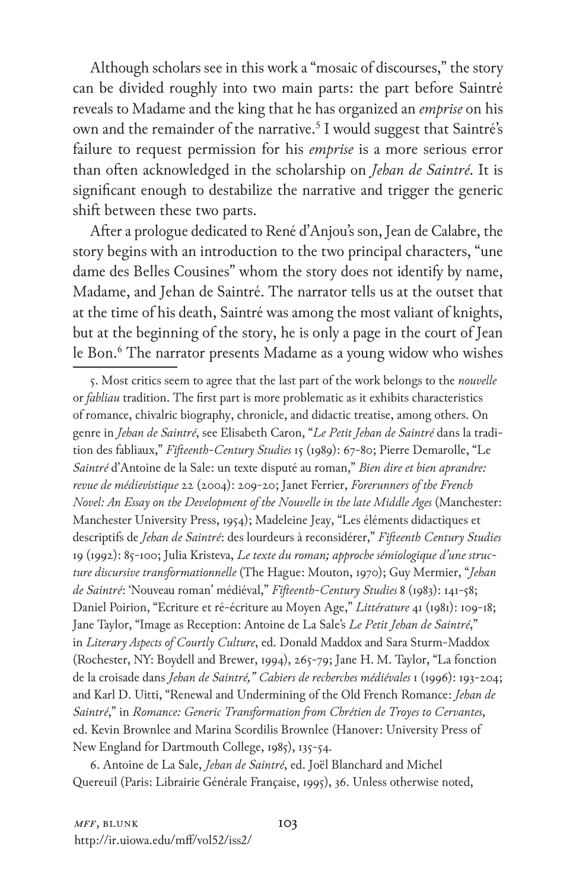Although scholars see in this work a "mosaic of discourses," the story can be divided roughly into two main parts: the part before Saintré reveals to Madame and the king that he has organized an *emprise* on his own and the remainder of the narrative.[5] I would suggest that Saintré's failure to request permission for his *emprise* is a more serious error than often acknowledged in the scholarship on *Jehan de Saintré*. It is significant enough to destabilize the narrative and trigger the generic shift between these two parts.

After a prologue dedicated to René d'Anjou's son, Jean de Calabre, the story begins with an introduction to the two principal characters, "une dame des Belles Cousines" whom the story does not identify by name, Madame, and Jehan de Saintré. The narrator tells us at the outset that at the time of his death, Saintré was among the most valiant of knights, but at the beginning of the story, he is only a page in the court of Jean le Bon.[6] The narrator presents Madame as a young widow who wishes

---

5. Most critics seem to agree that the last part of the work belongs to the *nouvelle* or *fabliau* tradition. The first part is more problematic as it exhibits characteristics of romance, chivalric biography, chronicle, and didactic treatise, among others. On genre in *Jehan de Saintré*, see Elisabeth Caron, "*Le Petit Jehan de Saintré* dans la tradition des fabliaux," *Fifteenth-Century Studies* 15 (1989): 67-80; Pierre Demarolle, "Le *Saintré* d'Antoine de la Sale: un texte disputé au roman," *Bien dire et bien aprandre: revue de médievistique* 22 (2004): 209-20; Janet Ferrier, *Forerunners of the French Novel: An Essay on the Development of the Nouvelle in the late Middle Ages* (Manchester: Manchester University Press, 1954); Madeleine Jeay, "Les éléments didactiques et descriptifs de *Jehan de Saintré*: des lourdeurs à reconsidérer," *Fifteenth Century Studies* 19 (1992): 85-100; Julia Kristeva, *Le texte du roman; approche sémiologique d'une structure discursive transformationnelle* (The Hague: Mouton, 1970); Guy Mermier, "*Jehan de Saintré*: 'Nouveau roman' médiéval," *Fifteenth-Century Studies* 8 (1983): 141-58; Daniel Poirion, "Ecriture et ré-écriture au Moyen Age," *Littérature* 41 (1981): 109-18; Jane Taylor, "Image as Reception: Antoine de La Sale's *Le Petit Jehan de Saintré*," in *Literary Aspects of Courtly Culture*, ed. Donald Maddox and Sara Sturm-Maddox (Rochester, NY: Boydell and Brewer, 1994), 265-79; Jane H. M. Taylor, "La fonction de la croisade dans *Jehan de Saintré," Cahiers de recherches médiévales* 1 (1996): 193-204; and Karl D. Uitti, "Renewal and Undermining of the Old French Romance: *Jehan de Saintré*," in *Romance: Generic Transformation from Chrétien de Troyes to Cervantes*, ed. Kevin Brownlee and Marina Scordilis Brownlee (Hanover: University Press of New England for Dartmouth College, 1985), 135-54.

6. Antoine de La Sale, *Jehan de Saintré*, ed. Joël Blanchard and Michel Quereuil (Paris: Librairie Générale Française, 1995), 36. Unless otherwise noted,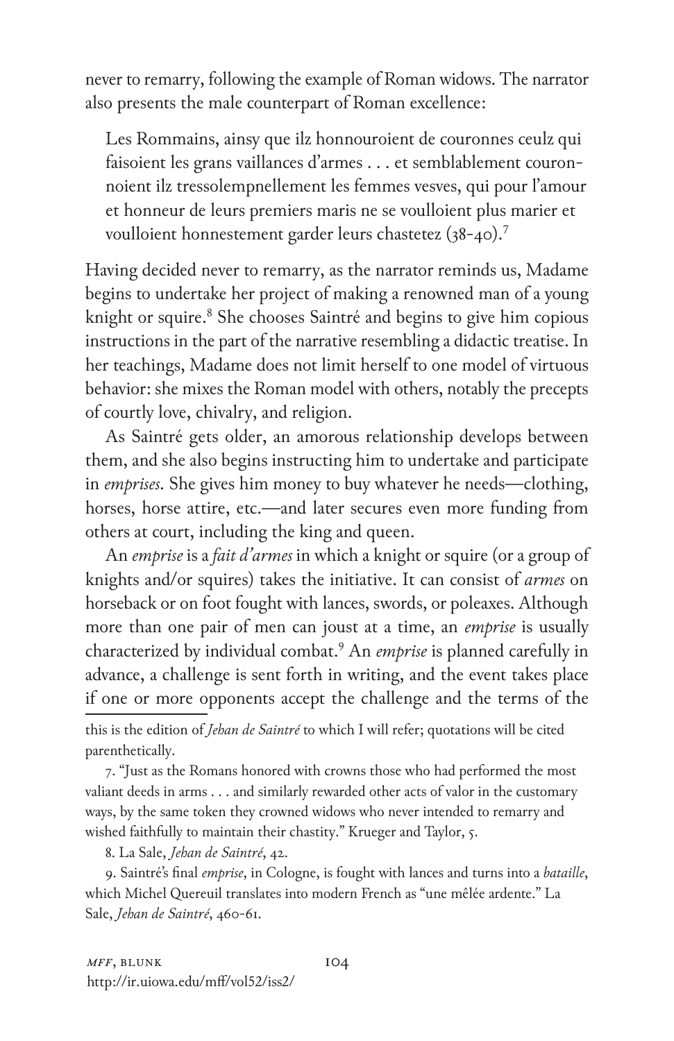never to remarry, following the example of Roman widows. The narrator also presents the male counterpart of Roman excellence:

> Les Rommains, ainsy que ilz honnouroient de couronnes ceulz qui faisoient les grans vaillances d'armes . . . et semblablement couronnoient ilz tressolempnellement les femmes vesves, qui pour l'amour et honneur de leurs premiers maris ne se voulloient plus marier et voulloient honnestement garder leurs chastetez (38-40).[7]

Having decided never to remarry, as the narrator reminds us, Madame begins to undertake her project of making a renowned man of a young knight or squire.[8] She chooses Saintré and begins to give him copious instructions in the part of the narrative resembling a didactic treatise. In her teachings, Madame does not limit herself to one model of virtuous behavior: she mixes the Roman model with others, notably the precepts of courtly love, chivalry, and religion.

As Saintré gets older, an amorous relationship develops between them, and she also begins instructing him to undertake and participate in *emprises*. She gives him money to buy whatever he needs—clothing, horses, horse attire, etc.—and later secures even more funding from others at court, including the king and queen.

An *emprise* is a *fait d'armes* in which a knight or squire (or a group of knights and/or squires) takes the initiative. It can consist of *armes* on horseback or on foot fought with lances, swords, or poleaxes. Although more than one pair of men can joust at a time, an *emprise* is usually characterized by individual combat.[9] An *emprise* is planned carefully in advance, a challenge is sent forth in writing, and the event takes place if one or more opponents accept the challenge and the terms of the

---

this is the edition of *Jehan de Saintré* to which I will refer; quotations will be cited parenthetically.

7. "Just as the Romans honored with crowns those who had performed the most valiant deeds in arms . . . and similarly rewarded other acts of valor in the customary ways, by the same token they crowned widows who never intended to remarry and wished faithfully to maintain their chastity." Krueger and Taylor, 5.

8. La Sale, *Jehan de Saintré*, 42.

9. Saintré's final *emprise*, in Cologne, is fought with lances and turns into a *bataille*, which Michel Quereuil translates into modern French as "une mêlée ardente." La Sale, *Jehan de Saintré*, 460-61.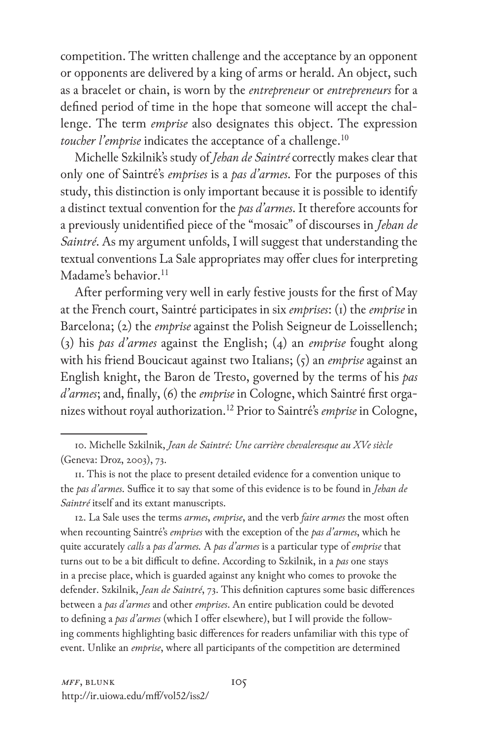competition. The written challenge and the acceptance by an opponent or opponents are delivered by a king of arms or herald. An object, such as a bracelet or chain, is worn by the *entrepreneur* or *entrepreneurs* for a defined period of time in the hope that someone will accept the challenge. The term *emprise* also designates this object. The expression *toucher l'emprise* indicates the acceptance of a challenge.[10]

Michelle Szkilnik's study of *Jehan de Saintré* correctly makes clear that only one of Saintré's *emprises* is a *pas d'armes*. For the purposes of this study, this distinction is only important because it is possible to identify a distinct textual convention for the *pas d'armes*. It therefore accounts for a previously unidentified piece of the "mosaic" of discourses in *Jehan de Saintré*. As my argument unfolds, I will suggest that understanding the textual conventions La Sale appropriates may offer clues for interpreting Madame's behavior.[11]

After performing very well in early festive jousts for the first of May at the French court, Saintré participates in six *emprises*: (1) the *emprise* in Barcelona; (2) the *emprise* against the Polish Seigneur de Loissellench; (3) his *pas d'armes* against the English; (4) an *emprise* fought along with his friend Boucicaut against two Italians; (5) an *emprise* against an English knight, the Baron de Tresto, governed by the terms of his *pas d'armes*; and, finally, (6) the *emprise* in Cologne, which Saintré first organizes without royal authorization.[12] Prior to Saintré's *emprise* in Cologne,

---

10. Michelle Szkilnik, *Jean de Saintré: Une carrière chevaleresque au XVe siècle* (Geneva: Droz, 2003), 73.

11. This is not the place to present detailed evidence for a convention unique to the *pas d'armes*. Suffice it to say that some of this evidence is to be found in *Jehan de Saintré* itself and its extant manuscripts.

12. La Sale uses the terms *armes*, *emprise*, and the verb *faire armes* the most often when recounting Saintré's *emprises* with the exception of the *pas d'armes*, which he quite accurately *calls* a *pas d'armes*. A *pas d'armes* is a particular type of *emprise* that turns out to be a bit difficult to define. According to Szkilnik, in a *pas* one stays in a precise place, which is guarded against any knight who comes to provoke the defender. Szkilnik, *Jean de Saintré*, 73. This definition captures some basic differences between a *pas d'armes* and other *emprises*. An entire publication could be devoted to defining a *pas d'armes* (which I offer elsewhere), but I will provide the following comments highlighting basic differences for readers unfamiliar with this type of event. Unlike an *emprise*, where all participants of the competition are determined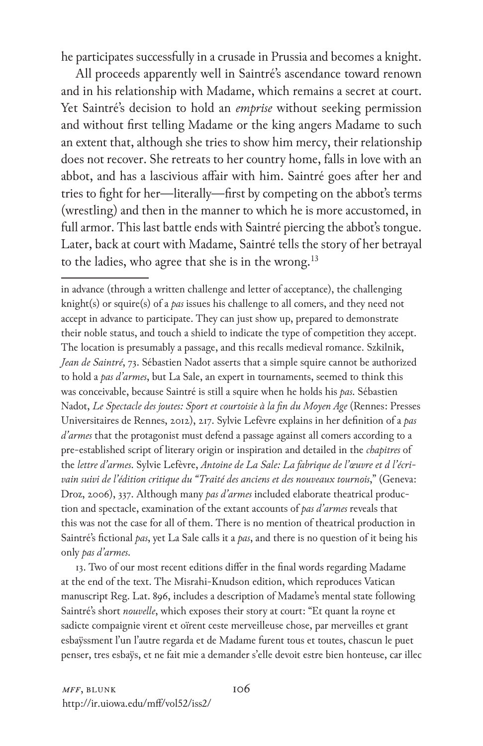he participates successfully in a crusade in Prussia and becomes a knight.

All proceeds apparently well in Saintré's ascendance toward renown and in his relationship with Madame, which remains a secret at court. Yet Saintré's decision to hold an *emprise* without seeking permission and without first telling Madame or the king angers Madame to such an extent that, although she tries to show him mercy, their relationship does not recover. She retreats to her country home, falls in love with an abbot, and has a lascivious affair with him. Saintré goes after her and tries to fight for her—literally—first by competing on the abbot's terms (wrestling) and then in the manner to which he is more accustomed, in full armor. This last battle ends with Saintré piercing the abbot's tongue. Later, back at court with Madame, Saintré tells the story of her betrayal to the ladies, who agree that she is in the wrong.[13]

---

in advance (through a written challenge and letter of acceptance), the challenging knight(s) or squire(s) of a *pas* issues his challenge to all comers, and they need not accept in advance to participate. They can just show up, prepared to demonstrate their noble status, and touch a shield to indicate the type of competition they accept. The location is presumably a passage, and this recalls medieval romance. Szkilnik, *Jean de Saintré*, 73. Sébastien Nadot asserts that a simple squire cannot be authorized to hold a *pas d'armes*, but La Sale, an expert in tournaments, seemed to think this was conceivable, because Saintré is still a squire when he holds his *pas*. Sébastien Nadot, *Le Spectacle des joutes: Sport et courtoisie à la fin du Moyen Age* (Rennes: Presses Universitaires de Rennes, 2012), 217. Sylvie Lefèvre explains in her definition of a *pas d'armes* that the protagonist must defend a passage against all comers according to a pre-established script of literary origin or inspiration and detailed in the *chapitres* of the *lettre d'armes*. Sylvie Lefèvre, *Antoine de La Sale: La fabrique de l'œuvre et d l'écrivain suivi de l'édition critique du "Traité des anciens et des nouveaux tournois*," (Geneva: Droz, 2006), 337. Although many *pas d'armes* included elaborate theatrical production and spectacle, examination of the extant accounts of *pas d'armes* reveals that this was not the case for all of them. There is no mention of theatrical production in Saintré's fictional *pas*, yet La Sale calls it a *pas*, and there is no question of it being his only *pas d'armes*.

13. Two of our most recent editions differ in the final words regarding Madame at the end of the text. The Misrahi-Knudson edition, which reproduces Vatican manuscript Reg. Lat. 896, includes a description of Madame's mental state following Saintré's short *nouvelle*, which exposes their story at court: "Et quant la royne et sadicte compaignie virent et oïrent ceste merveilleuse chose, par merveilles et grant esbaÿssment l'un l'autre regarda et de Madame furent tous et toutes, chascun le puet penser, tres esbaÿs, et ne fait mie a demander s'elle devoit estre bien honteuse, car illec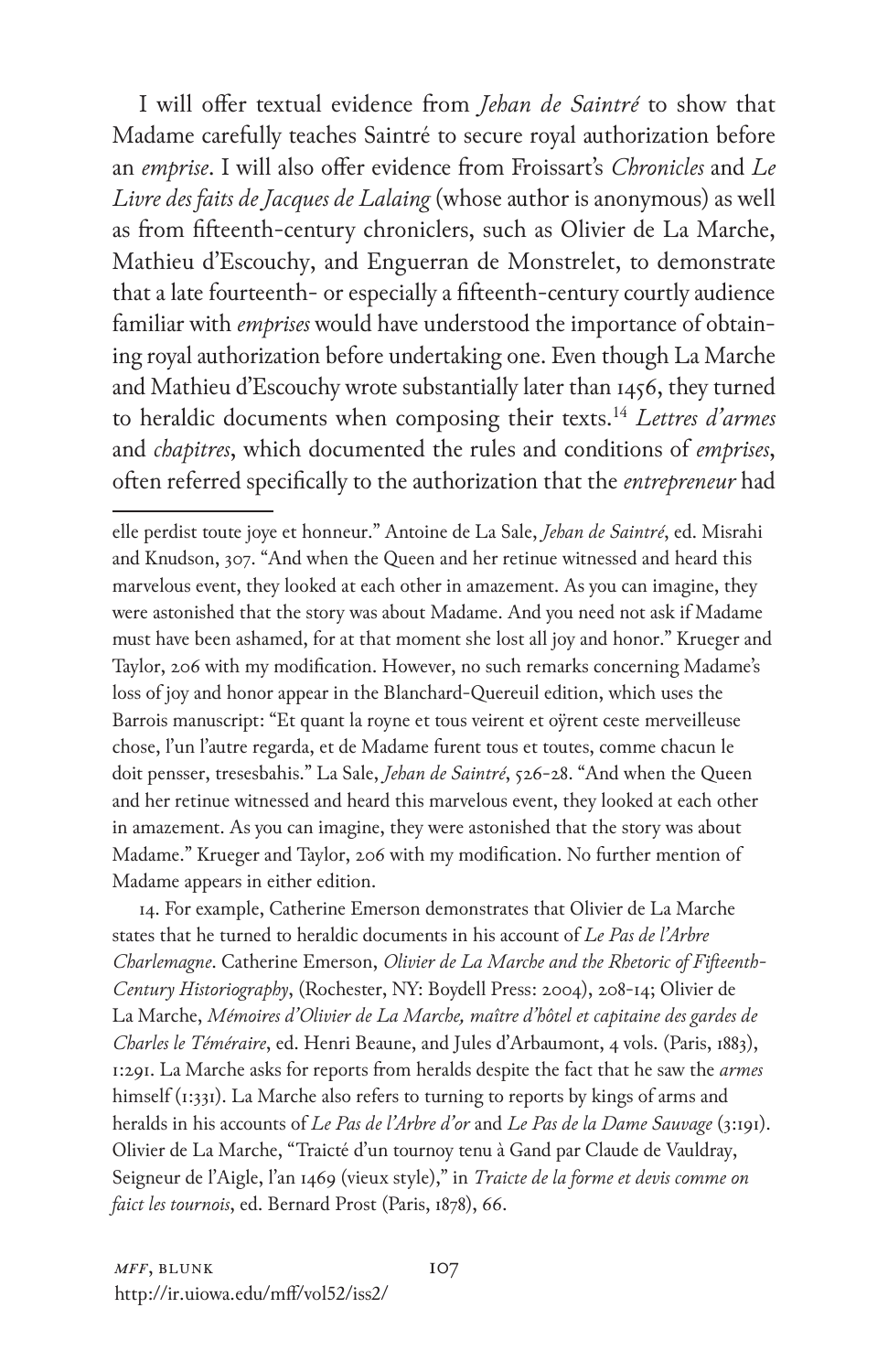I will offer textual evidence from *Jehan de Saintré* to show that Madame carefully teaches Saintré to secure royal authorization before an *emprise*. I will also offer evidence from Froissart's *Chronicles* and *Le Livre des faits de Jacques de Lalaing* (whose author is anonymous) as well as from fifteenth-century chroniclers, such as Olivier de La Marche, Mathieu d'Escouchy, and Enguerran de Monstrelet, to demonstrate that a late fourteenth- or especially a fifteenth-century courtly audience familiar with *emprises* would have understood the importance of obtaining royal authorization before undertaking one. Even though La Marche and Mathieu d'Escouchy wrote substantially later than 1456, they turned to heraldic documents when composing their texts.[14] *Lettres d'armes* and *chapitres*, which documented the rules and conditions of *emprises*, often referred specifically to the authorization that the *entrepreneur* had

---

elle perdist toute joye et honneur." Antoine de La Sale, *Jehan de Saintré*, ed. Misrahi and Knudson, 307. "And when the Queen and her retinue witnessed and heard this marvelous event, they looked at each other in amazement. As you can imagine, they were astonished that the story was about Madame. And you need not ask if Madame must have been ashamed, for at that moment she lost all joy and honor." Krueger and Taylor, 206 with my modification. However, no such remarks concerning Madame's loss of joy and honor appear in the Blanchard-Quereuil edition, which uses the Barrois manuscript: "Et quant la royne et tous veirent et oÿrent ceste merveilleuse chose, l'un l'autre regarda, et de Madame furent tous et toutes, comme chacun le doit pensser, tresesbahis." La Sale, *Jehan de Saintré*, 526-28. "And when the Queen and her retinue witnessed and heard this marvelous event, they looked at each other in amazement. As you can imagine, they were astonished that the story was about Madame." Krueger and Taylor, 206 with my modification. No further mention of Madame appears in either edition.

14. For example, Catherine Emerson demonstrates that Olivier de La Marche states that he turned to heraldic documents in his account of *Le Pas de l'Arbre Charlemagne*. Catherine Emerson, *Olivier de La Marche and the Rhetoric of Fifteenth-Century Historiography*, (Rochester, NY: Boydell Press: 2004), 208-14; Olivier de La Marche, *Mémoires d'Olivier de La Marche, maître d'hôtel et capitaine des gardes de Charles le Téméraire*, ed. Henri Beaune, and Jules d'Arbaumont, 4 vols. (Paris, 1883), 1:291. La Marche asks for reports from heralds despite the fact that he saw the *armes* himself (1:331). La Marche also refers to turning to reports by kings of arms and heralds in his accounts of *Le Pas de l'Arbre d'or* and *Le Pas de la Dame Sauvage* (3:191). Olivier de La Marche, "Traicté d'un tournoy tenu à Gand par Claude de Vauldray, Seigneur de l'Aigle, l'an 1469 (vieux style)," in *Traicte de la forme et devis comme on faict les tournois*, ed. Bernard Prost (Paris, 1878), 66.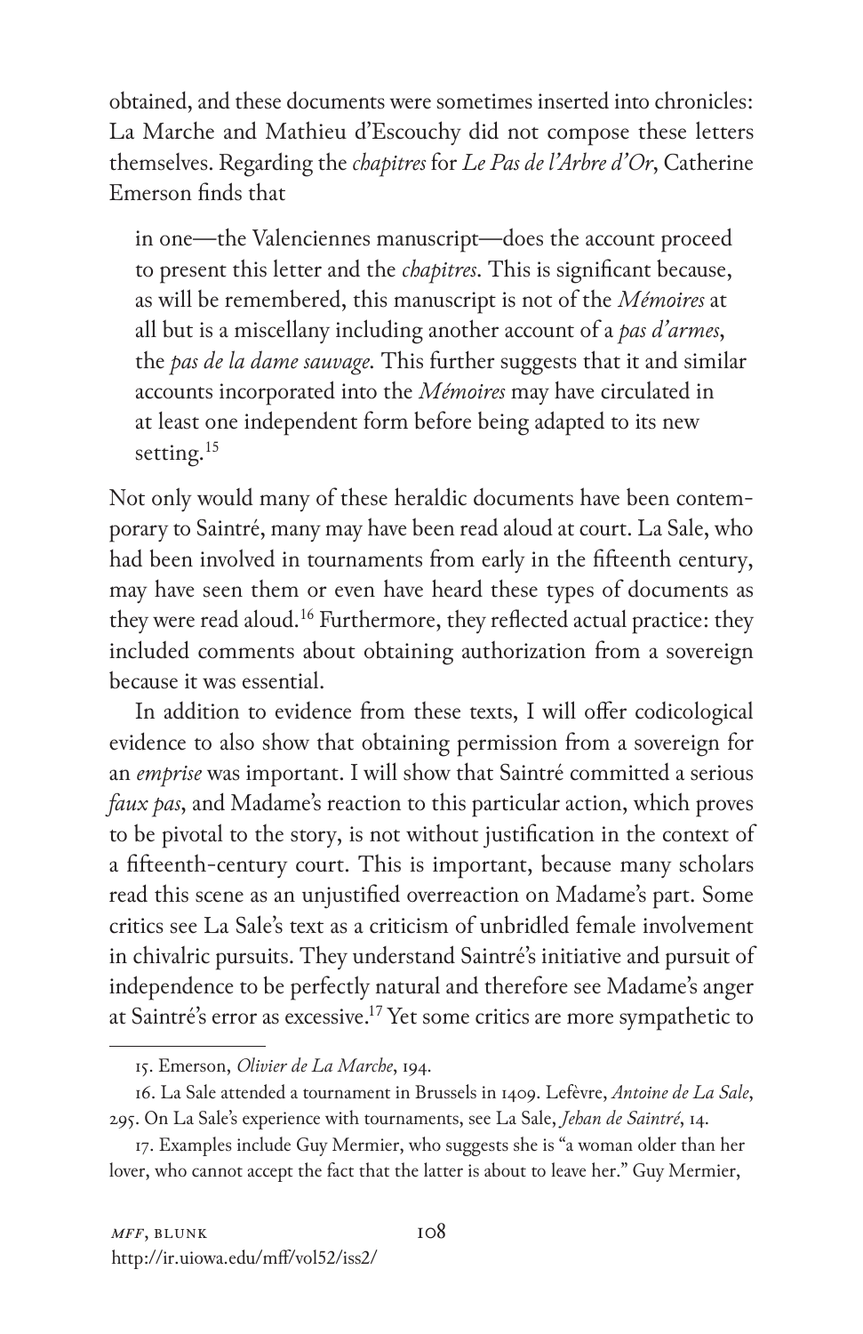obtained, and these documents were sometimes inserted into chronicles: La Marche and Mathieu d'Escouchy did not compose these letters themselves. Regarding the *chapitres* for *Le Pas de l'Arbre d'Or*, Catherine Emerson finds that

> in one—the Valenciennes manuscript—does the account proceed to present this letter and the *chapitres*. This is significant because, as will be remembered, this manuscript is not of the *Mémoires* at all but is a miscellany including another account of a *pas d'armes*, the *pas de la dame sauvage*. This further suggests that it and similar accounts incorporated into the *Mémoires* may have circulated in at least one independent form before being adapted to its new setting.[15]

Not only would many of these heraldic documents have been contemporary to Saintré, many may have been read aloud at court. La Sale, who had been involved in tournaments from early in the fifteenth century, may have seen them or even have heard these types of documents as they were read aloud.[16] Furthermore, they reflected actual practice: they included comments about obtaining authorization from a sovereign because it was essential.

In addition to evidence from these texts, I will offer codicological evidence to also show that obtaining permission from a sovereign for an *emprise* was important. I will show that Saintré committed a serious *faux pas*, and Madame's reaction to this particular action, which proves to be pivotal to the story, is not without justification in the context of a fifteenth-century court. This is important, because many scholars read this scene as an unjustified overreaction on Madame's part. Some critics see La Sale's text as a criticism of unbridled female involvement in chivalric pursuits. They understand Saintré's initiative and pursuit of independence to be perfectly natural and therefore see Madame's anger at Saintré's error as excessive.[17] Yet some critics are more sympathetic to

---

15. Emerson, *Olivier de La Marche*, 194.

16. La Sale attended a tournament in Brussels in 1409. Lefèvre, *Antoine de La Sale*, 295. On La Sale's experience with tournaments, see La Sale, *Jehan de Saintré*, 14.

17. Examples include Guy Mermier, who suggests she is "a woman older than her lover, who cannot accept the fact that the latter is about to leave her." Guy Mermier,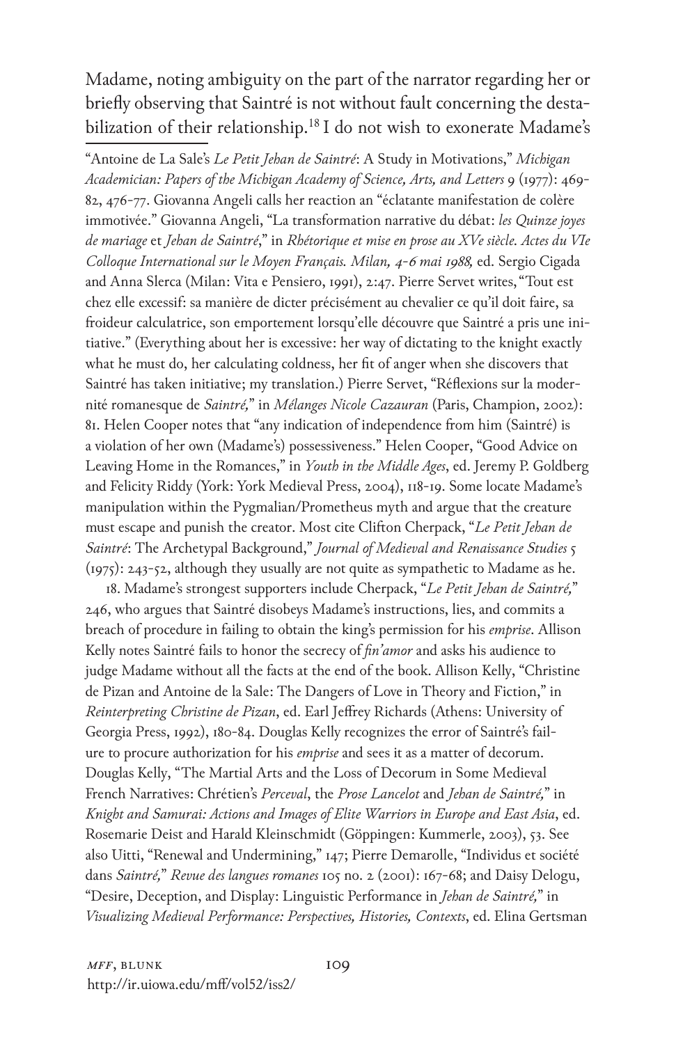Madame, noting ambiguity on the part of the narrator regarding her or briefly observing that Saintré is not without fault concerning the destabilization of their relationship.[18] I do not wish to exonerate Madame's

---

"Antoine de La Sale's *Le Petit Jehan de Saintré*: A Study in Motivations," *Michigan Academician: Papers of the Michigan Academy of Science, Arts, and Letters* 9 (1977): 469-82, 476-77. Giovanna Angeli calls her reaction an "éclatante manifestation de colère immotivée." Giovanna Angeli, "La transformation narrative du débat: *les Quinze joyes de mariage* et *Jehan de Saintré*," in *Rhétorique et mise en prose au XVe siècle. Actes du VIe Colloque International sur le Moyen Français. Milan, 4-6 mai 1988,* ed. Sergio Cigada and Anna Slerca (Milan: Vita e Pensiero, 1991), 2:47. Pierre Servet writes, "Tout est chez elle excessif: sa manière de dicter précisément au chevalier ce qu'il doit faire, sa froideur calculatrice, son emportement lorsqu'elle découvre que Saintré a pris une initiative." (Everything about her is excessive: her way of dictating to the knight exactly what he must do, her calculating coldness, her fit of anger when she discovers that Saintré has taken initiative; my translation.) Pierre Servet, "Réflexions sur la modernité romanesque de *Saintré,*" in *Mélanges Nicole Cazauran* (Paris, Champion, 2002): 81. Helen Cooper notes that "any indication of independence from him (Saintré) is a violation of her own (Madame's) possessiveness." Helen Cooper, "Good Advice on Leaving Home in the Romances," in *Youth in the Middle Ages*, ed. Jeremy P. Goldberg and Felicity Riddy (York: York Medieval Press, 2004), 118-19. Some locate Madame's manipulation within the Pygmalian/Prometheus myth and argue that the creature must escape and punish the creator. Most cite Clifton Cherpack, "*Le Petit Jehan de Saintré*: The Archetypal Background," *Journal of Medieval and Renaissance Studies* 5 (1975): 243-52, although they usually are not quite as sympathetic to Madame as he.

18. Madame's strongest supporters include Cherpack, "*Le Petit Jehan de Saintré,*" 246, who argues that Saintré disobeys Madame's instructions, lies, and commits a breach of procedure in failing to obtain the king's permission for his *emprise*. Allison Kelly notes Saintré fails to honor the secrecy of *fin'amor* and asks his audience to judge Madame without all the facts at the end of the book. Allison Kelly, "Christine de Pizan and Antoine de la Sale: The Dangers of Love in Theory and Fiction," in *Reinterpreting Christine de Pizan*, ed. Earl Jeffrey Richards (Athens: University of Georgia Press, 1992), 180-84. Douglas Kelly recognizes the error of Saintré's failure to procure authorization for his *emprise* and sees it as a matter of decorum. Douglas Kelly, "The Martial Arts and the Loss of Decorum in Some Medieval French Narratives: Chrétien's *Perceval*, the *Prose Lancelot* and *Jehan de Saintré,*" in *Knight and Samurai: Actions and Images of Elite Warriors in Europe and East Asia*, ed. Rosemarie Deist and Harald Kleinschmidt (Göppingen: Kummerle, 2003), 53. See also Uitti, "Renewal and Undermining," 147; Pierre Demarolle, "Individus et société dans *Saintré,*" *Revue des langues romanes* 105 no. 2 (2001): 167-68; and Daisy Delogu, "Desire, Deception, and Display: Linguistic Performance in *Jehan de Saintré,*" in *Visualizing Medieval Performance: Perspectives, Histories, Contexts*, ed. Elina Gertsman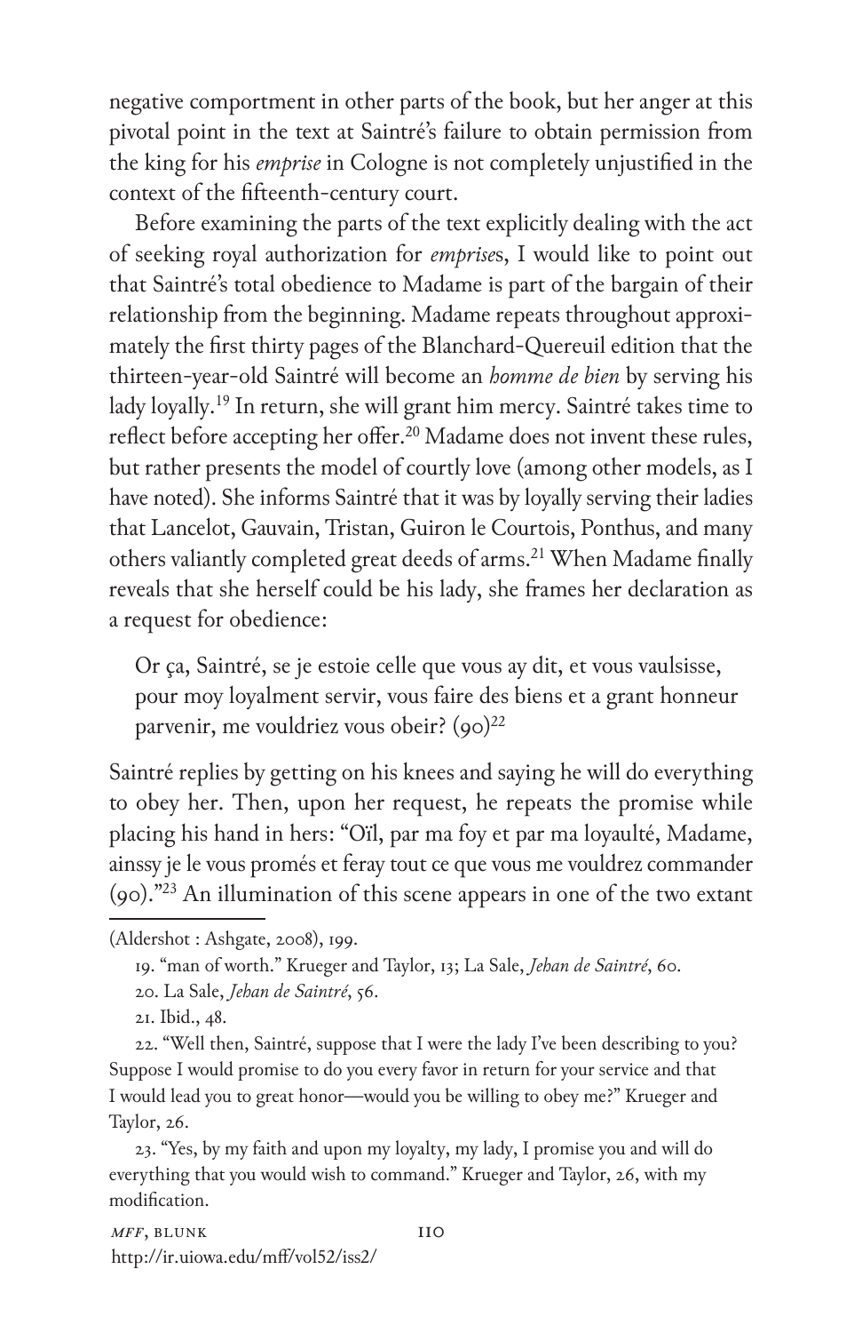negative comportment in other parts of the book, but her anger at this pivotal point in the text at Saintré's failure to obtain permission from the king for his *emprise* in Cologne is not completely unjustified in the context of the fifteenth-century court.

Before examining the parts of the text explicitly dealing with the act of seeking royal authorization for *emprise*s, I would like to point out that Saintré's total obedience to Madame is part of the bargain of their relationship from the beginning. Madame repeats throughout approximately the first thirty pages of the Blanchard-Quereuil edition that the thirteen-year-old Saintré will become an *homme de bien* by serving his lady loyally.[19] In return, she will grant him mercy. Saintré takes time to reflect before accepting her offer.[20] Madame does not invent these rules, but rather presents the model of courtly love (among other models, as I have noted). She informs Saintré that it was by loyally serving their ladies that Lancelot, Gauvain, Tristan, Guiron le Courtois, Ponthus, and many others valiantly completed great deeds of arms.[21] When Madame finally reveals that she herself could be his lady, she frames her declaration as a request for obedience:

> Or ça, Saintré, se je estoie celle que vous ay dit, et vous vaulsisse, pour moy loyalment servir, vous faire des biens et a grant honneur parvenir, me vouldriez vous obeir? (90)[22]

Saintré replies by getting on his knees and saying he will do everything to obey her. Then, upon her request, he repeats the promise while placing his hand in hers: "Oïl, par ma foy et par ma loyaulté, Madame, ainssy je le vous promés et feray tout ce que vous me vouldrez commander (90)."[23] An illumination of this scene appears in one of the two extant

---

(Aldershot : Ashgate, 2008), 199.

19. "man of worth." Krueger and Taylor, 13; La Sale, *Jehan de Saintré*, 60.

20. La Sale, *Jehan de Saintré*, 56.

21. Ibid., 48.

22. "Well then, Saintré, suppose that I were the lady I've been describing to you? Suppose I would promise to do you every favor in return for your service and that I would lead you to great honor—would you be willing to obey me?" Krueger and Taylor, 26.

23. "Yes, by my faith and upon my loyalty, my lady, I promise you and will do everything that you would wish to command." Krueger and Taylor, 26, with my modification.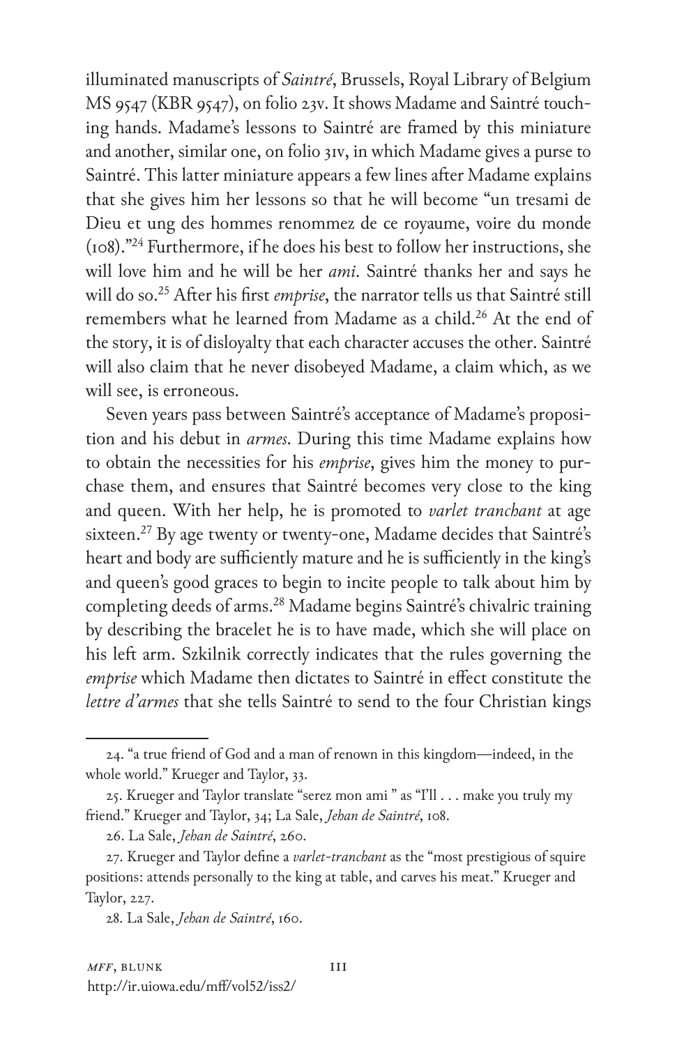illuminated manuscripts of *Saintré*, Brussels, Royal Library of Belgium MS 9547 (KBR 9547), on folio 23v. It shows Madame and Saintré touching hands. Madame's lessons to Saintré are framed by this miniature and another, similar one, on folio 31v, in which Madame gives a purse to Saintré. This latter miniature appears a few lines after Madame explains that she gives him her lessons so that he will become "un tresami de Dieu et ung des hommes renommez de ce royaume, voire du monde (108)."[24] Furthermore, if he does his best to follow her instructions, she will love him and he will be her *ami*. Saintré thanks her and says he will do so.[25] After his first *emprise*, the narrator tells us that Saintré still remembers what he learned from Madame as a child.[26] At the end of the story, it is of disloyalty that each character accuses the other. Saintré will also claim that he never disobeyed Madame, a claim which, as we will see, is erroneous.

Seven years pass between Saintré's acceptance of Madame's proposition and his debut in *armes*. During this time Madame explains how to obtain the necessities for his *emprise*, gives him the money to purchase them, and ensures that Saintré becomes very close to the king and queen. With her help, he is promoted to *varlet tranchant* at age sixteen.[27] By age twenty or twenty-one, Madame decides that Saintré's heart and body are sufficiently mature and he is sufficiently in the king's and queen's good graces to begin to incite people to talk about him by completing deeds of arms.[28] Madame begins Saintré's chivalric training by describing the bracelet he is to have made, which she will place on his left arm. Szkilnik correctly indicates that the rules governing the *emprise* which Madame then dictates to Saintré in effect constitute the *lettre d'armes* that she tells Saintré to send to the four Christian kings

24. "a true friend of God and a man of renown in this kingdom—indeed, in the whole world." Krueger and Taylor, 33.

25. Krueger and Taylor translate "serez mon ami " as "I'll . . . make you truly my friend." Krueger and Taylor, 34; La Sale, *Jehan de Saintré*, 108.

26. La Sale, *Jehan de Saintré*, 260.

27. Krueger and Taylor define a *varlet-tranchant* as the "most prestigious of squire positions: attends personally to the king at table, and carves his meat." Krueger and Taylor, 227.

28. La Sale, *Jehan de Saintré*, 160.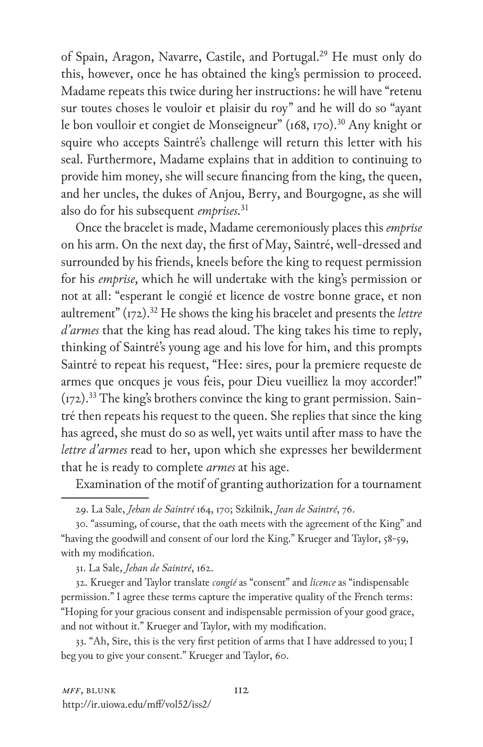of Spain, Aragon, Navarre, Castile, and Portugal.[29] He must only do this, however, once he has obtained the king's permission to proceed. Madame repeats this twice during her instructions: he will have "retenu sur toutes choses le vouloir et plaisir du roy" and he will do so "ayant le bon voulloir et congiet de Monseigneur" (168, 170).[30] Any knight or squire who accepts Saintré's challenge will return this letter with his seal. Furthermore, Madame explains that in addition to continuing to provide him money, she will secure financing from the king, the queen, and her uncles, the dukes of Anjou, Berry, and Bourgogne, as she will also do for his subsequent *emprises*.[31]

Once the bracelet is made, Madame ceremoniously places this *emprise* on his arm. On the next day, the first of May, Saintré, well-dressed and surrounded by his friends, kneels before the king to request permission for his *emprise*, which he will undertake with the king's permission or not at all: "esperant le congié et licence de vostre bonne grace, et non aultrement" (172).[32] He shows the king his bracelet and presents the *lettre d'armes* that the king has read aloud. The king takes his time to reply, thinking of Saintré's young age and his love for him, and this prompts Saintré to repeat his request, "Hee: sires, pour la premiere requeste de armes que oncques je vous feis, pour Dieu vueilliez la moy accorder!" (172).[33] The king's brothers convince the king to grant permission. Saintré then repeats his request to the queen. She replies that since the king has agreed, she must do so as well, yet waits until after mass to have the *lettre d'armes* read to her, upon which she expresses her bewilderment that he is ready to complete *armes* at his age.

Examination of the motif of granting authorization for a tournament

29. La Sale, *Jehan de Saintré* 164, 170; Szkilnik, *Jean de Saintré*, 76.

30. "assuming, of course, that the oath meets with the agreement of the King" and "having the goodwill and consent of our lord the King." Krueger and Taylor, 58-59, with my modification.

31. La Sale, *Jehan de Saintré*, 162.

32. Krueger and Taylor translate *congié* as "consent" and *licence* as "indispensable permission." I agree these terms capture the imperative quality of the French terms: "Hoping for your gracious consent and indispensable permission of your good grace, and not without it." Krueger and Taylor, with my modification.

33. "Ah, Sire, this is the very first petition of arms that I have addressed to you; I beg you to give your consent." Krueger and Taylor, 60.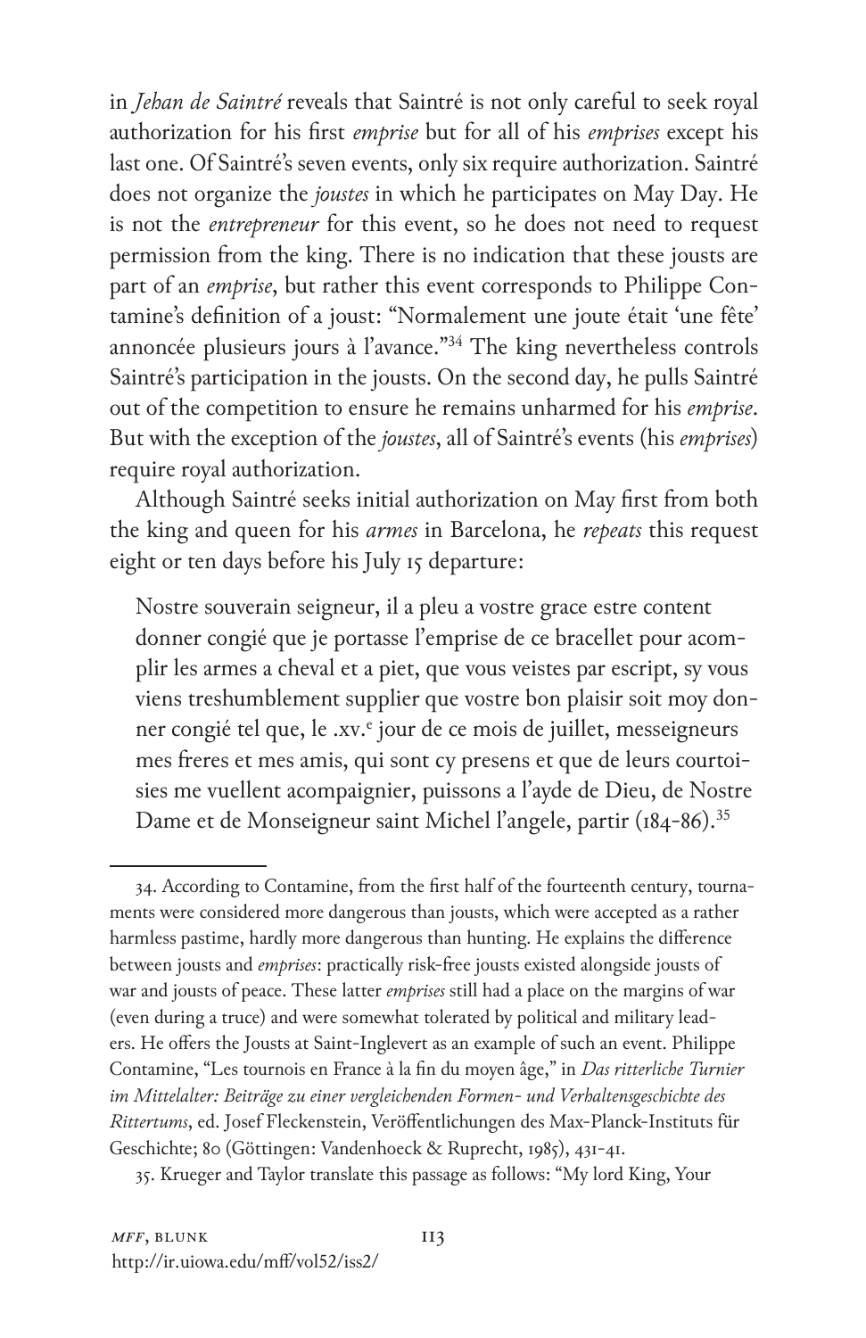in *Jehan de Saintré* reveals that Saintré is not only careful to seek royal authorization for his first *emprise* but for all of his *emprises* except his last one. Of Saintré's seven events, only six require authorization. Saintré does not organize the *joustes* in which he participates on May Day. He is not the *entrepreneur* for this event, so he does not need to request permission from the king. There is no indication that these jousts are part of an *emprise*, but rather this event corresponds to Philippe Contamine's definition of a joust: "Normalement une joute était 'une fête' annoncée plusieurs jours à l'avance."[34] The king nevertheless controls Saintré's participation in the jousts. On the second day, he pulls Saintré out of the competition to ensure he remains unharmed for his *emprise*. But with the exception of the *joustes*, all of Saintré's events (his *emprises*) require royal authorization.

Although Saintré seeks initial authorization on May first from both the king and queen for his *armes* in Barcelona, he *repeats* this request eight or ten days before his July 15 departure:

> Nostre souverain seigneur, il a pleu a vostre grace estre content donner congié que je portasse l'emprise de ce bracellet pour acomplir les armes a cheval et a piet, que vous veistes par escript, sy vous viens treshumblement supplier que vostre bon plaisir soit moy donner congié tel que, le .xv.^e jour de ce mois de juillet, messeigneurs mes freres et mes amis, qui sont cy presens et que de leurs courtoisies me vuellent acompaignier, puissons a l'ayde de Dieu, de Nostre Dame et de Monseigneur saint Michel l'angele, partir (184-86).[35]

---

34. According to Contamine, from the first half of the fourteenth century, tournaments were considered more dangerous than jousts, which were accepted as a rather harmless pastime, hardly more dangerous than hunting. He explains the difference between jousts and *emprises*: practically risk-free jousts existed alongside jousts of war and jousts of peace. These latter *emprises* still had a place on the margins of war (even during a truce) and were somewhat tolerated by political and military leaders. He offers the Jousts at Saint-Inglevert as an example of such an event. Philippe Contamine, "Les tournois en France à la fin du moyen âge," in *Das ritterliche Turnier im Mittelalter: Beiträge zu einer vergleichenden Formen- und Verhaltensgeschichte des Rittertums*, ed. Josef Fleckenstein, Veröffentlichungen des Max-Planck-Instituts für Geschichte; 80 (Göttingen: Vandenhoeck & Ruprecht, 1985), 431-41.

35. Krueger and Taylor translate this passage as follows: "My lord King, Your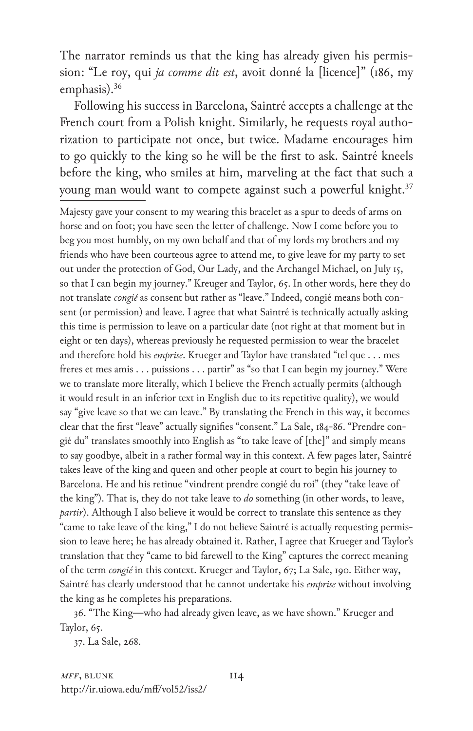The narrator reminds us that the king has already given his permission: "Le roy, qui *ja comme dit est*, avoit donné la [licence]" (186, my emphasis).[36]

Following his success in Barcelona, Saintré accepts a challenge at the French court from a Polish knight. Similarly, he requests royal authorization to participate not once, but twice. Madame encourages him to go quickly to the king so he will be the first to ask. Saintré kneels before the king, who smiles at him, marveling at the fact that such a young man would want to compete against such a powerful knight.[37]

---

Majesty gave your consent to my wearing this bracelet as a spur to deeds of arms on horse and on foot; you have seen the letter of challenge. Now I come before you to beg you most humbly, on my own behalf and that of my lords my brothers and my friends who have been courteous agree to attend me, to give leave for my party to set out under the protection of God, Our Lady, and the Archangel Michael, on July 15, so that I can begin my journey." Kreuger and Taylor, 65. In other words, here they do not translate *congié* as consent but rather as "leave." Indeed, congié means both consent (or permission) and leave. I agree that what Saintré is technically actually asking this time is permission to leave on a particular date (not right at that moment but in eight or ten days), whereas previously he requested permission to wear the bracelet and therefore hold his *emprise*. Krueger and Taylor have translated "tel que . . . mes freres et mes amis . . . puissions . . . partir" as "so that I can begin my journey." Were we to translate more literally, which I believe the French actually permits (although it would result in an inferior text in English due to its repetitive quality), we would say "give leave so that we can leave." By translating the French in this way, it becomes clear that the first "leave" actually signifies "consent." La Sale, 184-86. "Prendre congié du" translates smoothly into English as "to take leave of [the]" and simply means to say goodbye, albeit in a rather formal way in this context. A few pages later, Saintré takes leave of the king and queen and other people at court to begin his journey to Barcelona. He and his retinue "vindrent prendre congié du roi" (they "take leave of the king"). That is, they do not take leave to *do* something (in other words, to leave, *partir*). Although I also believe it would be correct to translate this sentence as they "came to take leave of the king," I do not believe Saintré is actually requesting permission to leave here; he has already obtained it. Rather, I agree that Krueger and Taylor's translation that they "came to bid farewell to the King" captures the correct meaning of the term *congié* in this context. Krueger and Taylor, 67; La Sale, 190. Either way, Saintré has clearly understood that he cannot undertake his *emprise* without involving the king as he completes his preparations.

36. "The King—who had already given leave, as we have shown." Krueger and Taylor, 65.

37. La Sale, 268.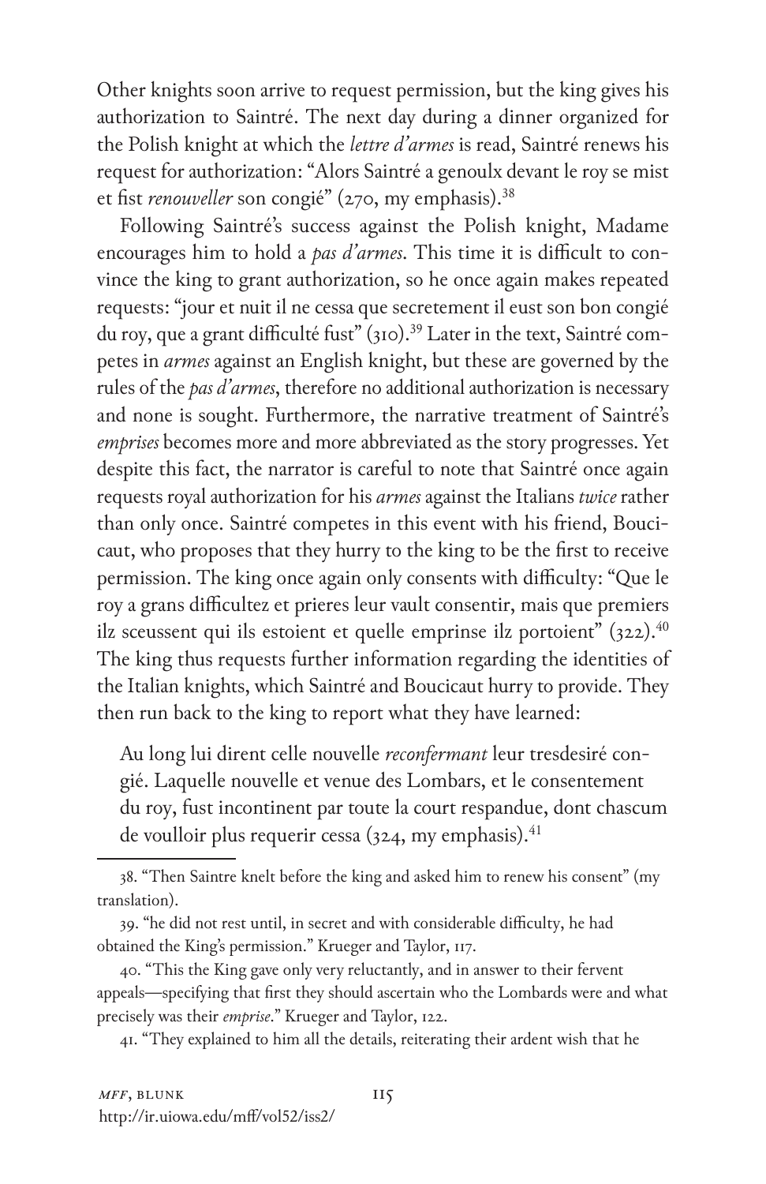Other knights soon arrive to request permission, but the king gives his authorization to Saintré. The next day during a dinner organized for the Polish knight at which the *lettre d'armes* is read, Saintré renews his request for authorization: "Alors Saintré a genoulx devant le roy se mist et fist *renouveller* son congié" (270, my emphasis).[38]

Following Saintré's success against the Polish knight, Madame encourages him to hold a *pas d'armes*. This time it is difficult to convince the king to grant authorization, so he once again makes repeated requests: "jour et nuit il ne cessa que secretement il eust son bon congié du roy, que a grant difficulté fust" (310).[39] Later in the text, Saintré competes in *armes* against an English knight, but these are governed by the rules of the *pas d'armes*, therefore no additional authorization is necessary and none is sought. Furthermore, the narrative treatment of Saintré's *emprises* becomes more and more abbreviated as the story progresses. Yet despite this fact, the narrator is careful to note that Saintré once again requests royal authorization for his *armes* against the Italians *twice* rather than only once. Saintré competes in this event with his friend, Boucicaut, who proposes that they hurry to the king to be the first to receive permission. The king once again only consents with difficulty: "Que le roy a grans difficultez et prieres leur vault consentir, mais que premiers ilz sceussent qui ils estoient et quelle emprinse ilz portoient" (322).[40] The king thus requests further information regarding the identities of the Italian knights, which Saintré and Boucicaut hurry to provide. They then run back to the king to report what they have learned:

> Au long lui dirent celle nouvelle *reconfermant* leur tresdesiré congié. Laquelle nouvelle et venue des Lombars, et le consentement du roy, fust incontinent par toute la court respandue, dont chascum de voulloir plus requerir cessa (324, my emphasis).[41]

38. "Then Saintre knelt before the king and asked him to renew his consent" (my translation).

39. "he did not rest until, in secret and with considerable difficulty, he had obtained the King's permission." Krueger and Taylor, 117.

40. "This the King gave only very reluctantly, and in answer to their fervent appeals—specifying that first they should ascertain who the Lombards were and what precisely was their *emprise*." Krueger and Taylor, 122.

41. "They explained to him all the details, reiterating their ardent wish that he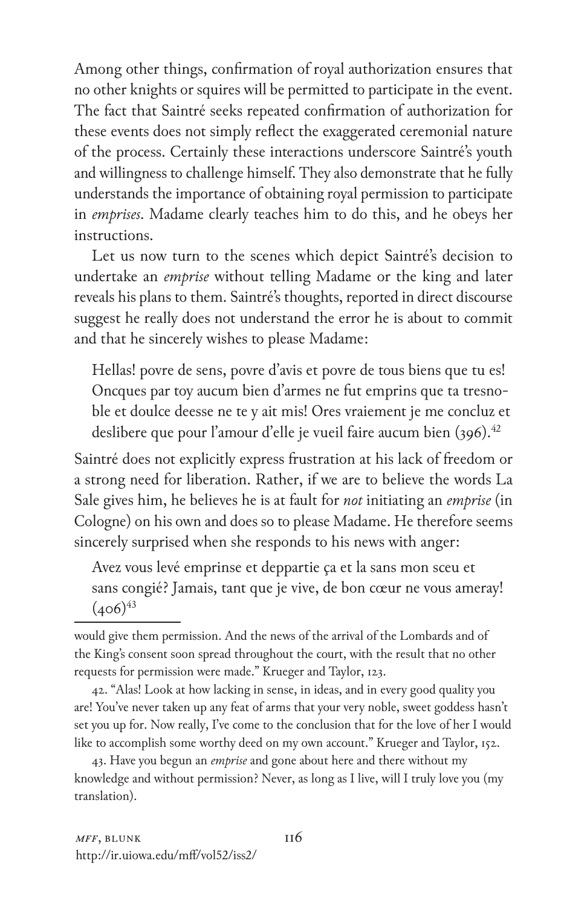Among other things, confirmation of royal authorization ensures that no other knights or squires will be permitted to participate in the event. The fact that Saintré seeks repeated confirmation of authorization for these events does not simply reflect the exaggerated ceremonial nature of the process. Certainly these interactions underscore Saintré's youth and willingness to challenge himself. They also demonstrate that he fully understands the importance of obtaining royal permission to participate in *emprises*. Madame clearly teaches him to do this, and he obeys her instructions.

Let us now turn to the scenes which depict Saintré's decision to undertake an *emprise* without telling Madame or the king and later reveals his plans to them. Saintré's thoughts, reported in direct discourse suggest he really does not understand the error he is about to commit and that he sincerely wishes to please Madame:

> Hellas! povre de sens, povre d'avis et povre de tous biens que tu es! Oncques par toy aucum bien d'armes ne fut emprins que ta tresnoble et doulce deesse ne te y ait mis! Ores vraiement je me concluz et deslibere que pour l'amour d'elle je vueil faire aucum bien (396).[42]

Saintré does not explicitly express frustration at his lack of freedom or a strong need for liberation. Rather, if we are to believe the words La Sale gives him, he believes he is at fault for *not* initiating an *emprise* (in Cologne) on his own and does so to please Madame. He therefore seems sincerely surprised when she responds to his news with anger:

> Avez vous levé emprinse et deppartie ça et la sans mon sceu et sans congié? Jamais, tant que je vive, de bon cœur ne vous ameray! (406)[43]

---

would give them permission. And the news of the arrival of the Lombards and of the King's consent soon spread throughout the court, with the result that no other requests for permission were made." Krueger and Taylor, 123.

42. "Alas! Look at how lacking in sense, in ideas, and in every good quality you are! You've never taken up any feat of arms that your very noble, sweet goddess hasn't set you up for. Now really, I've come to the conclusion that for the love of her I would like to accomplish some worthy deed on my own account." Krueger and Taylor, 152.

43. Have you begun an *emprise* and gone about here and there without my knowledge and without permission? Never, as long as I live, will I truly love you (my translation).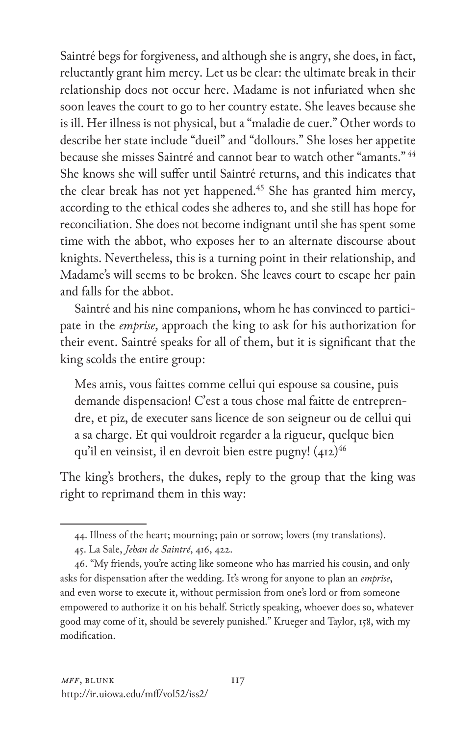Saintré begs for forgiveness, and although she is angry, she does, in fact, reluctantly grant him mercy. Let us be clear: the ultimate break in their relationship does not occur here. Madame is not infuriated when she soon leaves the court to go to her country estate. She leaves because she is ill. Her illness is not physical, but a "maladie de cuer." Other words to describe her state include "dueil" and "dollours." She loses her appetite because she misses Saintré and cannot bear to watch other "amants." [44] She knows she will suffer until Saintré returns, and this indicates that the clear break has not yet happened.[45] She has granted him mercy, according to the ethical codes she adheres to, and she still has hope for reconciliation. She does not become indignant until she has spent some time with the abbot, who exposes her to an alternate discourse about knights. Nevertheless, this is a turning point in their relationship, and Madame's will seems to be broken. She leaves court to escape her pain and falls for the abbot.

Saintré and his nine companions, whom he has convinced to participate in the *emprise*, approach the king to ask for his authorization for their event. Saintré speaks for all of them, but it is significant that the king scolds the entire group:

> Mes amis, vous faittes comme cellui qui espouse sa cousine, puis demande dispensacion! C'est a tous chose mal faitte de entreprendre, et piz, de executer sans licence de son seigneur ou de cellui qui a sa charge. Et qui vouldroit regarder a la rigueur, quelque bien qu'il en veinsist, il en devroit bien estre pugny! (412)[46]

The king's brothers, the dukes, reply to the group that the king was right to reprimand them in this way:

---

44. Illness of the heart; mourning; pain or sorrow; lovers (my translations).

45. La Sale, *Jehan de Saintré*, 416, 422.

46. "My friends, you're acting like someone who has married his cousin, and only asks for dispensation after the wedding. It's wrong for anyone to plan an *emprise*, and even worse to execute it, without permission from one's lord or from someone empowered to authorize it on his behalf. Strictly speaking, whoever does so, whatever good may come of it, should be severely punished." Krueger and Taylor, 158, with my modification.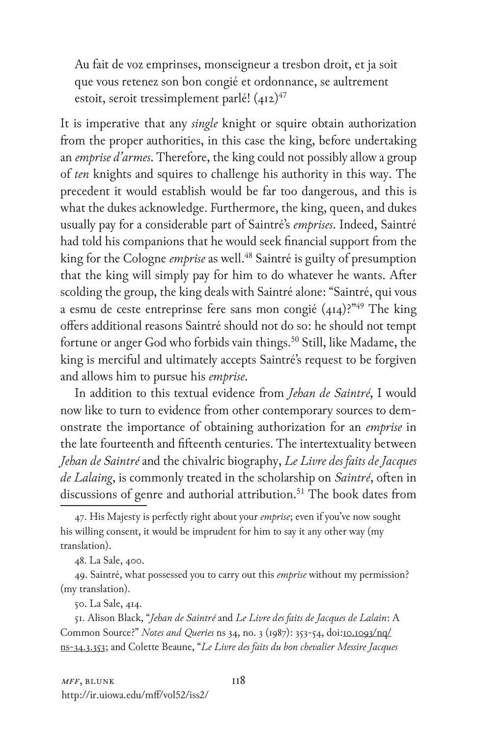> Au fait de voz emprinses, monseigneur a tresbon droit, et ja soit que vous retenez son bon congié et ordonnance, se aultrement estoit, seroit tressimplement parlé! (412)[47]

It is imperative that any *single* knight or squire obtain authorization from the proper authorities, in this case the king, before undertaking an *emprise d'armes*. Therefore, the king could not possibly allow a group of *ten* knights and squires to challenge his authority in this way. The precedent it would establish would be far too dangerous, and this is what the dukes acknowledge. Furthermore, the king, queen, and dukes usually pay for a considerable part of Saintré's *emprises*. Indeed, Saintré had told his companions that he would seek financial support from the king for the Cologne *emprise* as well.[48] Saintré is guilty of presumption that the king will simply pay for him to do whatever he wants. After scolding the group, the king deals with Saintré alone: "Saintré, qui vous a esmu de ceste entreprinse fere sans mon congié (414)?"[49] The king offers additional reasons Saintré should not do so: he should not tempt fortune or anger God who forbids vain things.[50] Still, like Madame, the king is merciful and ultimately accepts Saintré's request to be forgiven and allows him to pursue his *emprise*.

In addition to this textual evidence from *Jehan de Saintré*, I would now like to turn to evidence from other contemporary sources to demonstrate the importance of obtaining authorization for an *emprise* in the late fourteenth and fifteenth centuries. The intertextuality between *Jehan de Saintré* and the chivalric biography, *Le Livre des faits de Jacques de Lalaing*, is commonly treated in the scholarship on *Saintré*, often in discussions of genre and authorial attribution.[51] The book dates from

---

47. His Majesty is perfectly right about your *emprise*; even if you've now sought his willing consent, it would be imprudent for him to say it any other way (my translation).

48. La Sale, 400.

49. Saintré, what possessed you to carry out this *emprise* without my permission? (my translation).

50. La Sale, 414.

51. Alison Black, "*Jehan de Saintré* and *Le Livre des faits de Jacques de Lalain*: A Common Source?" *Notes and Queries* ns 34, no. 3 (1987): 353–54, doi:10.1093/nq/ns-34.3.353; and Colette Beaune, "*Le Livre des faits du bon chevalier Messire Jacques*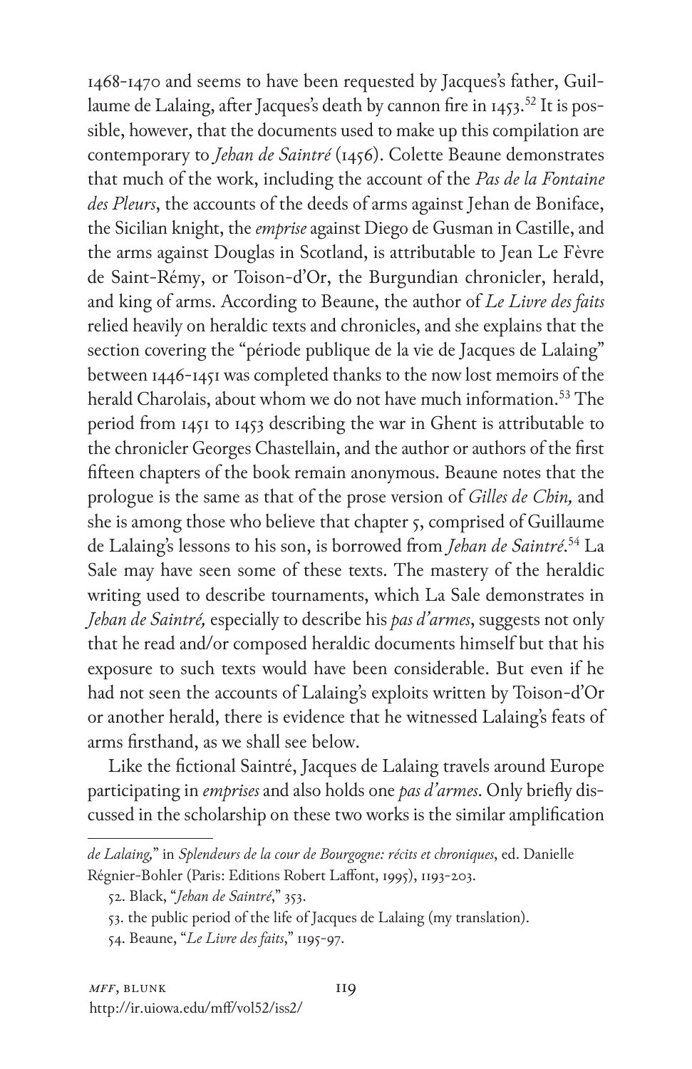1468-1470 and seems to have been requested by Jacques's father, Guillaume de Lalaing, after Jacques's death by cannon fire in 1453.[52] It is possible, however, that the documents used to make up this compilation are contemporary to *Jehan de Saintré* (1456). Colette Beaune demonstrates that much of the work, including the account of the *Pas de la Fontaine des Pleurs*, the accounts of the deeds of arms against Jehan de Boniface, the Sicilian knight, the *emprise* against Diego de Gusman in Castille, and the arms against Douglas in Scotland, is attributable to Jean Le Fèvre de Saint-Rémy, or Toison-d'Or, the Burgundian chronicler, herald, and king of arms. According to Beaune, the author of *Le Livre des faits* relied heavily on heraldic texts and chronicles, and she explains that the section covering the "période publique de la vie de Jacques de Lalaing" between 1446-1451 was completed thanks to the now lost memoirs of the herald Charolais, about whom we do not have much information.[53] The period from 1451 to 1453 describing the war in Ghent is attributable to the chronicler Georges Chastellain, and the author or authors of the first fifteen chapters of the book remain anonymous. Beaune notes that the prologue is the same as that of the prose version of *Gilles de Chin,* and she is among those who believe that chapter 5, comprised of Guillaume de Lalaing's lessons to his son, is borrowed from *Jehan de Saintré*.[54] La Sale may have seen some of these texts. The mastery of the heraldic writing used to describe tournaments, which La Sale demonstrates in *Jehan de Saintré,* especially to describe his *pas d'armes*, suggests not only that he read and/or composed heraldic documents himself but that his exposure to such texts would have been considerable. But even if he had not seen the accounts of Lalaing's exploits written by Toison-d'Or or another herald, there is evidence that he witnessed Lalaing's feats of arms firsthand, as we shall see below.

Like the fictional Saintré, Jacques de Lalaing travels around Europe participating in *emprises* and also holds one *pas d'armes*. Only briefly discussed in the scholarship on these two works is the similar amplification

---

*de Lalaing,*" in *Splendeurs de la cour de Bourgogne: récits et chroniques*, ed. Danielle Régnier-Bohler (Paris: Editions Robert Laffont, 1995), 1193-203.

52. Black, "*Jehan de Saintré*," 353.

53. the public period of the life of Jacques de Lalaing (my translation).

54. Beaune, "*Le Livre des faits*," 1195-97.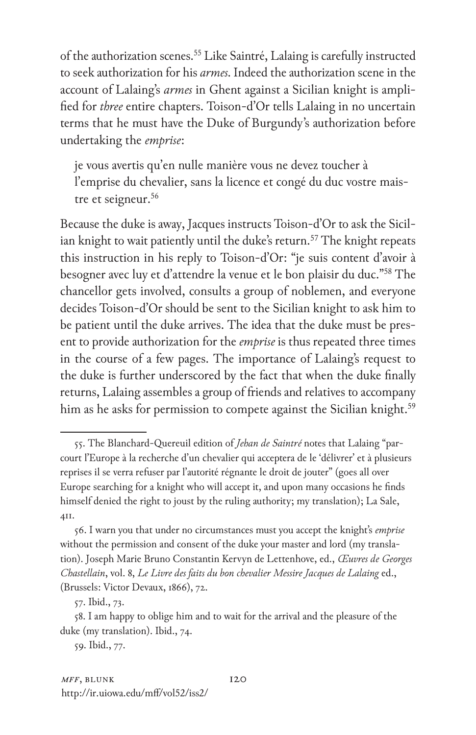of the authorization scenes.[55] Like Saintré, Lalaing is carefully instructed to seek authorization for his *armes*. Indeed the authorization scene in the account of Lalaing's *armes* in Ghent against a Sicilian knight is amplified for *three* entire chapters. Toison-d'Or tells Lalaing in no uncertain terms that he must have the Duke of Burgundy's authorization before undertaking the *emprise*:

> je vous avertis qu'en nulle manière vous ne devez toucher à l'emprise du chevalier, sans la licence et congé du duc vostre maistre et seigneur.[56]

Because the duke is away, Jacques instructs Toison-d'Or to ask the Sicilian knight to wait patiently until the duke's return.[57] The knight repeats this instruction in his reply to Toison-d'Or: "je suis content d'avoir à besogner avec luy et d'attendre la venue et le bon plaisir du duc."[58] The chancellor gets involved, consults a group of noblemen, and everyone decides Toison-d'Or should be sent to the Sicilian knight to ask him to be patient until the duke arrives. The idea that the duke must be present to provide authorization for the *emprise* is thus repeated three times in the course of a few pages. The importance of Lalaing's request to the duke is further underscored by the fact that when the duke finally returns, Lalaing assembles a group of friends and relatives to accompany him as he asks for permission to compete against the Sicilian knight.[59]

---

55. The Blanchard-Quereuil edition of *Jehan de Saintré* notes that Lalaing "parcourt l'Europe à la recherche d'un chevalier qui acceptera de le 'délivrer' et à plusieurs reprises il se verra refuser par l'autorité régnante le droit de jouter" (goes all over Europe searching for a knight who will accept it, and upon many occasions he finds himself denied the right to joust by the ruling authority; my translation); La Sale, 411.

56. I warn you that under no circumstances must you accept the knight's *emprise* without the permission and consent of the duke your master and lord (my translation). Joseph Marie Bruno Constantin Kervyn de Lettenhove, ed., *Œuvres de Georges Chastellain*, vol. 8, *Le Livre des faits du bon chevalier Messire Jacques de Lalaing* ed., (Brussels: Victor Devaux, 1866), 72.

57. Ibid., 73.

58. I am happy to oblige him and to wait for the arrival and the pleasure of the duke (my translation). Ibid., 74.

59. Ibid., 77.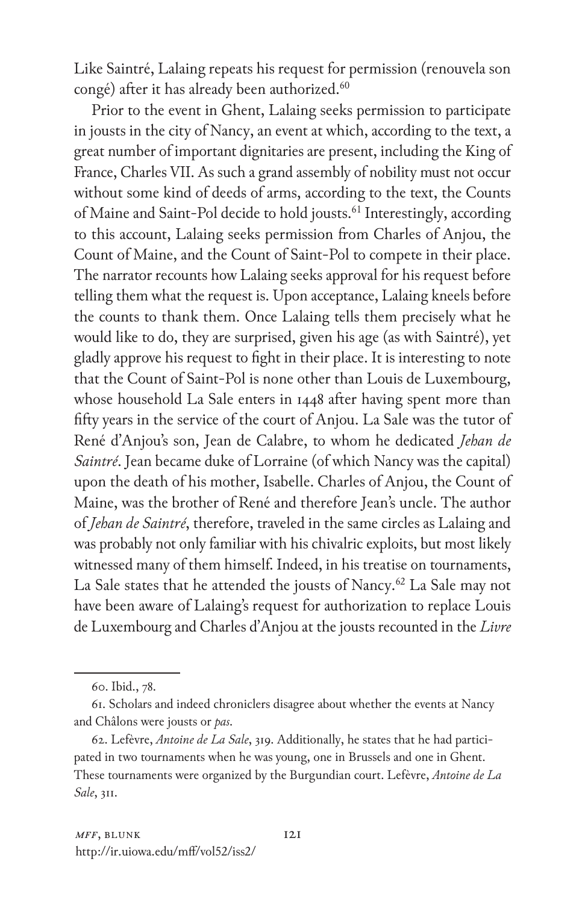Like Saintré, Lalaing repeats his request for permission (renouvela son congé) after it has already been authorized.[60]

Prior to the event in Ghent, Lalaing seeks permission to participate in jousts in the city of Nancy, an event at which, according to the text, a great number of important dignitaries are present, including the King of France, Charles VII. As such a grand assembly of nobility must not occur without some kind of deeds of arms, according to the text, the Counts of Maine and Saint-Pol decide to hold jousts.[61] Interestingly, according to this account, Lalaing seeks permission from Charles of Anjou, the Count of Maine, and the Count of Saint-Pol to compete in their place. The narrator recounts how Lalaing seeks approval for his request before telling them what the request is. Upon acceptance, Lalaing kneels before the counts to thank them. Once Lalaing tells them precisely what he would like to do, they are surprised, given his age (as with Saintré), yet gladly approve his request to fight in their place. It is interesting to note that the Count of Saint-Pol is none other than Louis de Luxembourg, whose household La Sale enters in 1448 after having spent more than fifty years in the service of the court of Anjou. La Sale was the tutor of René d'Anjou's son, Jean de Calabre, to whom he dedicated *Jehan de Saintré*. Jean became duke of Lorraine (of which Nancy was the capital) upon the death of his mother, Isabelle. Charles of Anjou, the Count of Maine, was the brother of René and therefore Jean's uncle. The author of *Jehan de Saintré*, therefore, traveled in the same circles as Lalaing and was probably not only familiar with his chivalric exploits, but most likely witnessed many of them himself. Indeed, in his treatise on tournaments, La Sale states that he attended the jousts of Nancy.[62] La Sale may not have been aware of Lalaing's request for authorization to replace Louis de Luxembourg and Charles d'Anjou at the jousts recounted in the *Livre*

---

60. Ibid., 78.

61. Scholars and indeed chroniclers disagree about whether the events at Nancy and Châlons were jousts or *pas*.

62. Lefèvre, *Antoine de La Sale*, 319. Additionally, he states that he had participated in two tournaments when he was young, one in Brussels and one in Ghent. These tournaments were organized by the Burgundian court. Lefèvre, *Antoine de La Sale*, 311.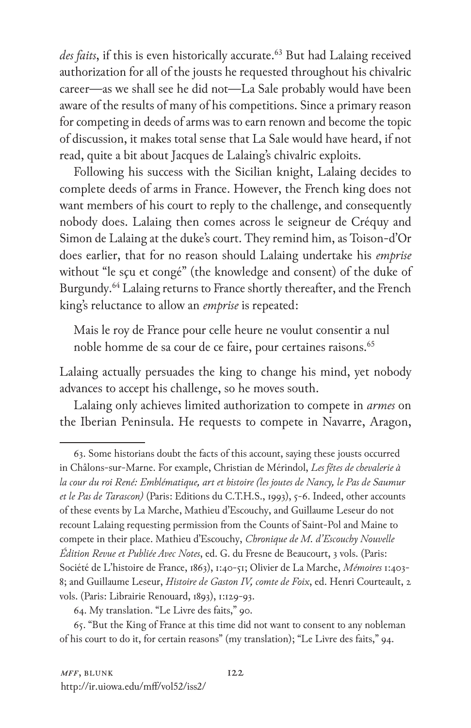*des faits*, if this is even historically accurate.[63] But had Lalaing received authorization for all of the jousts he requested throughout his chivalric career—as we shall see he did not—La Sale probably would have been aware of the results of many of his competitions. Since a primary reason for competing in deeds of arms was to earn renown and become the topic of discussion, it makes total sense that La Sale would have heard, if not read, quite a bit about Jacques de Lalaing's chivalric exploits.

Following his success with the Sicilian knight, Lalaing decides to complete deeds of arms in France. However, the French king does not want members of his court to reply to the challenge, and consequently nobody does. Lalaing then comes across le seigneur de Créquy and Simon de Lalaing at the duke's court. They remind him, as Toison-d'Or does earlier, that for no reason should Lalaing undertake his *emprise* without "le sçu et congé" (the knowledge and consent) of the duke of Burgundy.[64] Lalaing returns to France shortly thereafter, and the French king's reluctance to allow an *emprise* is repeated:

> Mais le roy de France pour celle heure ne voulut consentir a nul noble homme de sa cour de ce faire, pour certaines raisons.[65]

Lalaing actually persuades the king to change his mind, yet nobody advances to accept his challenge, so he moves south.

Lalaing only achieves limited authorization to compete in *armes* on the Iberian Peninsula. He requests to compete in Navarre, Aragon,

---

63. Some historians doubt the facts of this account, saying these jousts occurred in Châlons-sur-Marne. For example, Christian de Mérindol, *Les fêtes de chevalerie à la cour du roi René: Emblématique, art et histoire (les joutes de Nancy, le Pas de Saumur et le Pas de Tarascon)* (Paris: Editions du C.T.H.S., 1993), 5-6. Indeed, other accounts of these events by La Marche, Mathieu d'Escouchy, and Guillaume Leseur do not recount Lalaing requesting permission from the Counts of Saint-Pol and Maine to compete in their place. Mathieu d'Escouchy, *Chronique de M. d'Escouchy Nouvelle Édition Revue et Publiée Avec Notes*, ed. G. du Fresne de Beaucourt, 3 vols. (Paris: Société de L'histoire de France, 1863), 1:40-51; Olivier de La Marche, *Mémoires* 1:403-8; and Guillaume Leseur, *Histoire de Gaston IV, comte de Foix*, ed. Henri Courteault, 2 vols. (Paris: Librairie Renouard, 1893), 1:129-93.

64. My translation. "Le Livre des faits," 90.

65. "But the King of France at this time did not want to consent to any nobleman of his court to do it, for certain reasons" (my translation); "Le Livre des faits," 94.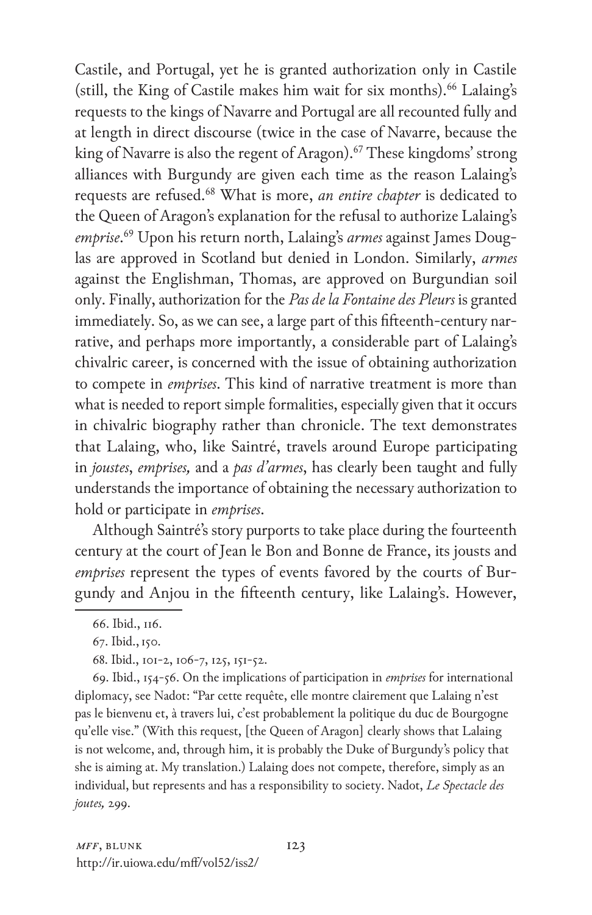Castile, and Portugal, yet he is granted authorization only in Castile (still, the King of Castile makes him wait for six months).[66] Lalaing's requests to the kings of Navarre and Portugal are all recounted fully and at length in direct discourse (twice in the case of Navarre, because the king of Navarre is also the regent of Aragon).[67] These kingdoms' strong alliances with Burgundy are given each time as the reason Lalaing's requests are refused.[68] What is more, *an entire chapter* is dedicated to the Queen of Aragon's explanation for the refusal to authorize Lalaing's *emprise*.[69] Upon his return north, Lalaing's *armes* against James Douglas are approved in Scotland but denied in London. Similarly, *armes* against the Englishman, Thomas, are approved on Burgundian soil only. Finally, authorization for the *Pas de la Fontaine des Pleurs* is granted immediately. So, as we can see, a large part of this fifteenth-century narrative, and perhaps more importantly, a considerable part of Lalaing's chivalric career, is concerned with the issue of obtaining authorization to compete in *emprises*. This kind of narrative treatment is more than what is needed to report simple formalities, especially given that it occurs in chivalric biography rather than chronicle. The text demonstrates that Lalaing, who, like Saintré, travels around Europe participating in *joustes*, *emprises,* and a *pas d'armes*, has clearly been taught and fully understands the importance of obtaining the necessary authorization to hold or participate in *emprises*.

Although Saintré's story purports to take place during the fourteenth century at the court of Jean le Bon and Bonne de France, its jousts and *emprises* represent the types of events favored by the courts of Burgundy and Anjou in the fifteenth century, like Lalaing's. However,

66. Ibid., 116.

67. Ibid., 150.

68. Ibid., 101-2, 106-7, 125, 151-52.

69. Ibid., 154-56. On the implications of participation in *emprises* for international diplomacy, see Nadot: "Par cette requête, elle montre clairement que Lalaing n'est pas le bienvenu et, à travers lui, c'est probablement la politique du duc de Bourgogne qu'elle vise." (With this request, [the Queen of Aragon] clearly shows that Lalaing is not welcome, and, through him, it is probably the Duke of Burgundy's policy that she is aiming at. My translation.) Lalaing does not compete, therefore, simply as an individual, but represents and has a responsibility to society. Nadot, *Le Spectacle des joutes,* 299.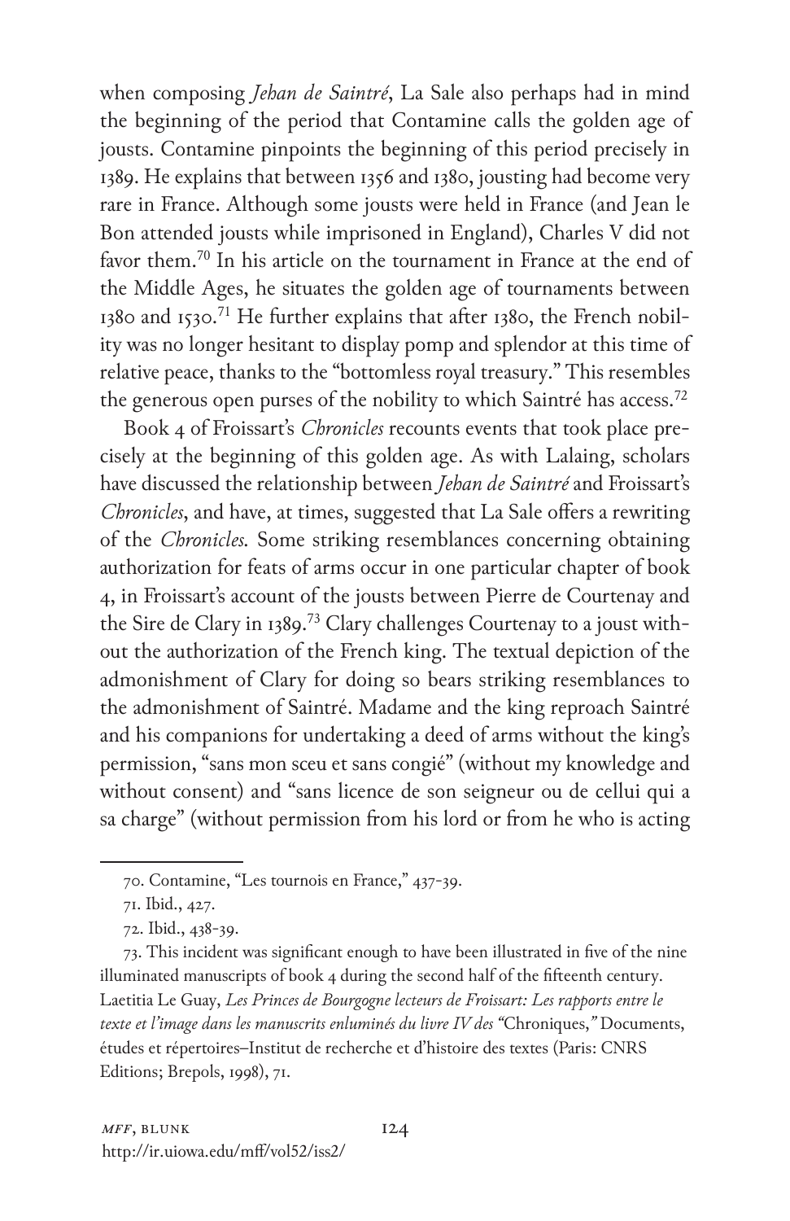when composing *Jehan de Saintré*, La Sale also perhaps had in mind the beginning of the period that Contamine calls the golden age of jousts. Contamine pinpoints the beginning of this period precisely in 1389. He explains that between 1356 and 1380, jousting had become very rare in France. Although some jousts were held in France (and Jean le Bon attended jousts while imprisoned in England), Charles V did not favor them.[70] In his article on the tournament in France at the end of the Middle Ages, he situates the golden age of tournaments between 1380 and 1530.[71] He further explains that after 1380, the French nobility was no longer hesitant to display pomp and splendor at this time of relative peace, thanks to the "bottomless royal treasury." This resembles the generous open purses of the nobility to which Saintré has access.[72]

Book 4 of Froissart's *Chronicles* recounts events that took place precisely at the beginning of this golden age. As with Lalaing, scholars have discussed the relationship between *Jehan de Saintré* and Froissart's *Chronicles*, and have, at times, suggested that La Sale offers a rewriting of the *Chronicles*. Some striking resemblances concerning obtaining authorization for feats of arms occur in one particular chapter of book 4, in Froissart's account of the jousts between Pierre de Courtenay and the Sire de Clary in 1389.[73] Clary challenges Courtenay to a joust without the authorization of the French king. The textual depiction of the admonishment of Clary for doing so bears striking resemblances to the admonishment of Saintré. Madame and the king reproach Saintré and his companions for undertaking a deed of arms without the king's permission, "sans mon sceu et sans congié" (without my knowledge and without consent) and "sans licence de son seigneur ou de cellui qui a sa charge" (without permission from his lord or from he who is acting

---

70. Contamine, "Les tournois en France," 437-39.

71. Ibid., 427.

72. Ibid., 438-39.

73. This incident was significant enough to have been illustrated in five of the nine illuminated manuscripts of book 4 during the second half of the fifteenth century. Laetitia Le Guay, *Les Princes de Bourgogne lecteurs de Froissart: Les rapports entre le texte et l'image dans les manuscrits enluminés du livre IV des "*Chroniques,*"* Documents, études et répertoires–Institut de recherche et d'histoire des textes (Paris: CNRS Editions; Brepols, 1998), 71.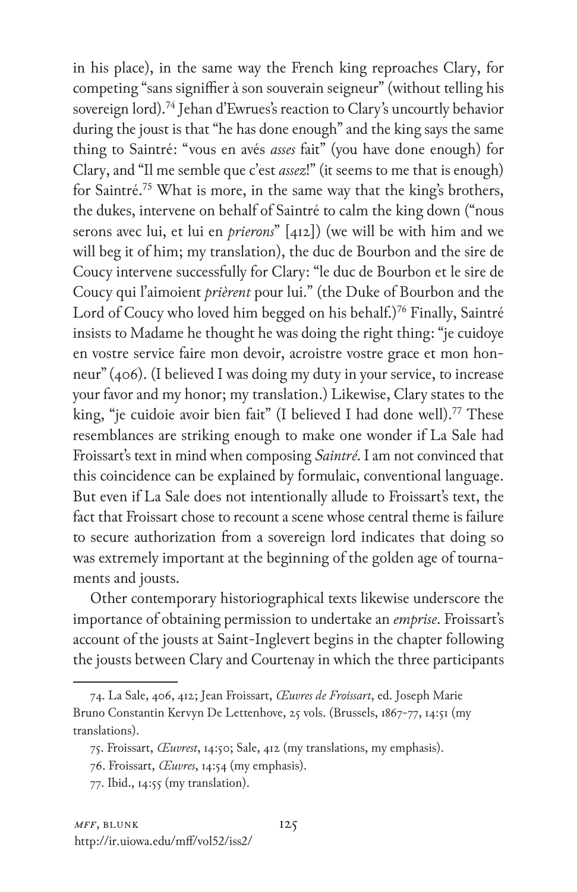in his place), in the same way the French king reproaches Clary, for competing "sans signiffier à son souverain seigneur" (without telling his sovereign lord).[74] Jehan d'Ewrues's reaction to Clary's uncourtly behavior during the joust is that "he has done enough" and the king says the same thing to Saintré: "vous en avés *asses* fait" (you have done enough) for Clary, and "Il me semble que c'est *assez*!" (it seems to me that is enough) for Saintré.[75] What is more, in the same way that the king's brothers, the dukes, intervene on behalf of Saintré to calm the king down ("nous serons avec lui, et lui en *prierons*" [412]) (we will be with him and we will beg it of him; my translation), the duc de Bourbon and the sire de Coucy intervene successfully for Clary: "le duc de Bourbon et le sire de Coucy qui l'aimoient *prièrent* pour lui." (the Duke of Bourbon and the Lord of Coucy who loved him begged on his behalf.)[76] Finally, Saintré insists to Madame he thought he was doing the right thing: "je cuidoye en vostre service faire mon devoir, acroistre vostre grace et mon honneur" (406). (I believed I was doing my duty in your service, to increase your favor and my honor; my translation.) Likewise, Clary states to the king, "je cuidoie avoir bien fait" (I believed I had done well).[77] These resemblances are striking enough to make one wonder if La Sale had Froissart's text in mind when composing *Saintré*. I am not convinced that this coincidence can be explained by formulaic, conventional language. But even if La Sale does not intentionally allude to Froissart's text, the fact that Froissart chose to recount a scene whose central theme is failure to secure authorization from a sovereign lord indicates that doing so was extremely important at the beginning of the golden age of tournaments and jousts.

Other contemporary historiographical texts likewise underscore the importance of obtaining permission to undertake an *emprise*. Froissart's account of the jousts at Saint-Inglevert begins in the chapter following the jousts between Clary and Courtenay in which the three participants

74. La Sale, 406, 412; Jean Froissart, *Œuvres de Froissart*, ed. Joseph Marie Bruno Constantin Kervyn De Lettenhove, 25 vols. (Brussels, 1867–77, 14:51 (my translations).

75. Froissart, *Œuvrest*, 14:50; Sale, 412 (my translations, my emphasis).

76. Froissart, *Œuvres*, 14:54 (my emphasis).

77. Ibid., 14:55 (my translation).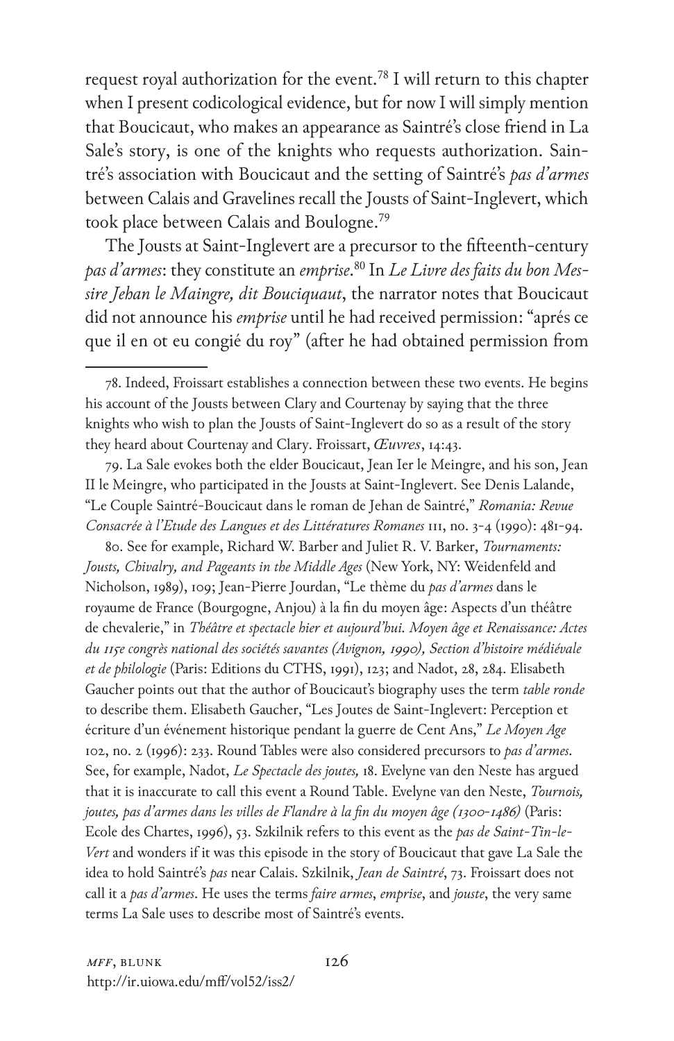request royal authorization for the event.[78] I will return to this chapter when I present codicological evidence, but for now I will simply mention that Boucicaut, who makes an appearance as Saintré's close friend in La Sale's story, is one of the knights who requests authorization. Saintré's association with Boucicaut and the setting of Saintré's *pas d'armes* between Calais and Gravelines recall the Jousts of Saint-Inglevert, which took place between Calais and Boulogne.[79]

The Jousts at Saint-Inglevert are a precursor to the fifteenth-century *pas d'armes*: they constitute an *emprise*.[80] In *Le Livre des faits du bon Messire Jehan le Maingre, dit Bouciquaut*, the narrator notes that Boucicaut did not announce his *emprise* until he had received permission: "aprés ce que il en ot eu congié du roy" (after he had obtained permission from

---

78. Indeed, Froissart establishes a connection between these two events. He begins his account of the Jousts between Clary and Courtenay by saying that the three knights who wish to plan the Jousts of Saint-Inglevert do so as a result of the story they heard about Courtenay and Clary. Froissart, *Œuvres*, 14:43.

79. La Sale evokes both the elder Boucicaut, Jean Ier le Meingre, and his son, Jean II le Meingre, who participated in the Jousts at Saint-Inglevert. See Denis Lalande, "Le Couple Saintré-Boucicaut dans le roman de Jehan de Saintré," *Romania: Revue Consacrée à l'Etude des Langues et des Littératures Romanes* 111, no. 3-4 (1990): 481-94.

80. See for example, Richard W. Barber and Juliet R. V. Barker, *Tournaments: Jousts, Chivalry, and Pageants in the Middle Ages* (New York, NY: Weidenfeld and Nicholson, 1989), 109; Jean-Pierre Jourdan, "Le thème du *pas d'armes* dans le royaume de France (Bourgogne, Anjou) à la fin du moyen âge: Aspects d'un théâtre de chevalerie," in *Théâtre et spectacle hier et aujourd'hui. Moyen âge et Renaissance: Actes du 115e congrès national des sociétés savantes (Avignon, 1990), Section d'histoire médiévale et de philologie* (Paris: Editions du CTHS, 1991), 123; and Nadot, 28, 284. Elisabeth Gaucher points out that the author of Boucicaut's biography uses the term *table ronde* to describe them. Elisabeth Gaucher, "Les Joutes de Saint-Inglevert: Perception et écriture d'un événement historique pendant la guerre de Cent Ans," *Le Moyen Age* 102, no. 2 (1996): 233. Round Tables were also considered precursors to *pas d'armes*. See, for example, Nadot, *Le Spectacle des joutes,* 18. Evelyne van den Neste has argued that it is inaccurate to call this event a Round Table. Evelyne van den Neste, *Tournois, joutes, pas d'armes dans les villes de Flandre à la fin du moyen âge (1300-1486)* (Paris: Ecole des Chartes, 1996), 53. Szkilnik refers to this event as the *pas de Saint-Tin-le-Vert* and wonders if it was this episode in the story of Boucicaut that gave La Sale the idea to hold Saintré's *pas* near Calais. Szkilnik, *Jean de Saintré*, 73. Froissart does not call it a *pas d'armes*. He uses the terms *faire armes*, *emprise*, and *jouste*, the very same terms La Sale uses to describe most of Saintré's events.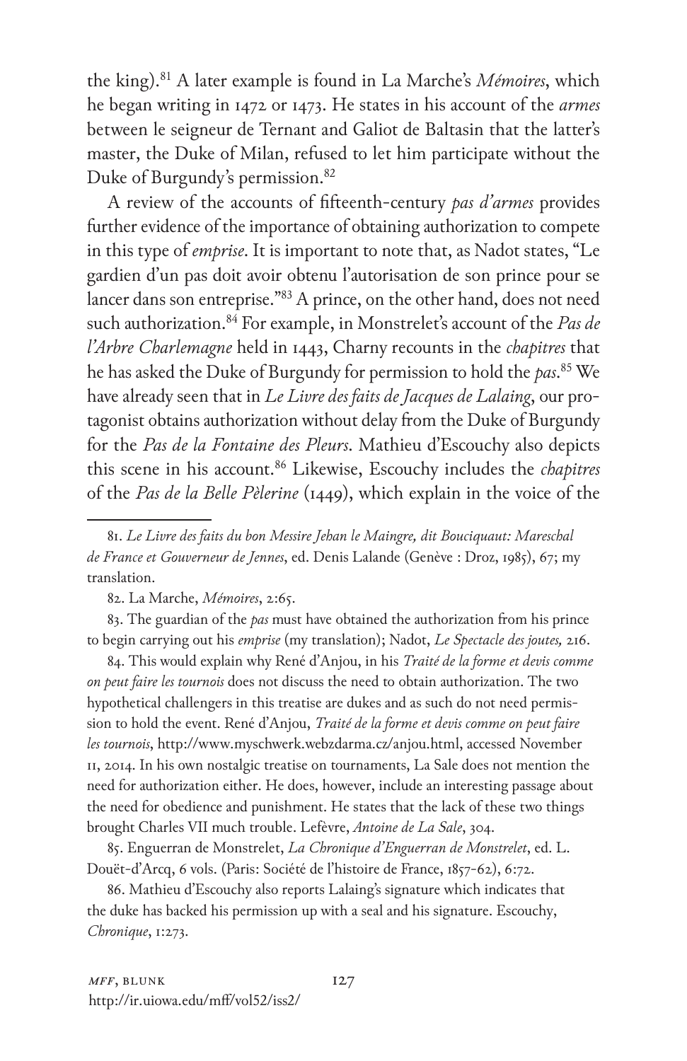the king).[81] A later example is found in La Marche's *Mémoires*, which he began writing in 1472 or 1473. He states in his account of the *armes* between le seigneur de Ternant and Galiot de Baltasin that the latter's master, the Duke of Milan, refused to let him participate without the Duke of Burgundy's permission.[82]

A review of the accounts of fifteenth-century *pas d'armes* provides further evidence of the importance of obtaining authorization to compete in this type of *emprise*. It is important to note that, as Nadot states, "Le gardien d'un pas doit avoir obtenu l'autorisation de son prince pour se lancer dans son entreprise."[83] A prince, on the other hand, does not need such authorization.[84] For example, in Monstrelet's account of the *Pas de l'Arbre Charlemagne* held in 1443, Charny recounts in the *chapitres* that he has asked the Duke of Burgundy for permission to hold the *pas*.[85] We have already seen that in *Le Livre des faits de Jacques de Lalaing*, our protagonist obtains authorization without delay from the Duke of Burgundy for the *Pas de la Fontaine des Pleurs*. Mathieu d'Escouchy also depicts this scene in his account.[86] Likewise, Escouchy includes the *chapitres* of the *Pas de la Belle Pèlerine* (1449), which explain in the voice of the

---

81. *Le Livre des faits du bon Messire Jehan le Maingre, dit Bouciquaut: Mareschal de France et Gouverneur de Jennes*, ed. Denis Lalande (Genève : Droz, 1985), 67; my translation.

82. La Marche, *Mémoires*, 2:65.

83. The guardian of the *pas* must have obtained the authorization from his prince to begin carrying out his *emprise* (my translation); Nadot, *Le Spectacle des joutes,* 216.

84. This would explain why René d'Anjou, in his *Traité de la forme et devis comme on peut faire les tournois* does not discuss the need to obtain authorization. The two hypothetical challengers in this treatise are dukes and as such do not need permission to hold the event. René d'Anjou, *Traité de la forme et devis comme on peut faire les tournois*, http://www.myschwerk.webzdarma.cz/anjou.html, accessed November 11, 2014. In his own nostalgic treatise on tournaments, La Sale does not mention the need for authorization either. He does, however, include an interesting passage about the need for obedience and punishment. He states that the lack of these two things brought Charles VII much trouble. Lefèvre, *Antoine de La Sale*, 304.

85. Enguerran de Monstrelet, *La Chronique d'Enguerran de Monstrelet*, ed. L. Douët-d'Arcq, 6 vols. (Paris: Société de l'histoire de France, 1857-62), 6:72.

86. Mathieu d'Escouchy also reports Lalaing's signature which indicates that the duke has backed his permission up with a seal and his signature. Escouchy, *Chronique*, 1:273.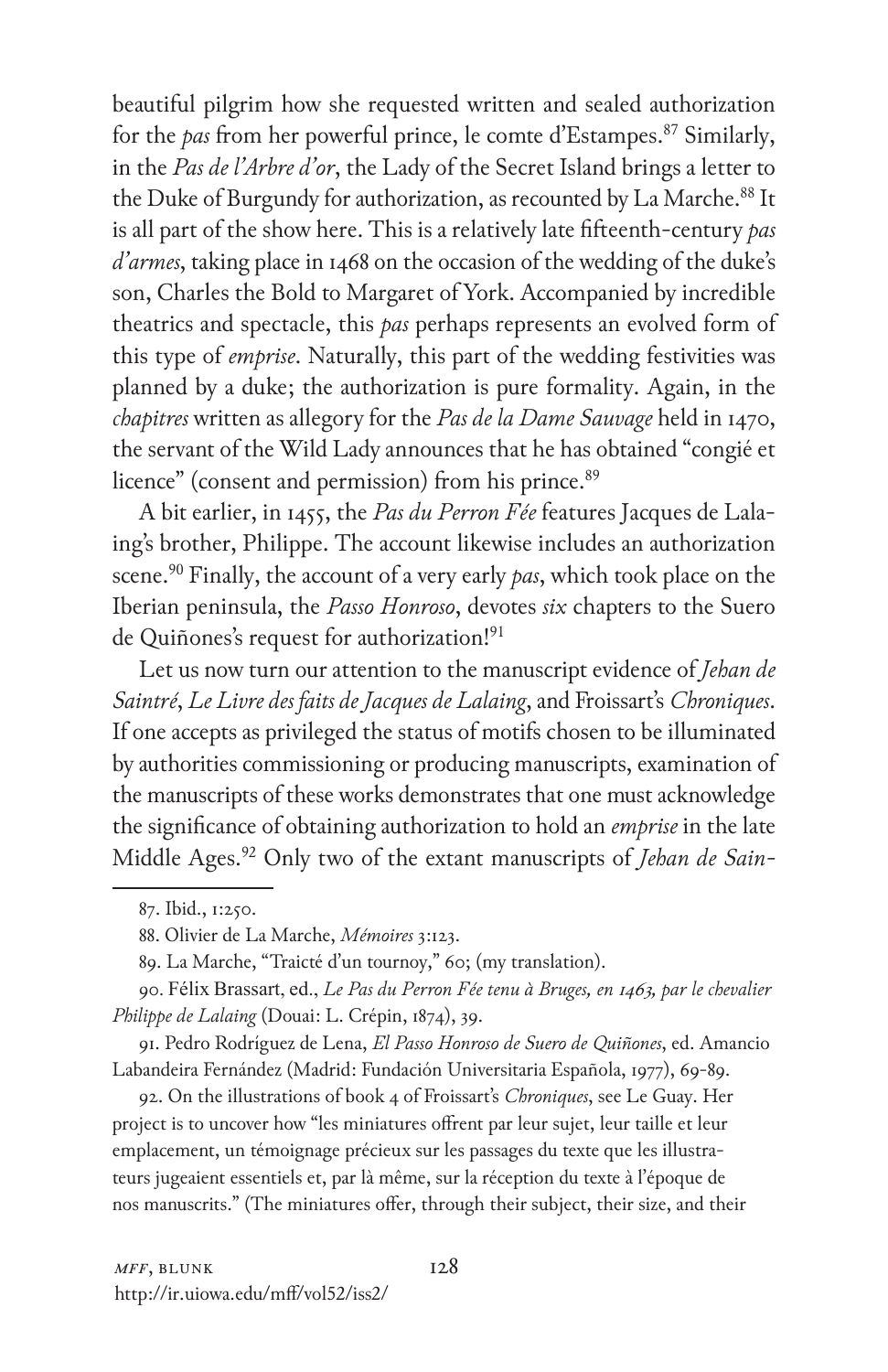beautiful pilgrim how she requested written and sealed authorization for the *pas* from her powerful prince, le comte d'Estampes.[87] Similarly, in the *Pas de l'Arbre d'or*, the Lady of the Secret Island brings a letter to the Duke of Burgundy for authorization, as recounted by La Marche.[88] It is all part of the show here. This is a relatively late fifteenth-century *pas d'armes*, taking place in 1468 on the occasion of the wedding of the duke's son, Charles the Bold to Margaret of York. Accompanied by incredible theatrics and spectacle, this *pas* perhaps represents an evolved form of this type of *emprise*. Naturally, this part of the wedding festivities was planned by a duke; the authorization is pure formality. Again, in the *chapitres* written as allegory for the *Pas de la Dame Sauvage* held in 1470, the servant of the Wild Lady announces that he has obtained "congié et licence" (consent and permission) from his prince.[89]

A bit earlier, in 1455, the *Pas du Perron Fée* features Jacques de Lalaing's brother, Philippe. The account likewise includes an authorization scene.[90] Finally, the account of a very early *pas*, which took place on the Iberian peninsula, the *Passo Honroso*, devotes *six* chapters to the Suero de Quiñones's request for authorization![91]

Let us now turn our attention to the manuscript evidence of *Jehan de Saintré*, *Le Livre des faits de Jacques de Lalaing*, and Froissart's *Chroniques*. If one accepts as privileged the status of motifs chosen to be illuminated by authorities commissioning or producing manuscripts, examination of the manuscripts of these works demonstrates that one must acknowledge the significance of obtaining authorization to hold an *emprise* in the late Middle Ages.[92] Only two of the extant manuscripts of *Jehan de Sain-*

---

87. Ibid., 1:250.

88. Olivier de La Marche, *Mémoires* 3:123.

89. La Marche, "Traicté d'un tournoy," 60; (my translation).

90. Félix Brassart, ed., *Le Pas du Perron Fée tenu à Bruges, en 1463, par le chevalier Philippe de Lalaing* (Douai: L. Crépin, 1874), 39.

91. Pedro Rodríguez de Lena, *El Passo Honroso de Suero de Quiñones*, ed. Amancio Labandeira Fernández (Madrid: Fundación Universitaria Española, 1977), 69-89.

92. On the illustrations of book 4 of Froissart's *Chroniques*, see Le Guay. Her project is to uncover how "les miniatures offrent par leur sujet, leur taille et leur emplacement, un témoignage précieux sur les passages du texte que les illustrateurs jugeaient essentiels et, par là même, sur la réception du texte à l'époque de nos manuscrits." (The miniatures offer, through their subject, their size, and their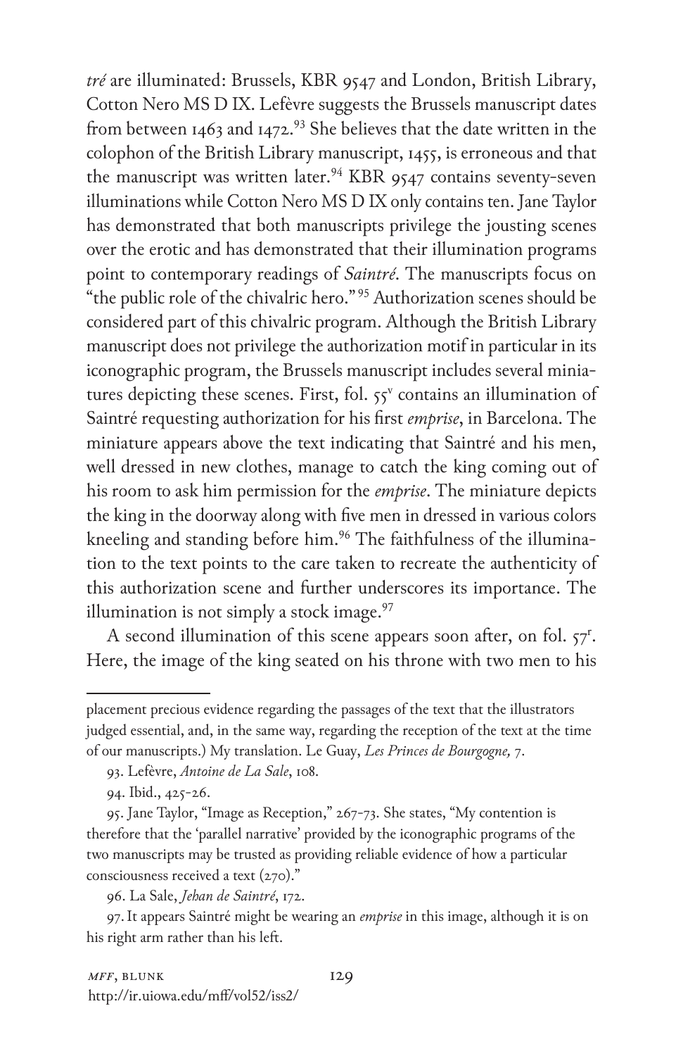*tré* are illuminated: Brussels, KBR 9547 and London, British Library, Cotton Nero MS D IX. Lefèvre suggests the Brussels manuscript dates from between 1463 and 1472.[93] She believes that the date written in the colophon of the British Library manuscript, 1455, is erroneous and that the manuscript was written later.[94] KBR 9547 contains seventy-seven illuminations while Cotton Nero MS D IX only contains ten. Jane Taylor has demonstrated that both manuscripts privilege the jousting scenes over the erotic and has demonstrated that their illumination programs point to contemporary readings of *Saintré*. The manuscripts focus on "the public role of the chivalric hero."[95] Authorization scenes should be considered part of this chivalric program. Although the British Library manuscript does not privilege the authorization motif in particular in its iconographic program, the Brussels manuscript includes several miniatures depicting these scenes. First, fol. 55v contains an illumination of Saintré requesting authorization for his first *emprise*, in Barcelona. The miniature appears above the text indicating that Saintré and his men, well dressed in new clothes, manage to catch the king coming out of his room to ask him permission for the *emprise*. The miniature depicts the king in the doorway along with five men in dressed in various colors kneeling and standing before him.[96] The faithfulness of the illumination to the text points to the care taken to recreate the authenticity of this authorization scene and further underscores its importance. The illumination is not simply a stock image.[97]

A second illumination of this scene appears soon after, on fol. 57r. Here, the image of the king seated on his throne with two men to his

placement precious evidence regarding the passages of the text that the illustrators judged essential, and, in the same way, regarding the reception of the text at the time of our manuscripts.) My translation. Le Guay, *Les Princes de Bourgogne,* 7.

93. Lefèvre, *Antoine de La Sale*, 108.

94. Ibid., 425-26.

95. Jane Taylor, "Image as Reception," 267-73. She states, "My contention is therefore that the 'parallel narrative' provided by the iconographic programs of the two manuscripts may be trusted as providing reliable evidence of how a particular consciousness received a text (270)."

96. La Sale, *Jehan de Saintré*, 172.

97. It appears Saintré might be wearing an *emprise* in this image, although it is on his right arm rather than his left.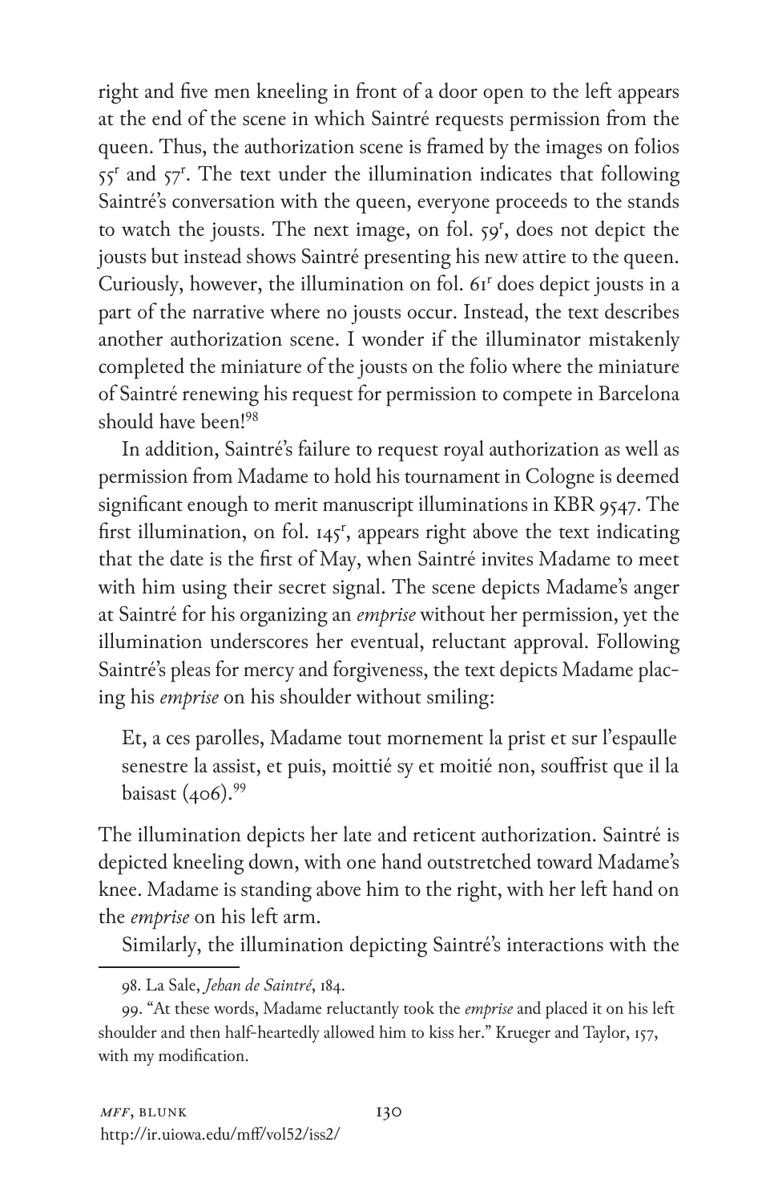right and five men kneeling in front of a door open to the left appears at the end of the scene in which Saintré requests permission from the queen. Thus, the authorization scene is framed by the images on folios 55r and 57r. The text under the illumination indicates that following Saintré's conversation with the queen, everyone proceeds to the stands to watch the jousts. The next image, on fol. 59r, does not depict the jousts but instead shows Saintré presenting his new attire to the queen. Curiously, however, the illumination on fol. 61r does depict jousts in a part of the narrative where no jousts occur. Instead, the text describes another authorization scene. I wonder if the illuminator mistakenly completed the miniature of the jousts on the folio where the miniature of Saintré renewing his request for permission to compete in Barcelona should have been![98]

In addition, Saintré's failure to request royal authorization as well as permission from Madame to hold his tournament in Cologne is deemed significant enough to merit manuscript illuminations in KBR 9547. The first illumination, on fol. 145r, appears right above the text indicating that the date is the first of May, when Saintré invites Madame to meet with him using their secret signal. The scene depicts Madame's anger at Saintré for his organizing an *emprise* without her permission, yet the illumination underscores her eventual, reluctant approval. Following Saintré's pleas for mercy and forgiveness, the text depicts Madame placing his *emprise* on his shoulder without smiling:

> Et, a ces parolles, Madame tout mornement la prist et sur l'espaulle senestre la assist, et puis, moittié sy et moitié non, souffrist que il la baisast (406).[99]

The illumination depicts her late and reticent authorization. Saintré is depicted kneeling down, with one hand outstretched toward Madame's knee. Madame is standing above him to the right, with her left hand on the *emprise* on his left arm.

Similarly, the illumination depicting Saintré's interactions with the

---

98. La Sale, *Jehan de Saintré*, 184.

99. "At these words, Madame reluctantly took the *emprise* and placed it on his left shoulder and then half-heartedly allowed him to kiss her." Krueger and Taylor, 157, with my modification.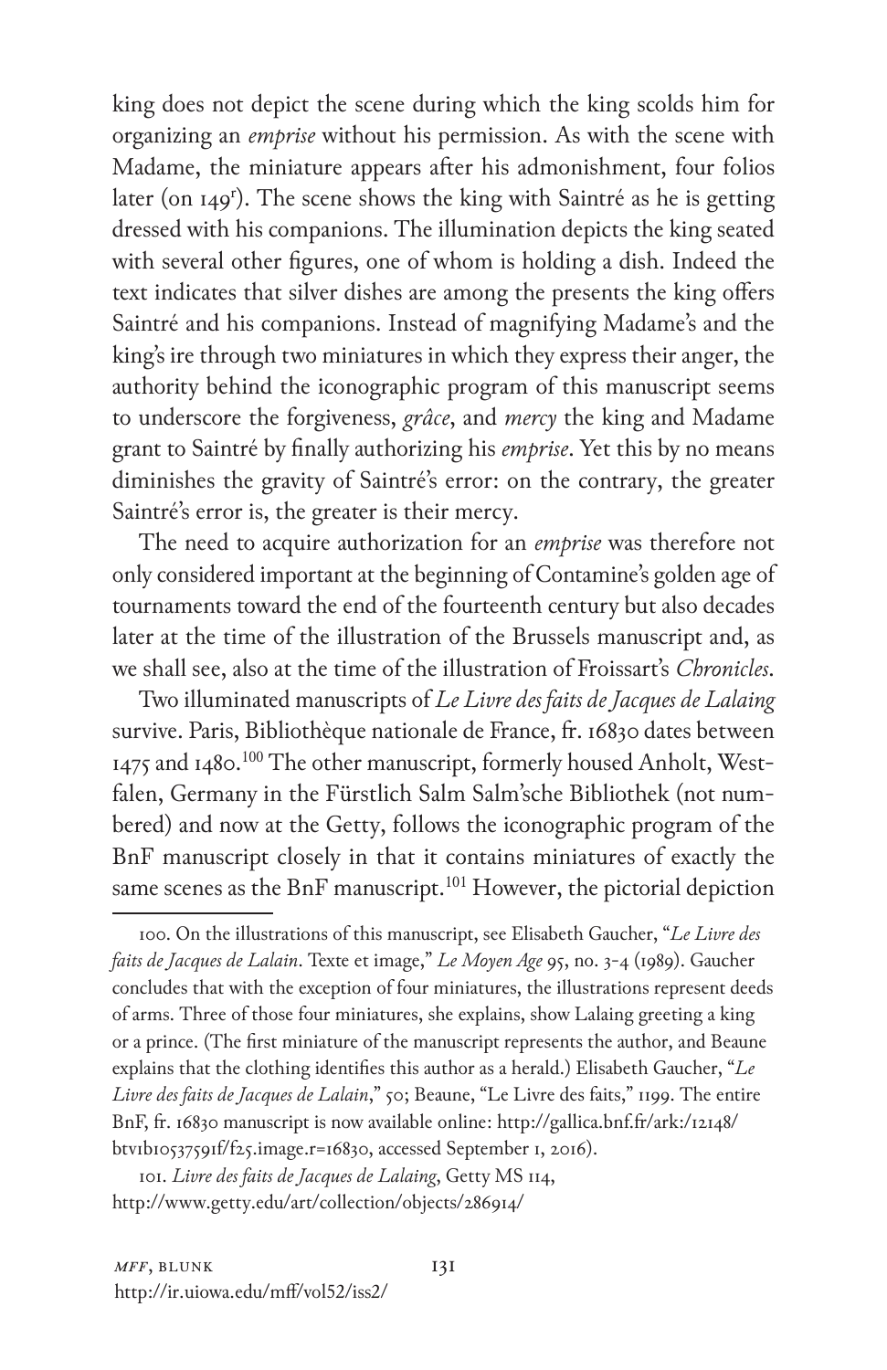king does not depict the scene during which the king scolds him for organizing an *emprise* without his permission. As with the scene with Madame, the miniature appears after his admonishment, four folios later (on 149$^r$). The scene shows the king with Saintré as he is getting dressed with his companions. The illumination depicts the king seated with several other figures, one of whom is holding a dish. Indeed the text indicates that silver dishes are among the presents the king offers Saintré and his companions. Instead of magnifying Madame's and the king's ire through two miniatures in which they express their anger, the authority behind the iconographic program of this manuscript seems to underscore the forgiveness, *grâce*, and *mercy* the king and Madame grant to Saintré by finally authorizing his *emprise*. Yet this by no means diminishes the gravity of Saintré's error: on the contrary, the greater Saintré's error is, the greater is their mercy.

The need to acquire authorization for an *emprise* was therefore not only considered important at the beginning of Contamine's golden age of tournaments toward the end of the fourteenth century but also decades later at the time of the illustration of the Brussels manuscript and, as we shall see, also at the time of the illustration of Froissart's *Chronicles*.

Two illuminated manuscripts of *Le Livre des faits de Jacques de Lalaing* survive. Paris, Bibliothèque nationale de France, fr. 16830 dates between 1475 and 1480.[100] The other manuscript, formerly housed Anholt, Westfalen, Germany in the Fürstlich Salm Salm'sche Bibliothek (not numbered) and now at the Getty, follows the iconographic program of the BnF manuscript closely in that it contains miniatures of exactly the same scenes as the BnF manuscript.[101] However, the pictorial depiction

100. On the illustrations of this manuscript, see Elisabeth Gaucher, "*Le Livre des faits de Jacques de Lalain*. Texte et image," *Le Moyen Age* 95, no. 3-4 (1989). Gaucher concludes that with the exception of four miniatures, the illustrations represent deeds of arms. Three of those four miniatures, she explains, show Lalaing greeting a king or a prince. (The first miniature of the manuscript represents the author, and Beaune explains that the clothing identifies this author as a herald.) Elisabeth Gaucher, "*Le Livre des faits de Jacques de Lalain*," 50; Beaune, "Le Livre des faits," 1199. The entire BnF, fr. 16830 manuscript is now available online: http://gallica.bnf.fr/ark:/12148/btv1b10537591f/f25.image.r=16830, accessed September 1, 2016).

101. *Livre des faits de Jacques de Lalaing*, Getty MS 114, http://www.getty.edu/art/collection/objects/286914/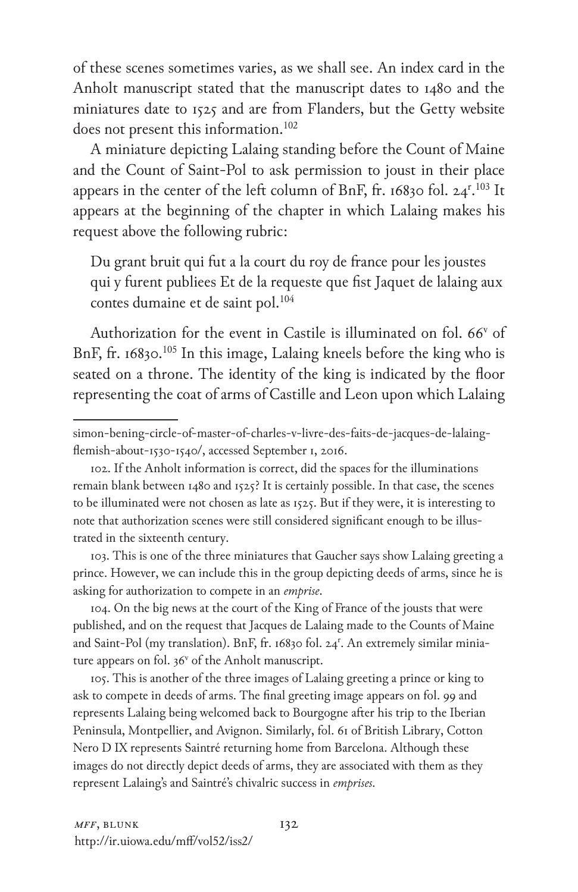of these scenes sometimes varies, as we shall see. An index card in the Anholt manuscript stated that the manuscript dates to 1480 and the miniatures date to 1525 and are from Flanders, but the Getty website does not present this information.[102]

A miniature depicting Lalaing standing before the Count of Maine and the Count of Saint-Pol to ask permission to joust in their place appears in the center of the left column of BnF, fr. 16830 fol. 24r.[103] It appears at the beginning of the chapter in which Lalaing makes his request above the following rubric:

> Du grant bruit qui fut a la court du roy de france pour les joustes qui y furent publiees Et de la requeste que fist Jaquet de lalaing aux contes dumaine et de saint pol.[104]

Authorization for the event in Castile is illuminated on fol. 66v of BnF, fr. 16830.[105] In this image, Lalaing kneels before the king who is seated on a throne. The identity of the king is indicated by the floor representing the coat of arms of Castille and Leon upon which Lalaing

---

simon-bening-circle-of-master-of-charles-v-livre-des-faits-de-jacques-de-lalaing-flemish-about-1530-1540/, accessed September 1, 2016.

102. If the Anholt information is correct, did the spaces for the illuminations remain blank between 1480 and 1525? It is certainly possible. In that case, the scenes to be illuminated were not chosen as late as 1525. But if they were, it is interesting to note that authorization scenes were still considered significant enough to be illustrated in the sixteenth century.

103. This is one of the three miniatures that Gaucher says show Lalaing greeting a prince. However, we can include this in the group depicting deeds of arms, since he is asking for authorization to compete in an *emprise*.

104. On the big news at the court of the King of France of the jousts that were published, and on the request that Jacques de Lalaing made to the Counts of Maine and Saint-Pol (my translation). BnF, fr. 16830 fol. 24r. An extremely similar miniature appears on fol. 36v of the Anholt manuscript.

105. This is another of the three images of Lalaing greeting a prince or king to ask to compete in deeds of arms. The final greeting image appears on fol. 99 and represents Lalaing being welcomed back to Bourgogne after his trip to the Iberian Peninsula, Montpellier, and Avignon. Similarly, fol. 61 of British Library, Cotton Nero D IX represents Saintré returning home from Barcelona. Although these images do not directly depict deeds of arms, they are associated with them as they represent Lalaing's and Saintré's chivalric success in *emprises*.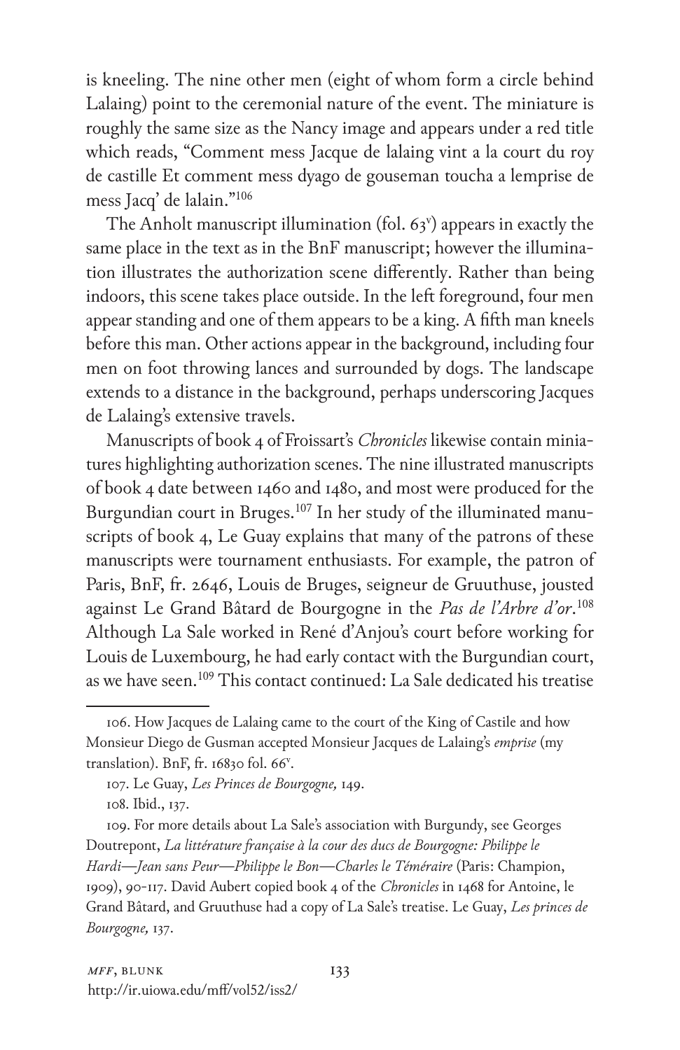is kneeling. The nine other men (eight of whom form a circle behind Lalaing) point to the ceremonial nature of the event. The miniature is roughly the same size as the Nancy image and appears under a red title which reads, "Comment mess Jacque de lalaing vint a la court du roy de castille Et comment mess dyago de gouseman toucha a lemprise de mess Jacq' de lalain."[106]

The Anholt manuscript illumination (fol. 63v) appears in exactly the same place in the text as in the BnF manuscript; however the illumination illustrates the authorization scene differently. Rather than being indoors, this scene takes place outside. In the left foreground, four men appear standing and one of them appears to be a king. A fifth man kneels before this man. Other actions appear in the background, including four men on foot throwing lances and surrounded by dogs. The landscape extends to a distance in the background, perhaps underscoring Jacques de Lalaing's extensive travels.

Manuscripts of book 4 of Froissart's *Chronicles* likewise contain miniatures highlighting authorization scenes. The nine illustrated manuscripts of book 4 date between 1460 and 1480, and most were produced for the Burgundian court in Bruges.[107] In her study of the illuminated manuscripts of book 4, Le Guay explains that many of the patrons of these manuscripts were tournament enthusiasts. For example, the patron of Paris, BnF, fr. 2646, Louis de Bruges, seigneur de Gruuthuse, jousted against Le Grand Bâtard de Bourgogne in the *Pas de l'Arbre d'or*.[108] Although La Sale worked in René d'Anjou's court before working for Louis de Luxembourg, he had early contact with the Burgundian court, as we have seen.[109] This contact continued: La Sale dedicated his treatise

---

106. How Jacques de Lalaing came to the court of the King of Castile and how Monsieur Diego de Gusman accepted Monsieur Jacques de Lalaing's *emprise* (my translation). BnF, fr. 16830 fol. 66v.

107. Le Guay, *Les Princes de Bourgogne,* 149.

108. Ibid., 137.

109. For more details about La Sale's association with Burgundy, see Georges Doutrepont, *La littérature française à la cour des ducs de Bourgogne: Philippe le Hardi—Jean sans Peur—Philippe le Bon—Charles le Téméraire* (Paris: Champion, 1909), 90-117. David Aubert copied book 4 of the *Chronicles* in 1468 for Antoine, le Grand Bâtard, and Gruuthuse had a copy of La Sale's treatise. Le Guay, *Les princes de Bourgogne,* 137.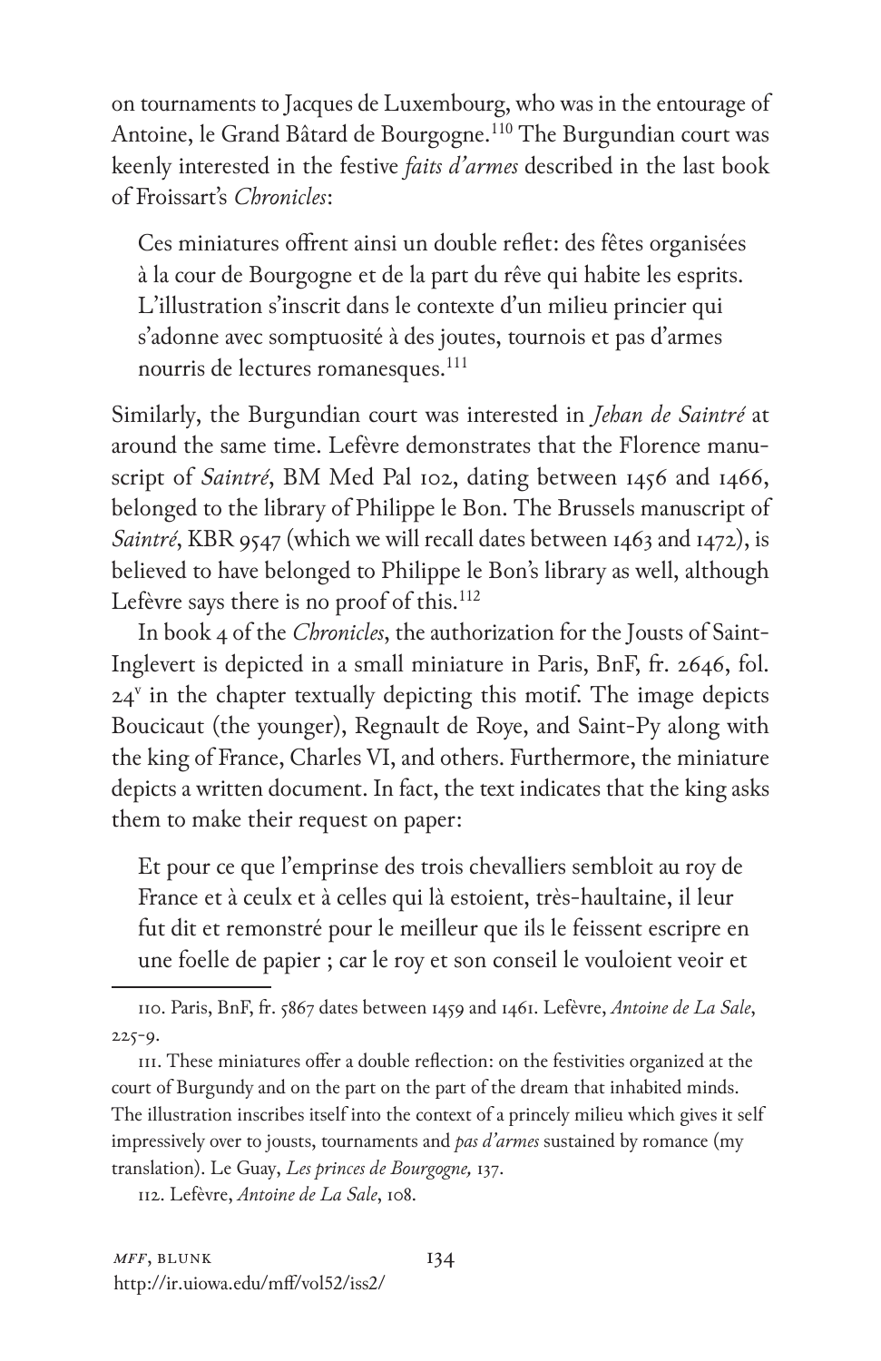on tournaments to Jacques de Luxembourg, who was in the entourage of Antoine, le Grand Bâtard de Bourgogne.[110] The Burgundian court was keenly interested in the festive *faits d'armes* described in the last book of Froissart's *Chronicles*:

> Ces miniatures offrent ainsi un double reflet: des fêtes organisées à la cour de Bourgogne et de la part du rêve qui habite les esprits. L'illustration s'inscrit dans le contexte d'un milieu princier qui s'adonne avec somptuosité à des joutes, tournois et pas d'armes nourris de lectures romanesques.[111]

Similarly, the Burgundian court was interested in *Jehan de Saintré* at around the same time. Lefèvre demonstrates that the Florence manuscript of *Saintré*, BM Med Pal 102, dating between 1456 and 1466, belonged to the library of Philippe le Bon. The Brussels manuscript of *Saintré*, KBR 9547 (which we will recall dates between 1463 and 1472), is believed to have belonged to Philippe le Bon's library as well, although Lefèvre says there is no proof of this.[112]

In book 4 of the *Chronicles*, the authorization for the Jousts of Saint-Inglevert is depicted in a small miniature in Paris, BnF, fr. 2646, fol. 24v in the chapter textually depicting this motif. The image depicts Boucicaut (the younger), Regnault de Roye, and Saint-Py along with the king of France, Charles VI, and others. Furthermore, the miniature depicts a written document. In fact, the text indicates that the king asks them to make their request on paper:

> Et pour ce que l'emprinse des trois chevalliers sembloit au roy de France et à ceulx et à celles qui là estoient, très-haultaine, il leur fut dit et remonstré pour le meilleur que ils le feissent escripre en une foelle de papier ; car le roy et son conseil le vouloient veoir et

---

110. Paris, BnF, fr. 5867 dates between 1459 and 1461. Lefèvre, *Antoine de La Sale*, 225-9.

111. These miniatures offer a double reflection: on the festivities organized at the court of Burgundy and on the part on the part of the dream that inhabited minds. The illustration inscribes itself into the context of a princely milieu which gives it self impressively over to jousts, tournaments and *pas d'armes* sustained by romance (my translation). Le Guay, *Les princes de Bourgogne,* 137.

112. Lefèvre, *Antoine de La Sale*, 108.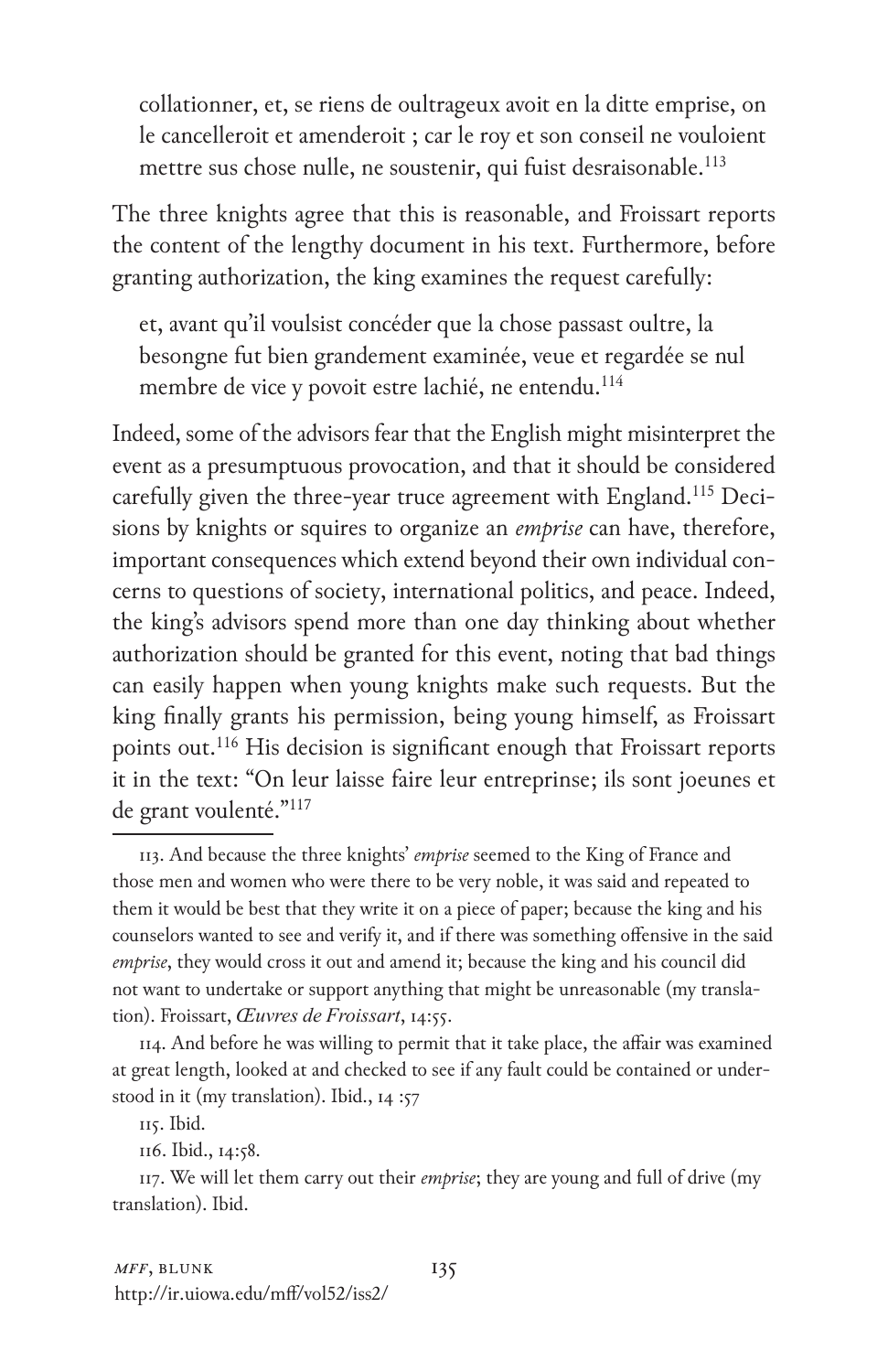> collationner, et, se riens de oultrageux avoit en la ditte emprise, on le cancelleroit et amenderoit ; car le roy et son conseil ne vouloient mettre sus chose nulle, ne soustenir, qui fuist desraisonable.[113]

The three knights agree that this is reasonable, and Froissart reports the content of the lengthy document in his text. Furthermore, before granting authorization, the king examines the request carefully:

> et, avant qu'il voulsist concéder que la chose passast oultre, la besongne fut bien grandement examinée, veue et regardée se nul membre de vice y povoit estre lachié, ne entendu.[114]

Indeed, some of the advisors fear that the English might misinterpret the event as a presumptuous provocation, and that it should be considered carefully given the three-year truce agreement with England.[115] Decisions by knights or squires to organize an *emprise* can have, therefore, important consequences which extend beyond their own individual concerns to questions of society, international politics, and peace. Indeed, the king's advisors spend more than one day thinking about whether authorization should be granted for this event, noting that bad things can easily happen when young knights make such requests. But the king finally grants his permission, being young himself, as Froissart points out.[116] His decision is significant enough that Froissart reports it in the text: "On leur laisse faire leur entreprinse; ils sont joeunes et de grant voulenté."[117]

---

113. And because the three knights' *emprise* seemed to the King of France and those men and women who were there to be very noble, it was said and repeated to them it would be best that they write it on a piece of paper; because the king and his counselors wanted to see and verify it, and if there was something offensive in the said *emprise*, they would cross it out and amend it; because the king and his council did not want to undertake or support anything that might be unreasonable (my translation). Froissart, *Œuvres de Froissart*, 14:55.

114. And before he was willing to permit that it take place, the affair was examined at great length, looked at and checked to see if any fault could be contained or understood in it (my translation). Ibid., 14 :57

115. Ibid.

116. Ibid., 14:58.

117. We will let them carry out their *emprise*; they are young and full of drive (my translation). Ibid.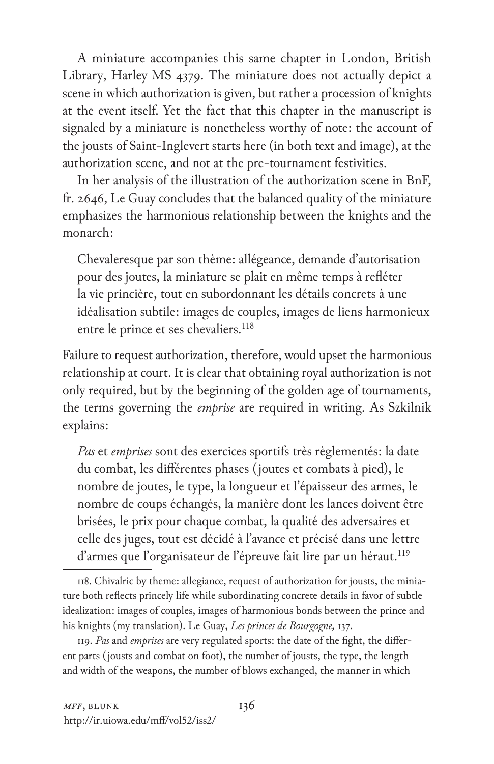A miniature accompanies this same chapter in London, British Library, Harley MS 4379. The miniature does not actually depict a scene in which authorization is given, but rather a procession of knights at the event itself. Yet the fact that this chapter in the manuscript is signaled by a miniature is nonetheless worthy of note: the account of the jousts of Saint-Inglevert starts here (in both text and image), at the authorization scene, and not at the pre-tournament festivities.

In her analysis of the illustration of the authorization scene in BnF, fr. 2646, Le Guay concludes that the balanced quality of the miniature emphasizes the harmonious relationship between the knights and the monarch:

> Chevaleresque par son thème: allégeance, demande d'autorisation pour des joutes, la miniature se plait en même temps à refléter la vie princière, tout en subordonnant les détails concrets à une idéalisation subtile: images de couples, images de liens harmonieux entre le prince et ses chevaliers.[118]

Failure to request authorization, therefore, would upset the harmonious relationship at court. It is clear that obtaining royal authorization is not only required, but by the beginning of the golden age of tournaments, the terms governing the *emprise* are required in writing. As Szkilnik explains:

> *Pas* et *emprises* sont des exercices sportifs très règlementés: la date du combat, les différentes phases (joutes et combats à pied), le nombre de joutes, le type, la longueur et l'épaisseur des armes, le nombre de coups échangés, la manière dont les lances doivent être brisées, le prix pour chaque combat, la qualité des adversaires et celle des juges, tout est décidé à l'avance et précisé dans une lettre d'armes que l'organisateur de l'épreuve fait lire par un héraut.[119]

---

118. Chivalric by theme: allegiance, request of authorization for jousts, the miniature both reflects princely life while subordinating concrete details in favor of subtle idealization: images of couples, images of harmonious bonds between the prince and his knights (my translation). Le Guay, *Les princes de Bourgogne,* 137.

119. *Pas* and *emprises* are very regulated sports: the date of the fight, the different parts (jousts and combat on foot), the number of jousts, the type, the length and width of the weapons, the number of blows exchanged, the manner in which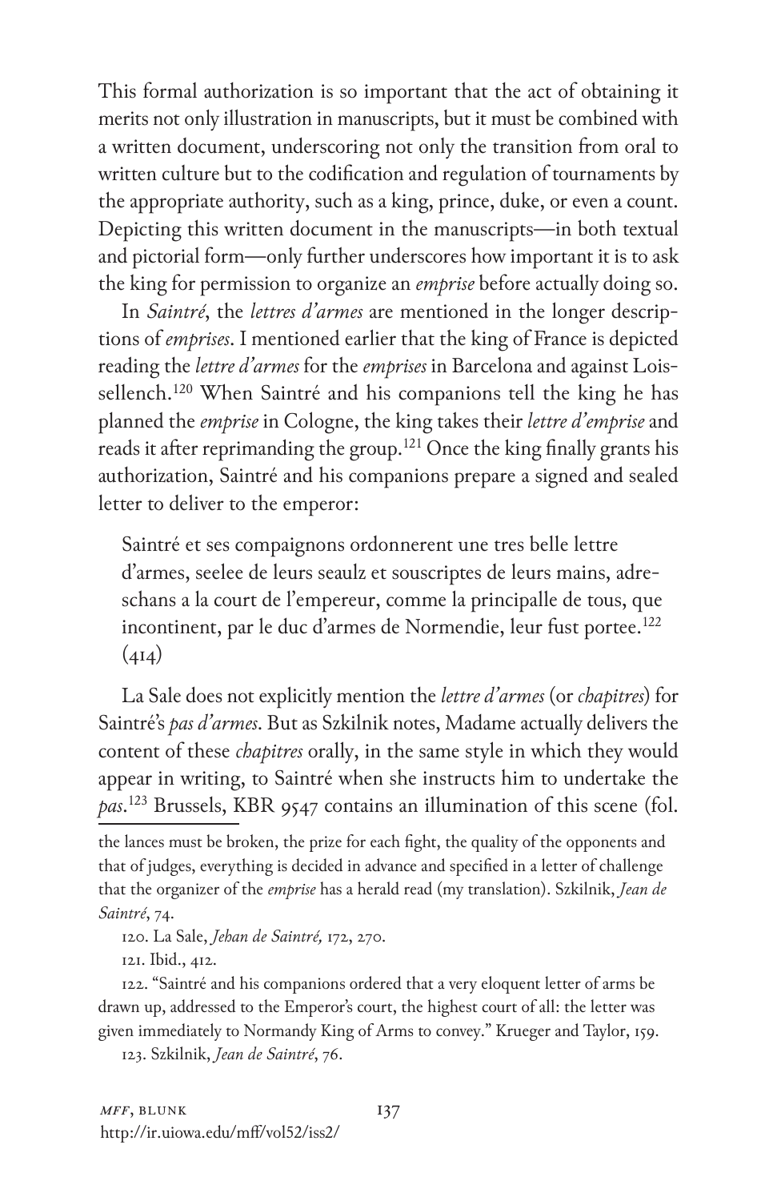This formal authorization is so important that the act of obtaining it merits not only illustration in manuscripts, but it must be combined with a written document, underscoring not only the transition from oral to written culture but to the codification and regulation of tournaments by the appropriate authority, such as a king, prince, duke, or even a count. Depicting this written document in the manuscripts—in both textual and pictorial form—only further underscores how important it is to ask the king for permission to organize an *emprise* before actually doing so.

In *Saintré*, the *lettres d'armes* are mentioned in the longer descriptions of *emprises*. I mentioned earlier that the king of France is depicted reading the *lettre d'armes* for the *emprises* in Barcelona and against Loissellench.[120] When Saintré and his companions tell the king he has planned the *emprise* in Cologne, the king takes their *lettre d'emprise* and reads it after reprimanding the group.[121] Once the king finally grants his authorization, Saintré and his companions prepare a signed and sealed letter to deliver to the emperor:

> Saintré et ses compaignons ordonnerent une tres belle lettre d'armes, seelee de leurs seaulz et souscriptes de leurs mains, adreschans a la court de l'empereur, comme la principalle de tous, que incontinent, par le duc d'armes de Normendie, leur fust portee.[122] (414)

La Sale does not explicitly mention the *lettre d'armes* (or *chapitres*) for Saintré's *pas d'armes*. But as Szkilnik notes, Madame actually delivers the content of these *chapitres* orally, in the same style in which they would appear in writing, to Saintré when she instructs him to undertake the *pas*.[123] Brussels, KBR 9547 contains an illumination of this scene (fol.

---

the lances must be broken, the prize for each fight, the quality of the opponents and that of judges, everything is decided in advance and specified in a letter of challenge that the organizer of the *emprise* has a herald read (my translation). Szkilnik, *Jean de Saintré*, 74.

120. La Sale, *Jehan de Saintré,* 172, 270.

121. Ibid., 412.

122. "Saintré and his companions ordered that a very eloquent letter of arms be drawn up, addressed to the Emperor's court, the highest court of all: the letter was given immediately to Normandy King of Arms to convey." Krueger and Taylor, 159.

123. Szkilnik, *Jean de Saintré*, 76.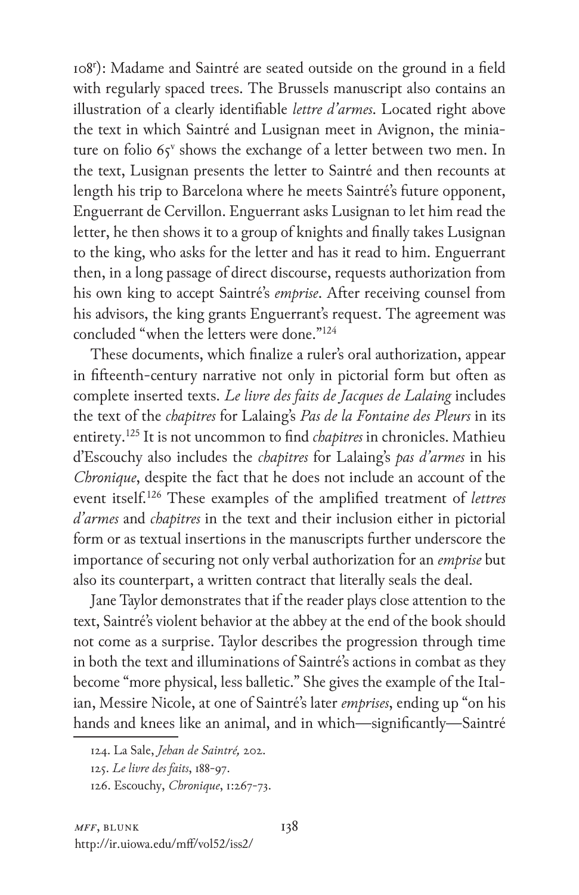108[r]): Madame and Saintré are seated outside on the ground in a field with regularly spaced trees. The Brussels manuscript also contains an illustration of a clearly identifiable *lettre d'armes*. Located right above the text in which Saintré and Lusignan meet in Avignon, the miniature on folio 65[v] shows the exchange of a letter between two men. In the text, Lusignan presents the letter to Saintré and then recounts at length his trip to Barcelona where he meets Saintré's future opponent, Enguerrant de Cervillon. Enguerrant asks Lusignan to let him read the letter, he then shows it to a group of knights and finally takes Lusignan to the king, who asks for the letter and has it read to him. Enguerrant then, in a long passage of direct discourse, requests authorization from his own king to accept Saintré's *emprise*. After receiving counsel from his advisors, the king grants Enguerrant's request. The agreement was concluded "when the letters were done."[124]

These documents, which finalize a ruler's oral authorization, appear in fifteenth-century narrative not only in pictorial form but often as complete inserted texts. *Le livre des faits de Jacques de Lalaing* includes the text of the *chapitres* for Lalaing's *Pas de la Fontaine des Pleurs* in its entirety.[125] It is not uncommon to find *chapitres* in chronicles. Mathieu d'Escouchy also includes the *chapitres* for Lalaing's *pas d'armes* in his *Chronique*, despite the fact that he does not include an account of the event itself.[126] These examples of the amplified treatment of *lettres d'armes* and *chapitres* in the text and their inclusion either in pictorial form or as textual insertions in the manuscripts further underscore the importance of securing not only verbal authorization for an *emprise* but also its counterpart, a written contract that literally seals the deal.

Jane Taylor demonstrates that if the reader plays close attention to the text, Saintré's violent behavior at the abbey at the end of the book should not come as a surprise. Taylor describes the progression through time in both the text and illuminations of Saintré's actions in combat as they become "more physical, less balletic." She gives the example of the Italian, Messire Nicole, at one of Saintré's later *emprises*, ending up "on his hands and knees like an animal, and in which—significantly—Saintré

124. La Sale, *Jehan de Saintré,* 202.

125. *Le livre des faits*, 188-97.

126. Escouchy, *Chronique*, 1:267-73.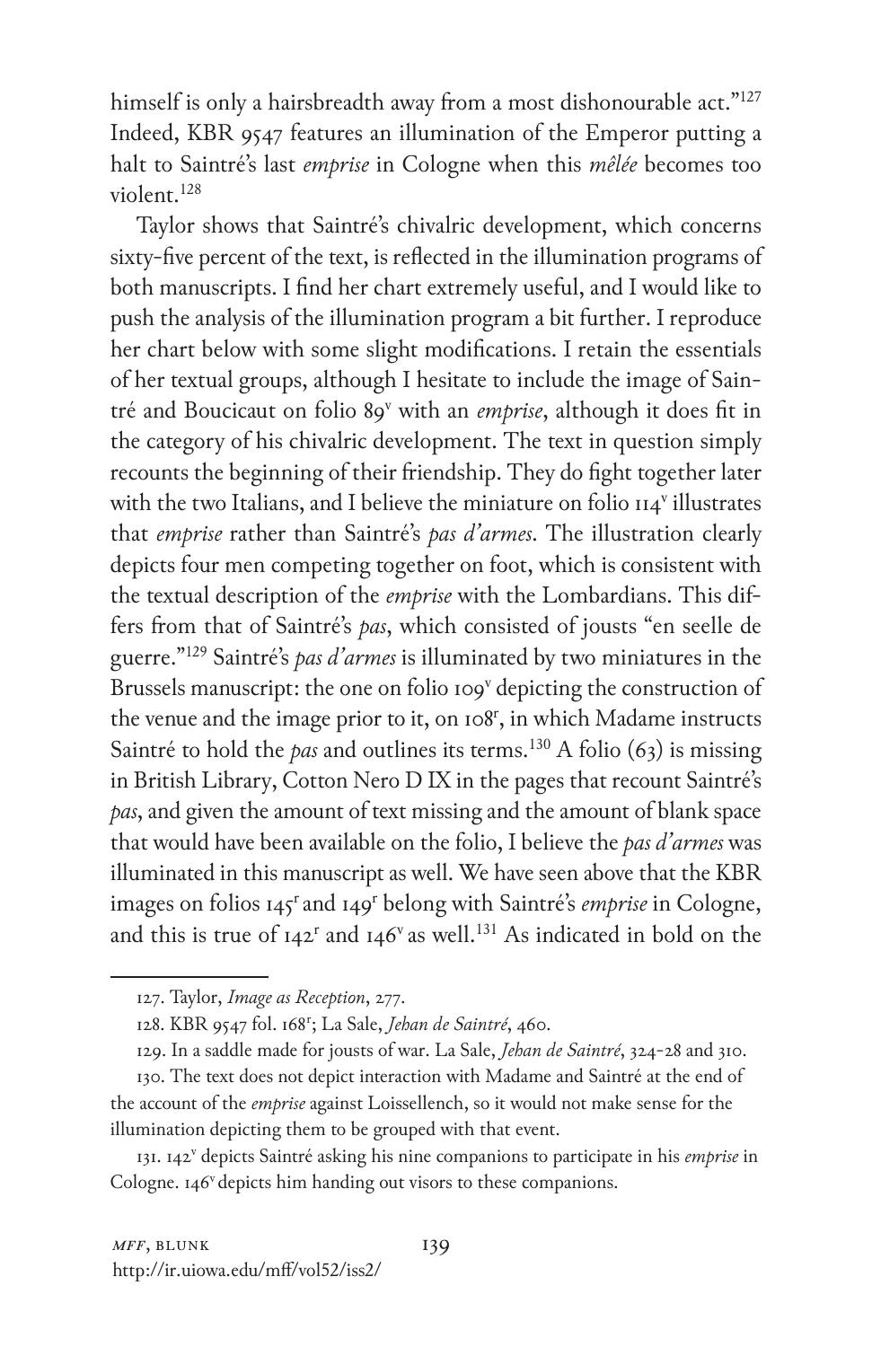himself is only a hairsbreadth away from a most dishonourable act."[127] Indeed, KBR 9547 features an illumination of the Emperor putting a halt to Saintré's last *emprise* in Cologne when this *mêlée* becomes too violent.[128]

Taylor shows that Saintré's chivalric development, which concerns sixty-five percent of the text, is reflected in the illumination programs of both manuscripts. I find her chart extremely useful, and I would like to push the analysis of the illumination program a bit further. I reproduce her chart below with some slight modifications. I retain the essentials of her textual groups, although I hesitate to include the image of Saintré and Boucicaut on folio 89v with an *emprise*, although it does fit in the category of his chivalric development. The text in question simply recounts the beginning of their friendship. They do fight together later with the two Italians, and I believe the miniature on folio 114v illustrates that *emprise* rather than Saintré's *pas d'armes*. The illustration clearly depicts four men competing together on foot, which is consistent with the textual description of the *emprise* with the Lombardians. This differs from that of Saintré's *pas*, which consisted of jousts "en seelle de guerre."[129] Saintré's *pas d'armes* is illuminated by two miniatures in the Brussels manuscript: the one on folio 109v depicting the construction of the venue and the image prior to it, on 108r, in which Madame instructs Saintré to hold the *pas* and outlines its terms.[130] A folio (63) is missing in British Library, Cotton Nero D IX in the pages that recount Saintré's *pas*, and given the amount of text missing and the amount of blank space that would have been available on the folio, I believe the *pas d'armes* was illuminated in this manuscript as well. We have seen above that the KBR images on folios 145r and 149r belong with Saintré's *emprise* in Cologne, and this is true of 142r and 146v as well.[131] As indicated in bold on the

---

127. Taylor, *Image as Reception*, 277.

128. KBR 9547 fol. 168r; La Sale, *Jehan de Saintré*, 460.

129. In a saddle made for jousts of war. La Sale, *Jehan de Saintré*, 324–28 and 310.

130. The text does not depict interaction with Madame and Saintré at the end of the account of the *emprise* against Loissellench, so it would not make sense for the illumination depicting them to be grouped with that event.

131. 142v depicts Saintré asking his nine companions to participate in his *emprise* in Cologne. 146v depicts him handing out visors to these companions.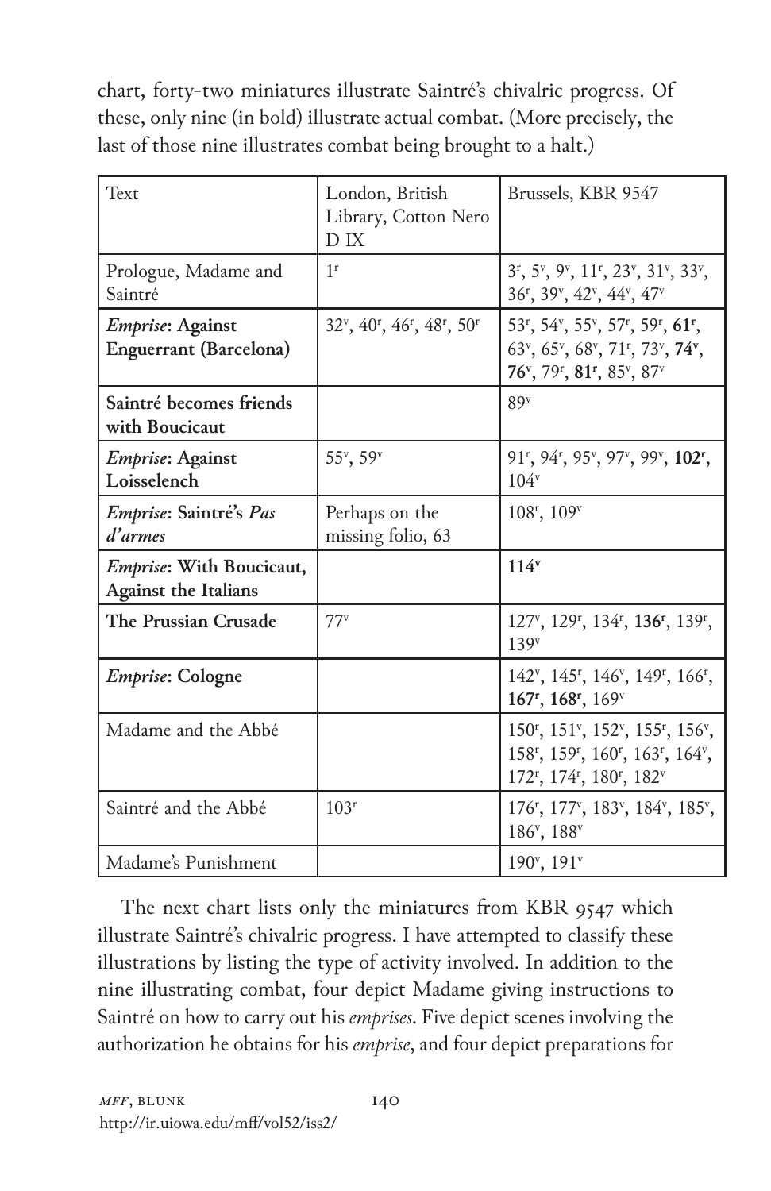chart, forty-two miniatures illustrate Saintré's chivalric progress. Of these, only nine (in bold) illustrate actual combat. (More precisely, the last of those nine illustrates combat being brought to a halt.)

| Text | London, British Library, Cotton Nero D IX | Brussels, KBR 9547 |
|---|---|---|
| Prologue, Madame and Saintré | 1r | 3r, 5v, 9v, 11r, 23v, 31v, 33v, 36r, 39v, 42v, 44v, 47v |
| ***Emprise*: Against Enguerrant (Barcelona)** | 32v, 40r, 46r, 48r, 50r | 53r, 54v, 55v, 57r, 59r, **61r**, 63v, 65v, 68v, 71r, 73v, **74v**, **76v**, 79r, **81r**, 85v, 87v |
| **Saintré becomes friends with Boucicaut** | | 89v |
| ***Emprise*: Against Loisselench** | 55v, 59v | 91r, 94r, 95v, 97v, 99v, **102r**, 104v |
| ***Emprise*: Saintré's *Pas d'armes*** | Perhaps on the missing folio, 63 | 108r, 109v |
| ***Emprise*: With Boucicaut, Against the Italians** | | **114v** |
| **The Prussian Crusade** | 77v | 127v, 129r, 134r, **136r**, 139r, 139v |
| ***Emprise*: Cologne** | | 142v, 145r, 146v, 149r, 166r, **167r**, **168r**, 169v |
| Madame and the Abbé | | 150r, 151v, 152v, 155r, 156v, 158r, 159r, 160r, 163r, 164v, 172r, 174r, 180r, 182v |
| Saintré and the Abbé | 103r | 176r, 177v, 183v, 184v, 185v, 186v, 188v |
| Madame's Punishment | | 190v, 191v |

The next chart lists only the miniatures from KBR 9547 which illustrate Saintré's chivalric progress. I have attempted to classify these illustrations by listing the type of activity involved. In addition to the nine illustrating combat, four depict Madame giving instructions to Saintré on how to carry out his *emprises*. Five depict scenes involving the authorization he obtains for his *emprise*, and four depict preparations for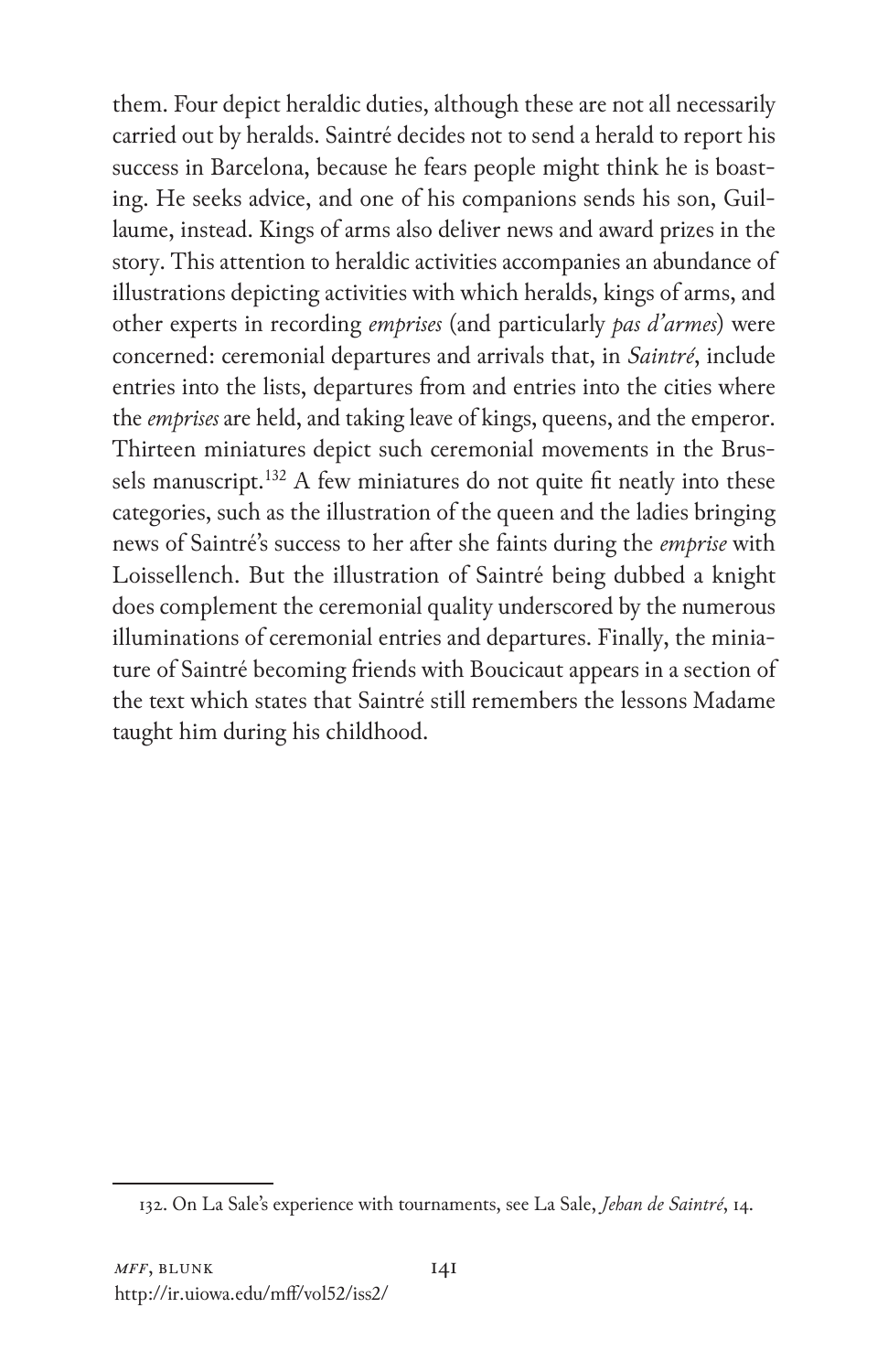them. Four depict heraldic duties, although these are not all necessarily carried out by heralds. Saintré decides not to send a herald to report his success in Barcelona, because he fears people might think he is boasting. He seeks advice, and one of his companions sends his son, Guillaume, instead. Kings of arms also deliver news and award prizes in the story. This attention to heraldic activities accompanies an abundance of illustrations depicting activities with which heralds, kings of arms, and other experts in recording *emprises* (and particularly *pas d'armes*) were concerned: ceremonial departures and arrivals that, in *Saintré*, include entries into the lists, departures from and entries into the cities where the *emprises* are held, and taking leave of kings, queens, and the emperor. Thirteen miniatures depict such ceremonial movements in the Brussels manuscript.[132] A few miniatures do not quite fit neatly into these categories, such as the illustration of the queen and the ladies bringing news of Saintré's success to her after she faints during the *emprise* with Loissellench. But the illustration of Saintré being dubbed a knight does complement the ceremonial quality underscored by the numerous illuminations of ceremonial entries and departures. Finally, the miniature of Saintré becoming friends with Boucicaut appears in a section of the text which states that Saintré still remembers the lessons Madame taught him during his childhood.

---

132. On La Sale's experience with tournaments, see La Sale, *Jehan de Saintré*, 14.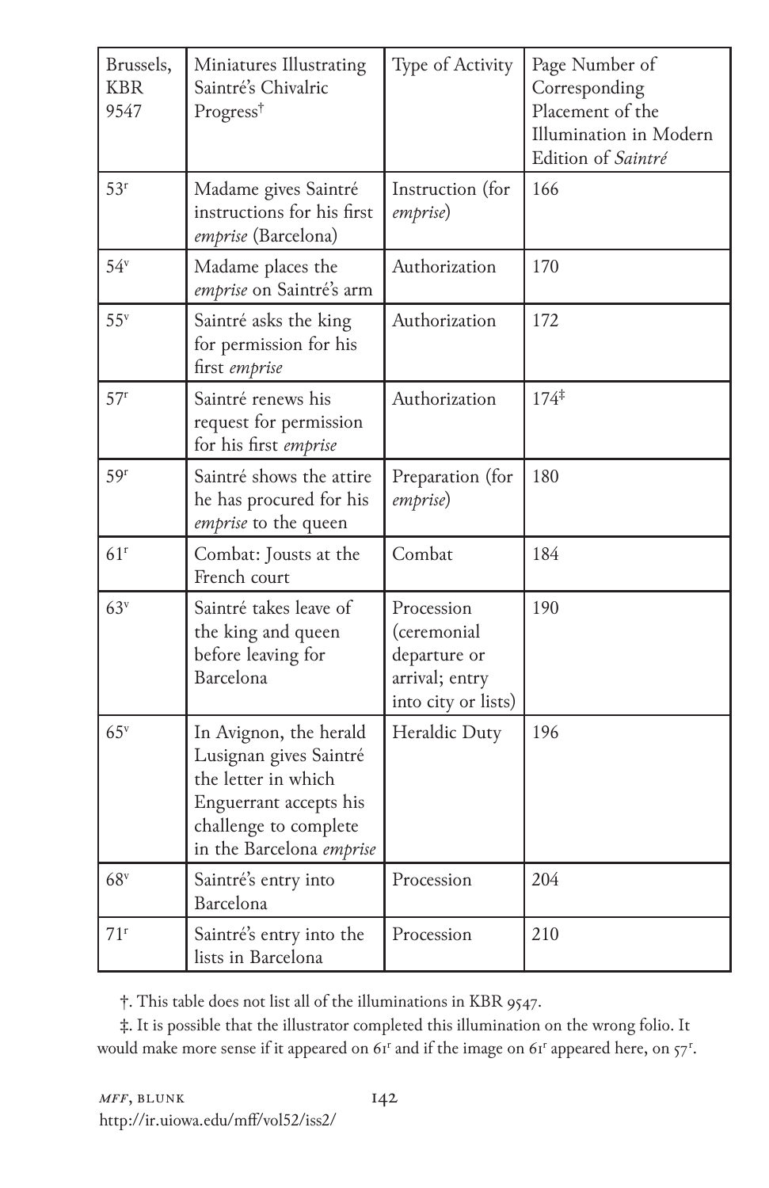| Brussels, KBR 9547 | Miniatures Illustrating Saintré's Chivalric Progress† | Type of Activity | Page Number of Corresponding Placement of the Illumination in Modern Edition of *Saintré* |
|---|---|---|---|
| 53r | Madame gives Saintré instructions for his first *emprise* (Barcelona) | Instruction (for *emprise*) | 166 |
| 54v | Madame places the *emprise* on Saintré's arm | Authorization | 170 |
| 55v | Saintré asks the king for permission for his first *emprise* | Authorization | 172 |
| 57r | Saintré renews his request for permission for his first *emprise* | Authorization | 174‡ |
| 59r | Saintré shows the attire he has procured for his *emprise* to the queen | Preparation (for *emprise*) | 180 |
| 61r | Combat: Jousts at the French court | Combat | 184 |
| 63v | Saintré takes leave of the king and queen before leaving for Barcelona | Procession (ceremonial departure or arrival; entry into city or lists) | 190 |
| 65v | In Avignon, the herald Lusignan gives Saintré the letter in which Enguerrant accepts his challenge to complete in the Barcelona *emprise* | Heraldic Duty | 196 |
| 68v | Saintré's entry into Barcelona | Procession | 204 |
| 71r | Saintré's entry into the lists in Barcelona | Procession | 210 |

†. This table does not list all of the illuminations in KBR 9547.

‡. It is possible that the illustrator completed this illumination on the wrong folio. It would make more sense if it appeared on 61r and if the image on 61r appeared here, on 57r.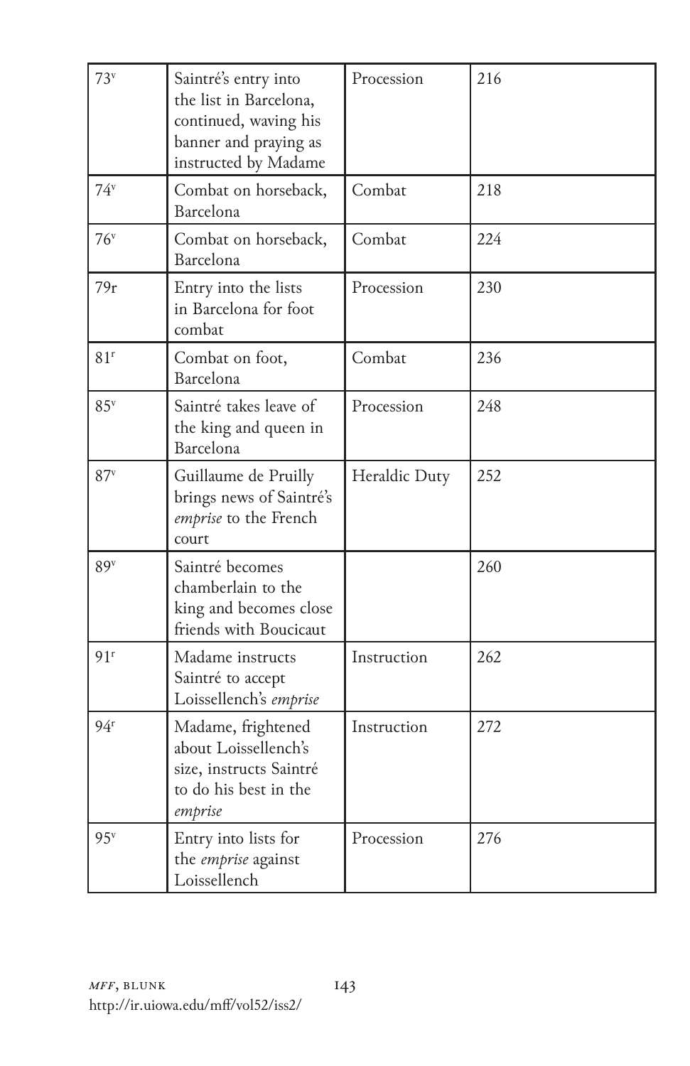| 73ᵛ | Saintré's entry into the list in Barcelona, continued, waving his banner and praying as instructed by Madame | Procession | 216 |
|---|---|---|---|
| 74ᵛ | Combat on horseback, Barcelona | Combat | 218 |
| 76ᵛ | Combat on horseback, Barcelona | Combat | 224 |
| 79r | Entry into the lists in Barcelona for foot combat | Procession | 230 |
| 81ʳ | Combat on foot, Barcelona | Combat | 236 |
| 85ᵛ | Saintré takes leave of the king and queen in Barcelona | Procession | 248 |
| 87ᵛ | Guillaume de Pruilly brings news of Saintré's *emprise* to the French court | Heraldic Duty | 252 |
| 89ᵛ | Saintré becomes chamberlain to the king and becomes close friends with Boucicaut | | 260 |
| 91ʳ | Madame instructs Saintré to accept Loissellench's *emprise* | Instruction | 262 |
| 94ʳ | Madame, frightened about Loissellench's size, instructs Saintré to do his best in the *emprise* | Instruction | 272 |
| 95ᵛ | Entry into lists for the *emprise* against Loissellench | Procession | 276 |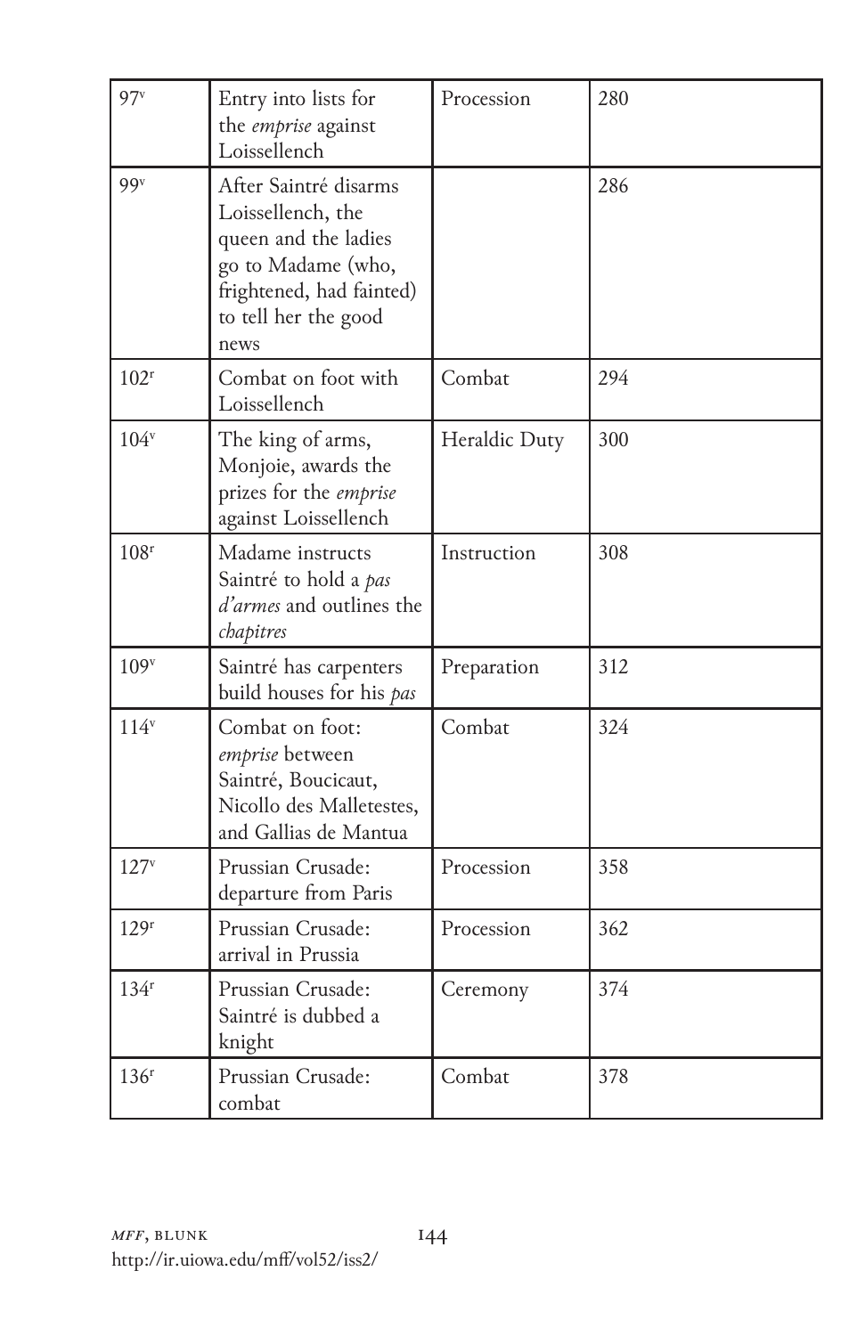| 97v | Entry into lists for the *emprise* against Loissellench | Procession | 280 |
|---|---|---|---|
| 99v | After Saintré disarms Loissellench, the queen and the ladies go to Madame (who, frightened, had fainted) to tell her the good news | | 286 |
| 102r | Combat on foot with Loissellench | Combat | 294 |
| 104v | The king of arms, Monjoie, awards the prizes for the *emprise* against Loissellench | Heraldic Duty | 300 |
| 108r | Madame instructs Saintré to hold a *pas d'armes* and outlines the *chapitres* | Instruction | 308 |
| 109v | Saintré has carpenters build houses for his *pas* | Preparation | 312 |
| 114v | Combat on foot: *emprise* between Saintré, Boucicaut, Nicollo des Malletestes, and Gallias de Mantua | Combat | 324 |
| 127v | Prussian Crusade: departure from Paris | Procession | 358 |
| 129r | Prussian Crusade: arrival in Prussia | Procession | 362 |
| 134r | Prussian Crusade: Saintré is dubbed a knight | Ceremony | 374 |
| 136r | Prussian Crusade: combat | Combat | 378 |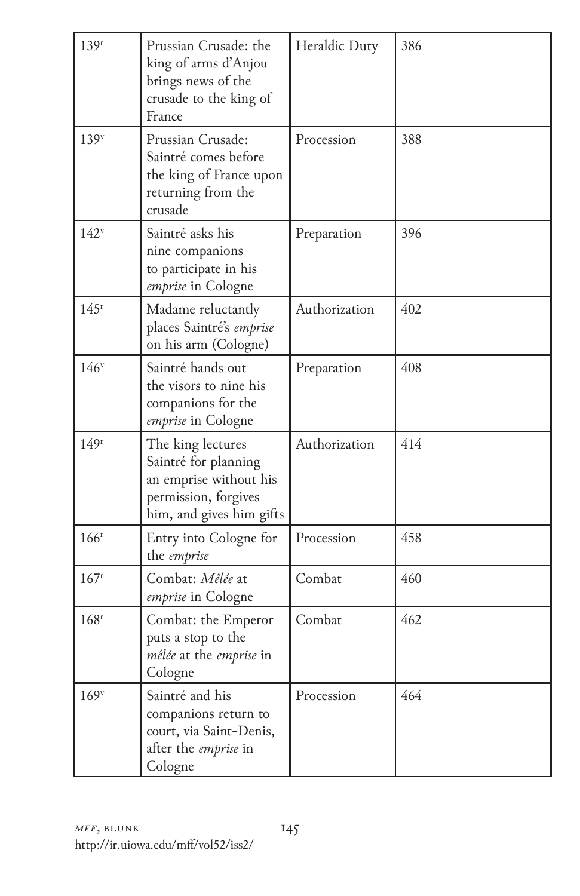| 139r | Prussian Crusade: the king of arms d'Anjou brings news of the crusade to the king of France | Heraldic Duty | 386 |
|---|---|---|---|
| 139v | Prussian Crusade: Saintré comes before the king of France upon returning from the crusade | Procession | 388 |
| 142v | Saintré asks his nine companions to participate in his *emprise* in Cologne | Preparation | 396 |
| 145r | Madame reluctantly places Saintré's *emprise* on his arm (Cologne) | Authorization | 402 |
| 146v | Saintré hands out the visors to nine his companions for the *emprise* in Cologne | Preparation | 408 |
| 149r | The king lectures Saintré for planning an emprise without his permission, forgives him, and gives him gifts | Authorization | 414 |
| 166r | Entry into Cologne for the *emprise* | Procession | 458 |
| 167r | Combat: *Mêlée* at *emprise* in Cologne | Combat | 460 |
| 168r | Combat: the Emperor puts a stop to the *mêlée* at the *emprise* in Cologne | Combat | 462 |
| 169v | Saintré and his companions return to court, via Saint-Denis, after the *emprise* in Cologne | Procession | 464 |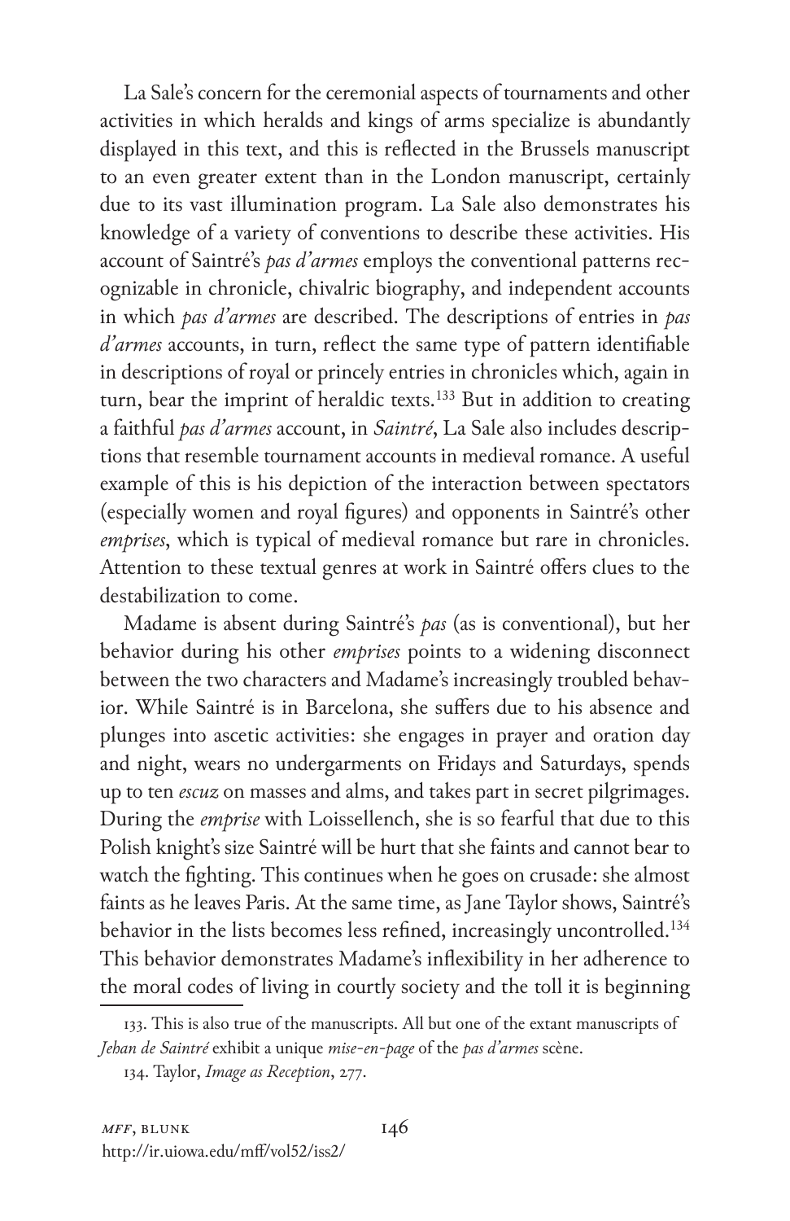La Sale's concern for the ceremonial aspects of tournaments and other activities in which heralds and kings of arms specialize is abundantly displayed in this text, and this is reflected in the Brussels manuscript to an even greater extent than in the London manuscript, certainly due to its vast illumination program. La Sale also demonstrates his knowledge of a variety of conventions to describe these activities. His account of Saintré's *pas d'armes* employs the conventional patterns recognizable in chronicle, chivalric biography, and independent accounts in which *pas d'armes* are described. The descriptions of entries in *pas d'armes* accounts, in turn, reflect the same type of pattern identifiable in descriptions of royal or princely entries in chronicles which, again in turn, bear the imprint of heraldic texts.[133] But in addition to creating a faithful *pas d'armes* account, in *Saintré*, La Sale also includes descriptions that resemble tournament accounts in medieval romance. A useful example of this is his depiction of the interaction between spectators (especially women and royal figures) and opponents in Saintré's other *emprises*, which is typical of medieval romance but rare in chronicles. Attention to these textual genres at work in Saintré offers clues to the destabilization to come.

Madame is absent during Saintré's *pas* (as is conventional), but her behavior during his other *emprises* points to a widening disconnect between the two characters and Madame's increasingly troubled behavior. While Saintré is in Barcelona, she suffers due to his absence and plunges into ascetic activities: she engages in prayer and oration day and night, wears no undergarments on Fridays and Saturdays, spends up to ten *escuz* on masses and alms, and takes part in secret pilgrimages. During the *emprise* with Loissellench, she is so fearful that due to this Polish knight's size Saintré will be hurt that she faints and cannot bear to watch the fighting. This continues when he goes on crusade: she almost faints as he leaves Paris. At the same time, as Jane Taylor shows, Saintré's behavior in the lists becomes less refined, increasingly uncontrolled.[134] This behavior demonstrates Madame's inflexibility in her adherence to the moral codes of living in courtly society and the toll it is beginning

---

133. This is also true of the manuscripts. All but one of the extant manuscripts of *Jehan de Saintré* exhibit a unique *mise-en-page* of the *pas d'armes* scène.

134. Taylor, *Image as Reception*, 277.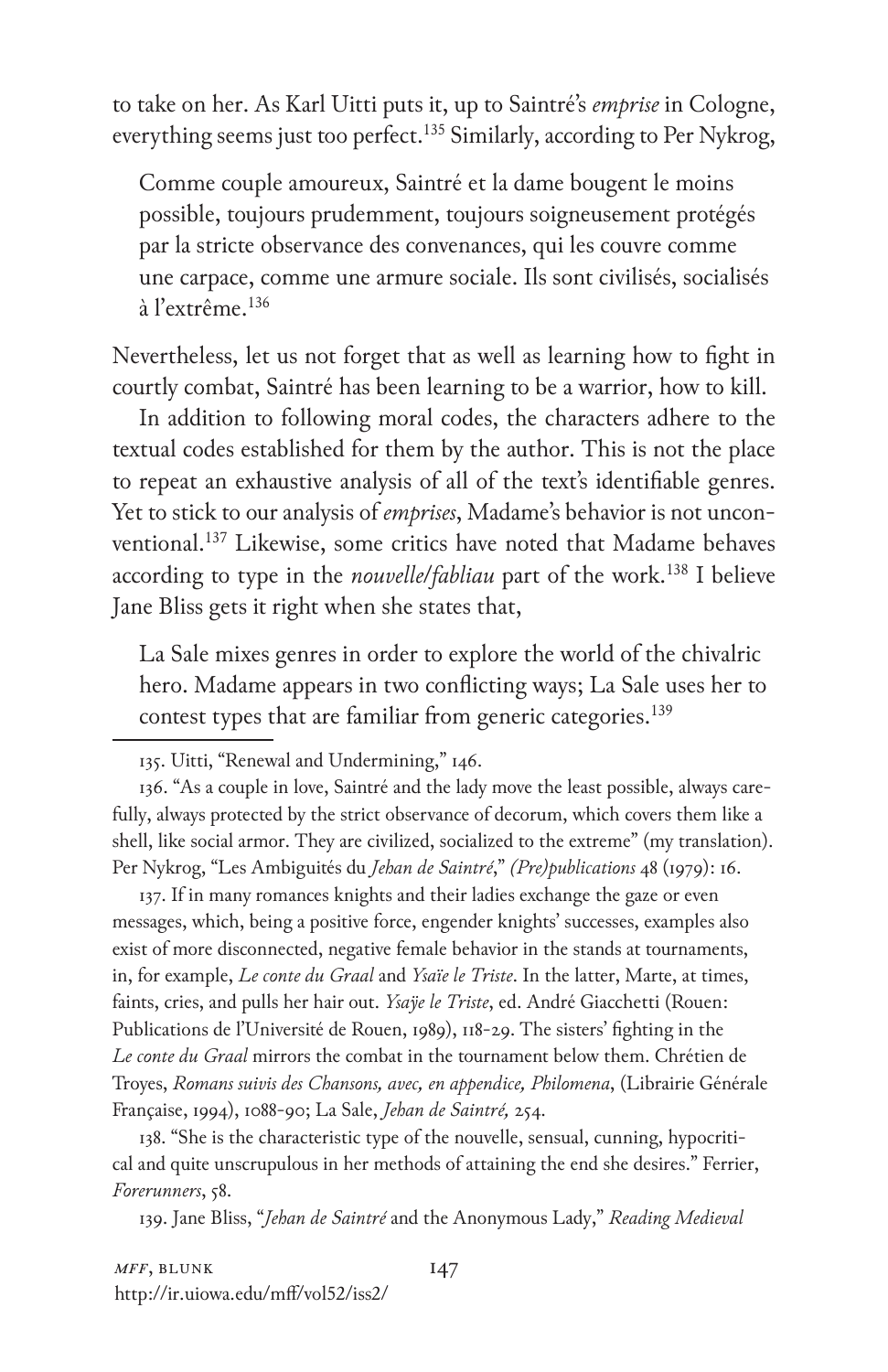to take on her. As Karl Uitti puts it, up to Saintré's *emprise* in Cologne, everything seems just too perfect.[135] Similarly, according to Per Nykrog,

> Comme couple amoureux, Saintré et la dame bougent le moins possible, toujours prudemment, toujours soigneusement protégés par la stricte observance des convenances, qui les couvre comme une carpace, comme une armure sociale. Ils sont civilisés, socialisés à l'extrême.[136]

Nevertheless, let us not forget that as well as learning how to fight in courtly combat, Saintré has been learning to be a warrior, how to kill.

In addition to following moral codes, the characters adhere to the textual codes established for them by the author. This is not the place to repeat an exhaustive analysis of all of the text's identifiable genres. Yet to stick to our analysis of *emprises*, Madame's behavior is not unconventional.[137] Likewise, some critics have noted that Madame behaves according to type in the *nouvelle/fabliau* part of the work.[138] I believe Jane Bliss gets it right when she states that,

> La Sale mixes genres in order to explore the world of the chivalric hero. Madame appears in two conflicting ways; La Sale uses her to contest types that are familiar from generic categories.[139]

---

135. Uitti, "Renewal and Undermining," 146.

136. "As a couple in love, Saintré and the lady move the least possible, always carefully, always protected by the strict observance of decorum, which covers them like a shell, like social armor. They are civilized, socialized to the extreme" (my translation). Per Nykrog, "Les Ambiguités du *Jehan de Saintré*," *(Pre)publications* 48 (1979): 16.

137. If in many romances knights and their ladies exchange the gaze or even messages, which, being a positive force, engender knights' successes, examples also exist of more disconnected, negative female behavior in the stands at tournaments, in, for example, *Le conte du Graal* and *Ysaïe le Triste*. In the latter, Marte, at times, faints, cries, and pulls her hair out. *Ysaÿe le Triste*, ed. André Giacchetti (Rouen: Publications de l'Université de Rouen, 1989), 118-29. The sisters' fighting in the *Le conte du Graal* mirrors the combat in the tournament below them. Chrétien de Troyes, *Romans suivis des Chansons, avec, en appendice, Philomena*, (Librairie Générale Française, 1994), 1088-90; La Sale, *Jehan de Saintré,* 254.

138. "She is the characteristic type of the nouvelle, sensual, cunning, hypocritical and quite unscrupulous in her methods of attaining the end she desires." Ferrier, *Forerunners*, 58.

139. Jane Bliss, "*Jehan de Saintré* and the Anonymous Lady," *Reading Medieval*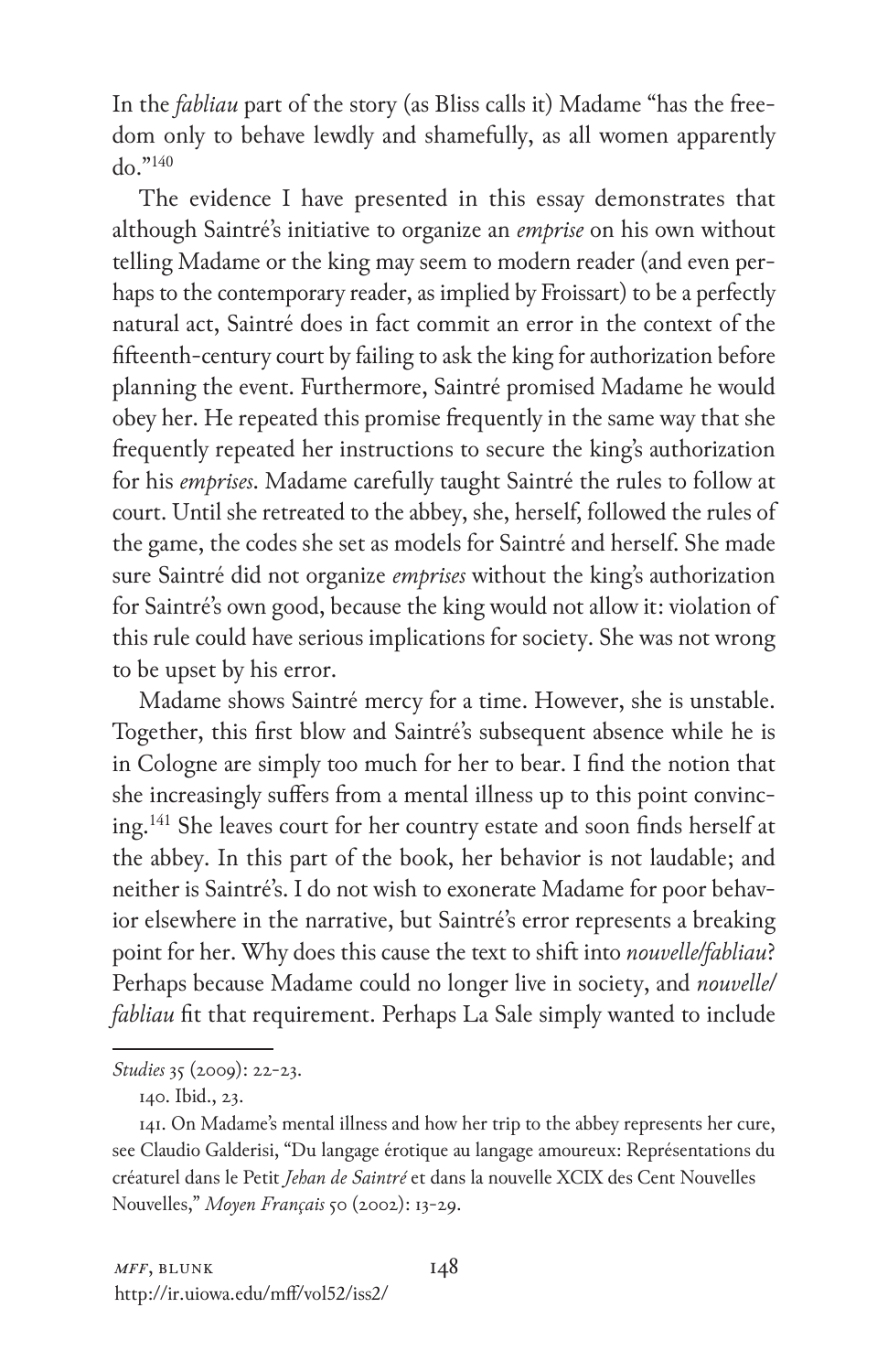In the *fabliau* part of the story (as Bliss calls it) Madame "has the freedom only to behave lewdly and shamefully, as all women apparently do."[140]

The evidence I have presented in this essay demonstrates that although Saintré's initiative to organize an *emprise* on his own without telling Madame or the king may seem to modern reader (and even perhaps to the contemporary reader, as implied by Froissart) to be a perfectly natural act, Saintré does in fact commit an error in the context of the fifteenth-century court by failing to ask the king for authorization before planning the event. Furthermore, Saintré promised Madame he would obey her. He repeated this promise frequently in the same way that she frequently repeated her instructions to secure the king's authorization for his *emprises*. Madame carefully taught Saintré the rules to follow at court. Until she retreated to the abbey, she, herself, followed the rules of the game, the codes she set as models for Saintré and herself. She made sure Saintré did not organize *emprises* without the king's authorization for Saintré's own good, because the king would not allow it: violation of this rule could have serious implications for society. She was not wrong to be upset by his error.

Madame shows Saintré mercy for a time. However, she is unstable. Together, this first blow and Saintré's subsequent absence while he is in Cologne are simply too much for her to bear. I find the notion that she increasingly suffers from a mental illness up to this point convincing.[141] She leaves court for her country estate and soon finds herself at the abbey. In this part of the book, her behavior is not laudable; and neither is Saintré's. I do not wish to exonerate Madame for poor behavior elsewhere in the narrative, but Saintré's error represents a breaking point for her. Why does this cause the text to shift into *nouvelle/fabliau*? Perhaps because Madame could no longer live in society, and *nouvelle/fabliau* fit that requirement. Perhaps La Sale simply wanted to include

---

*Studies* 35 (2009): 22–23.

140. Ibid., 23.

141. On Madame's mental illness and how her trip to the abbey represents her cure, see Claudio Galderisi, "Du langage érotique au langage amoureux: Représentations du créaturel dans le Petit *Jehan de Saintré* et dans la nouvelle XCIX des Cent Nouvelles Nouvelles," *Moyen Français* 50 (2002): 13–29.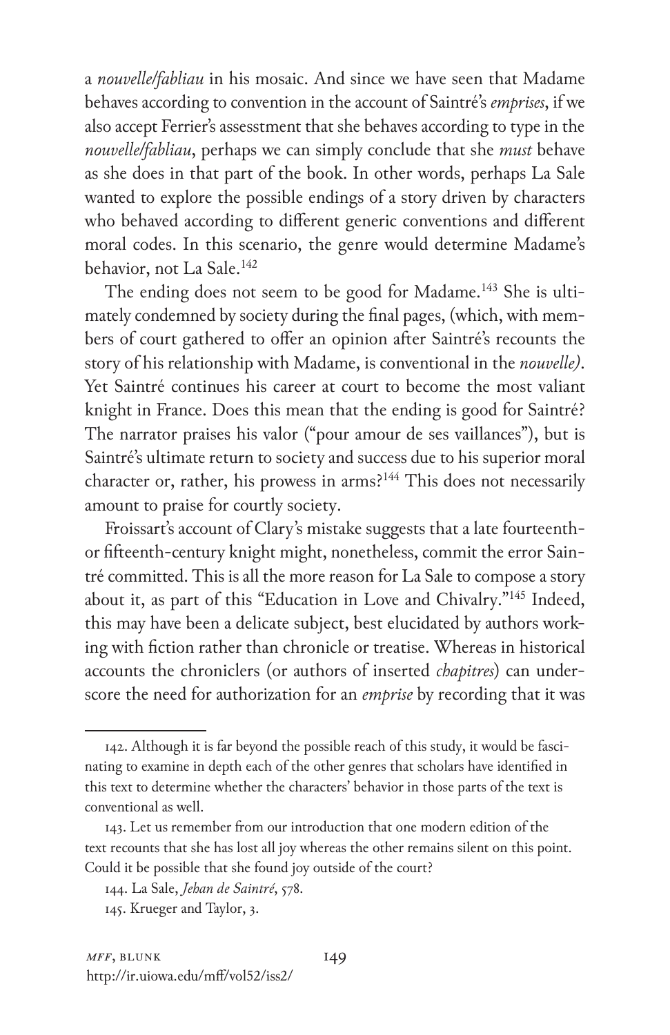a *nouvelle/fabliau* in his mosaic. And since we have seen that Madame behaves according to convention in the account of Saintré's *emprises*, if we also accept Ferrier's assesstment that she behaves according to type in the *nouvelle/fabliau*, perhaps we can simply conclude that she *must* behave as she does in that part of the book. In other words, perhaps La Sale wanted to explore the possible endings of a story driven by characters who behaved according to different generic conventions and different moral codes. In this scenario, the genre would determine Madame's behavior, not La Sale.[142]

The ending does not seem to be good for Madame.[143] She is ultimately condemned by society during the final pages, (which, with members of court gathered to offer an opinion after Saintré's recounts the story of his relationship with Madame, is conventional in the *nouvelle)*. Yet Saintré continues his career at court to become the most valiant knight in France. Does this mean that the ending is good for Saintré? The narrator praises his valor ("pour amour de ses vaillances"), but is Saintré's ultimate return to society and success due to his superior moral character or, rather, his prowess in arms?[144] This does not necessarily amount to praise for courtly society.

Froissart's account of Clary's mistake suggests that a late fourteenth- or fifteenth-century knight might, nonetheless, commit the error Saintré committed. This is all the more reason for La Sale to compose a story about it, as part of this "Education in Love and Chivalry."[145] Indeed, this may have been a delicate subject, best elucidated by authors working with fiction rather than chronicle or treatise. Whereas in historical accounts the chroniclers (or authors of inserted *chapitres*) can underscore the need for authorization for an *emprise* by recording that it was

---

142. Although it is far beyond the possible reach of this study, it would be fascinating to examine in depth each of the other genres that scholars have identified in this text to determine whether the characters' behavior in those parts of the text is conventional as well.

143. Let us remember from our introduction that one modern edition of the text recounts that she has lost all joy whereas the other remains silent on this point. Could it be possible that she found joy outside of the court?

144. La Sale, *Jehan de Saintré*, 578.

145. Krueger and Taylor, 3.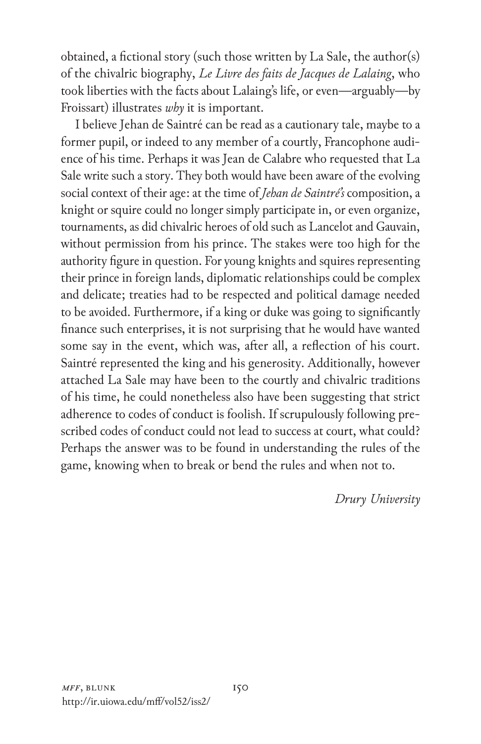obtained, a fictional story (such those written by La Sale, the author(s) of the chivalric biography, *Le Livre des faits de Jacques de Lalaing*, who took liberties with the facts about Lalaing's life, or even—arguably—by Froissart) illustrates *why* it is important.

I believe Jehan de Saintré can be read as a cautionary tale, maybe to a former pupil, or indeed to any member of a courtly, Francophone audience of his time. Perhaps it was Jean de Calabre who requested that La Sale write such a story. They both would have been aware of the evolving social context of their age: at the time of *Jehan de Saintré's* composition, a knight or squire could no longer simply participate in, or even organize, tournaments, as did chivalric heroes of old such as Lancelot and Gauvain, without permission from his prince. The stakes were too high for the authority figure in question. For young knights and squires representing their prince in foreign lands, diplomatic relationships could be complex and delicate; treaties had to be respected and political damage needed to be avoided. Furthermore, if a king or duke was going to significantly finance such enterprises, it is not surprising that he would have wanted some say in the event, which was, after all, a reflection of his court. Saintré represented the king and his generosity. Additionally, however attached La Sale may have been to the courtly and chivalric traditions of his time, he could nonetheless also have been suggesting that strict adherence to codes of conduct is foolish. If scrupulously following prescribed codes of conduct could not lead to success at court, what could? Perhaps the answer was to be found in understanding the rules of the game, knowing when to break or bend the rules and when not to.

*Drury University*